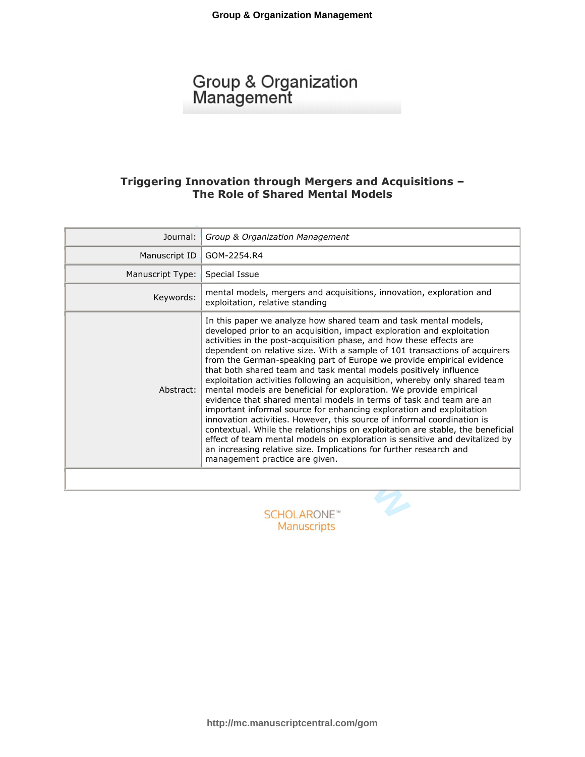# Group & Organization Management

## Triggering Innovation through Mergers and Acquisitions – The Role of Shared Mental Models

| | |
|---|---|
| Journal: | *Group & Organization Management* |
| Manuscript ID | GOM-2254.R4 |
| Manuscript Type: | Special Issue |
| Keywords: | mental models, mergers and acquisitions, innovation, exploration and exploitation, relative standing |
| Abstract: | In this paper we analyze how shared team and task mental models, developed prior to an acquisition, impact exploration and exploitation activities in the post-acquisition phase, and how these effects are dependent on relative size. With a sample of 101 transactions of acquirers from the German-speaking part of Europe we provide empirical evidence that both shared team and task mental models positively influence exploitation activities following an acquisition, whereby only shared team mental models are beneficial for exploration. We provide empirical evidence that shared mental models in terms of task and team are an important informal source for enhancing exploration and exploitation innovation activities. However, this source of informal coordination is contextual. While the relationships on exploitation are stable, the beneficial effect of team mental models on exploration is sensitive and devitalized by an increasing relative size. Implications for further research and management practice are given. |

SCHOLARONE™ Manuscripts

http://mc.manuscriptcentral.com/gom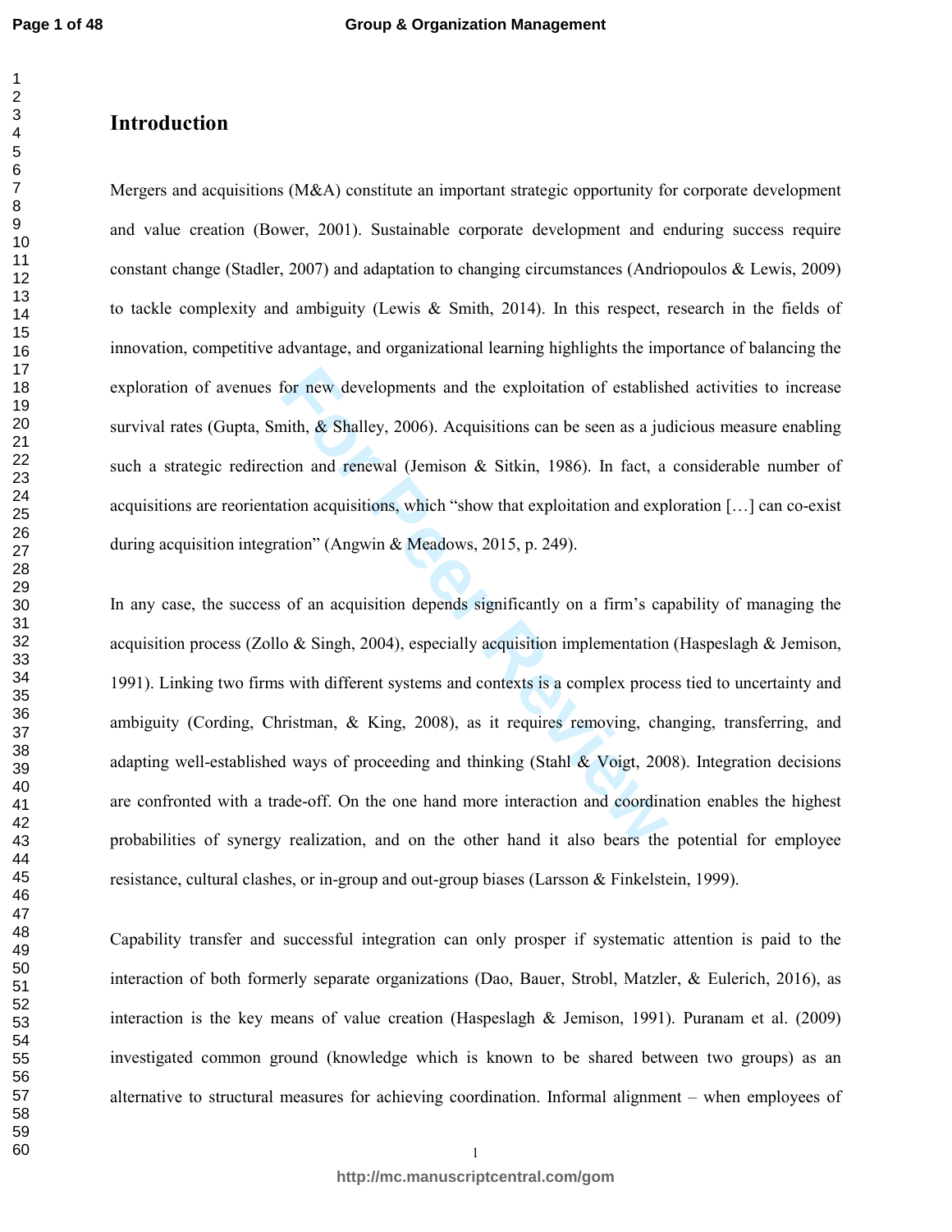# Introduction

Mergers and acquisitions (M&A) constitute an important strategic opportunity for corporate development and value creation (Bower, 2001). Sustainable corporate development and enduring success require constant change (Stadler, 2007) and adaptation to changing circumstances (Andriopoulos & Lewis, 2009) to tackle complexity and ambiguity (Lewis & Smith, 2014). In this respect, research in the fields of innovation, competitive advantage, and organizational learning highlights the importance of balancing the exploration of avenues for new developments and the exploitation of established activities to increase survival rates (Gupta, Smith, & Shalley, 2006). Acquisitions can be seen as a judicious measure enabling such a strategic redirection and renewal (Jemison & Sitkin, 1986). In fact, a considerable number of acquisitions are reorientation acquisitions, which "show that exploitation and exploration […] can co-exist during acquisition integration" (Angwin & Meadows, 2015, p. 249).

In any case, the success of an acquisition depends significantly on a firm's capability of managing the acquisition process (Zollo & Singh, 2004), especially acquisition implementation (Haspeslagh & Jemison, 1991). Linking two firms with different systems and contexts is a complex process tied to uncertainty and ambiguity (Cording, Christman, & King, 2008), as it requires removing, changing, transferring, and adapting well-established ways of proceeding and thinking (Stahl & Voigt, 2008). Integration decisions are confronted with a trade-off. On the one hand more interaction and coordination enables the highest probabilities of synergy realization, and on the other hand it also bears the potential for employee resistance, cultural clashes, or in-group and out-group biases (Larsson & Finkelstein, 1999).

Capability transfer and successful integration can only prosper if systematic attention is paid to the interaction of both formerly separate organizations (Dao, Bauer, Strobl, Matzler, & Eulerich, 2016), as interaction is the key means of value creation (Haspeslagh & Jemison, 1991). Puranam et al. (2009) investigated common ground (knowledge which is known to be shared between two groups) as an alternative to structural measures for achieving coordination. Informal alignment – when employees of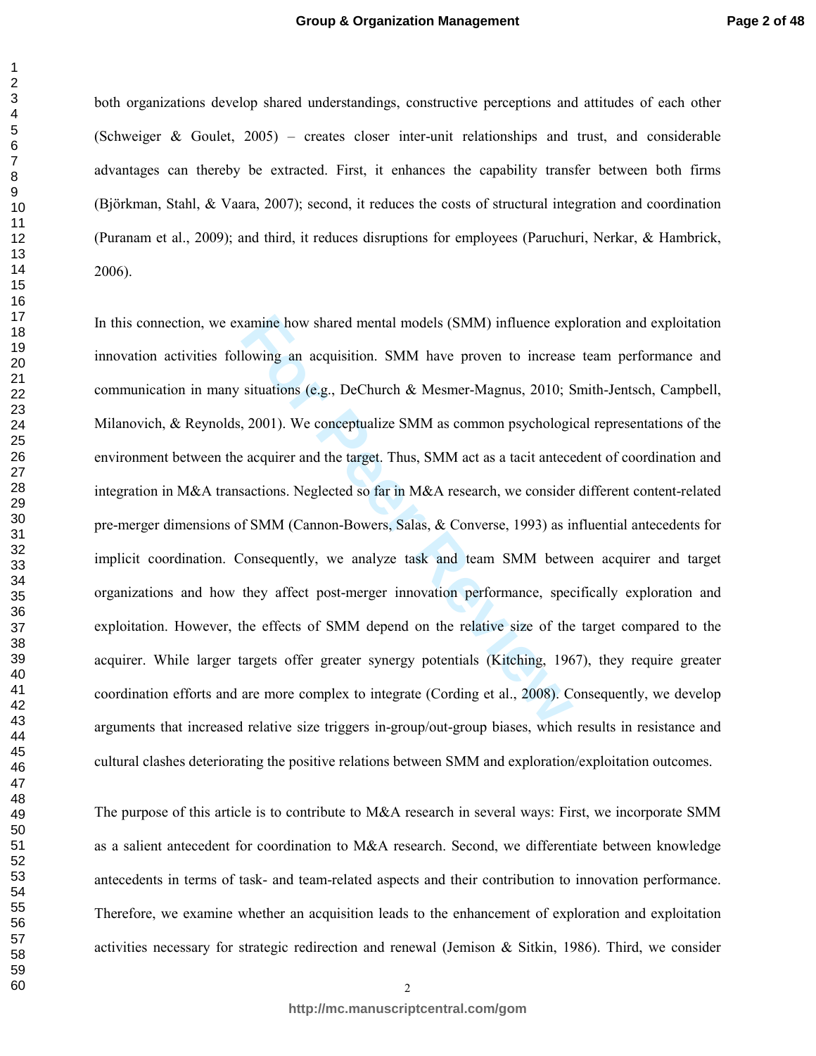both organizations develop shared understandings, constructive perceptions and attitudes of each other (Schweiger & Goulet, 2005) – creates closer inter-unit relationships and trust, and considerable advantages can thereby be extracted. First, it enhances the capability transfer between both firms (Björkman, Stahl, & Vaara, 2007); second, it reduces the costs of structural integration and coordination (Puranam et al., 2009); and third, it reduces disruptions for employees (Paruchuri, Nerkar, & Hambrick, 2006).

In this connection, we examine how shared mental models (SMM) influence exploration and exploitation innovation activities following an acquisition. SMM have proven to increase team performance and communication in many situations (e.g., DeChurch & Mesmer-Magnus, 2010; Smith-Jentsch, Campbell, Milanovich, & Reynolds, 2001). We conceptualize SMM as common psychological representations of the environment between the acquirer and the target. Thus, SMM act as a tacit antecedent of coordination and integration in M&A transactions. Neglected so far in M&A research, we consider different content-related pre-merger dimensions of SMM (Cannon-Bowers, Salas, & Converse, 1993) as influential antecedents for implicit coordination. Consequently, we analyze task and team SMM between acquirer and target organizations and how they affect post-merger innovation performance, specifically exploration and exploitation. However, the effects of SMM depend on the relative size of the target compared to the acquirer. While larger targets offer greater synergy potentials (Kitching, 1967), they require greater coordination efforts and are more complex to integrate (Cording et al., 2008). Consequently, we develop arguments that increased relative size triggers in-group/out-group biases, which results in resistance and cultural clashes deteriorating the positive relations between SMM and exploration/exploitation outcomes.

The purpose of this article is to contribute to M&A research in several ways: First, we incorporate SMM as a salient antecedent for coordination to M&A research. Second, we differentiate between knowledge antecedents in terms of task- and team-related aspects and their contribution to innovation performance. Therefore, we examine whether an acquisition leads to the enhancement of exploration and exploitation activities necessary for strategic redirection and renewal (Jemison & Sitkin, 1986). Third, we consider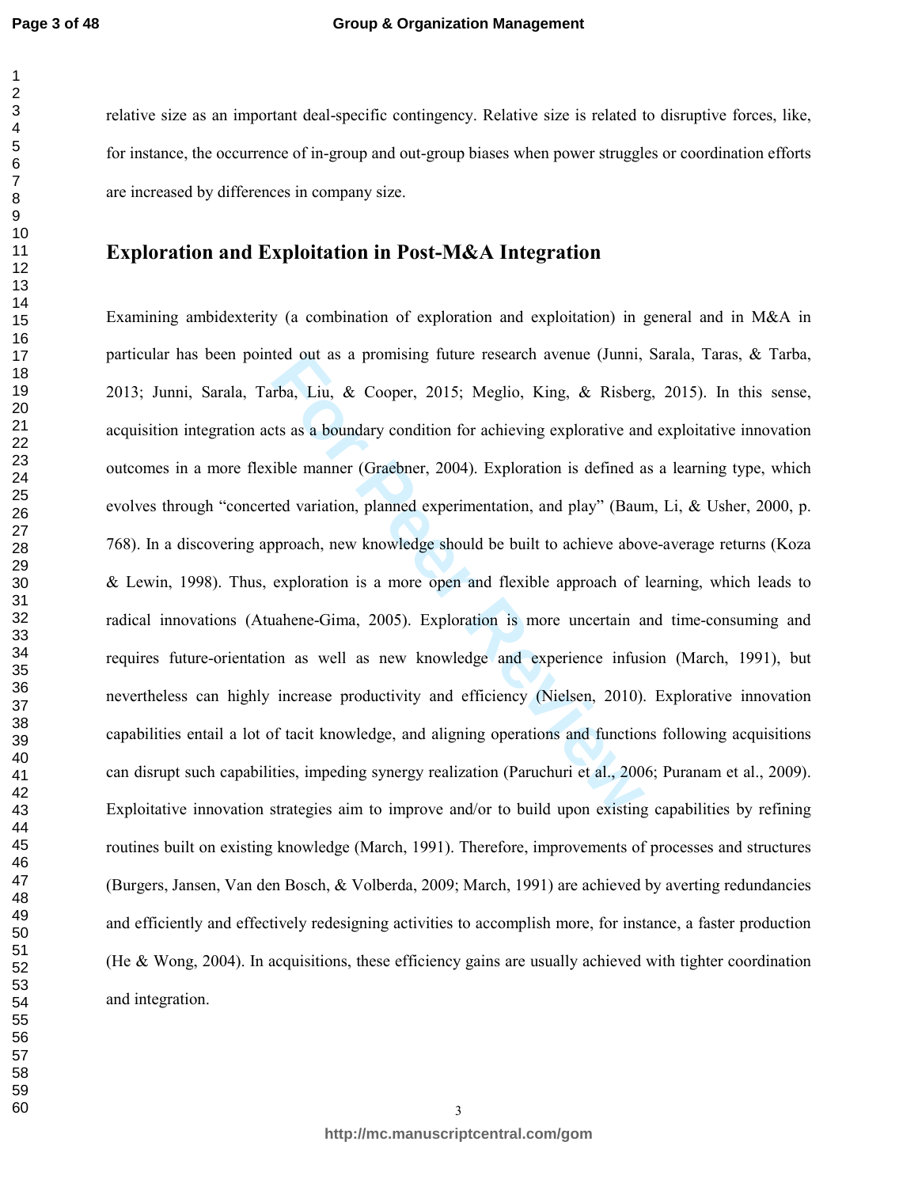relative size as an important deal-specific contingency. Relative size is related to disruptive forces, like, for instance, the occurrence of in-group and out-group biases when power struggles or coordination efforts are increased by differences in company size.

## Exploration and Exploitation in Post-M&A Integration

Examining ambidexterity (a combination of exploration and exploitation) in general and in M&A in particular has been pointed out as a promising future research avenue (Junni, Sarala, Taras, & Tarba, 2013; Junni, Sarala, Tarba, Liu, & Cooper, 2015; Meglio, King, & Risberg, 2015). In this sense, acquisition integration acts as a boundary condition for achieving explorative and exploitative innovation outcomes in a more flexible manner (Graebner, 2004). Exploration is defined as a learning type, which evolves through "concerted variation, planned experimentation, and play" (Baum, Li, & Usher, 2000, p. 768). In a discovering approach, new knowledge should be built to achieve above-average returns (Koza & Lewin, 1998). Thus, exploration is a more open and flexible approach of learning, which leads to radical innovations (Atuahene-Gima, 2005). Exploration is more uncertain and time-consuming and requires future-orientation as well as new knowledge and experience infusion (March, 1991), but nevertheless can highly increase productivity and efficiency (Nielsen, 2010). Explorative innovation capabilities entail a lot of tacit knowledge, and aligning operations and functions following acquisitions can disrupt such capabilities, impeding synergy realization (Paruchuri et al., 2006; Puranam et al., 2009). Exploitative innovation strategies aim to improve and/or to build upon existing capabilities by refining routines built on existing knowledge (March, 1991). Therefore, improvements of processes and structures (Burgers, Jansen, Van den Bosch, & Volberda, 2009; March, 1991) are achieved by averting redundancies and efficiently and effectively redesigning activities to accomplish more, for instance, a faster production (He & Wong, 2004). In acquisitions, these efficiency gains are usually achieved with tighter coordination and integration.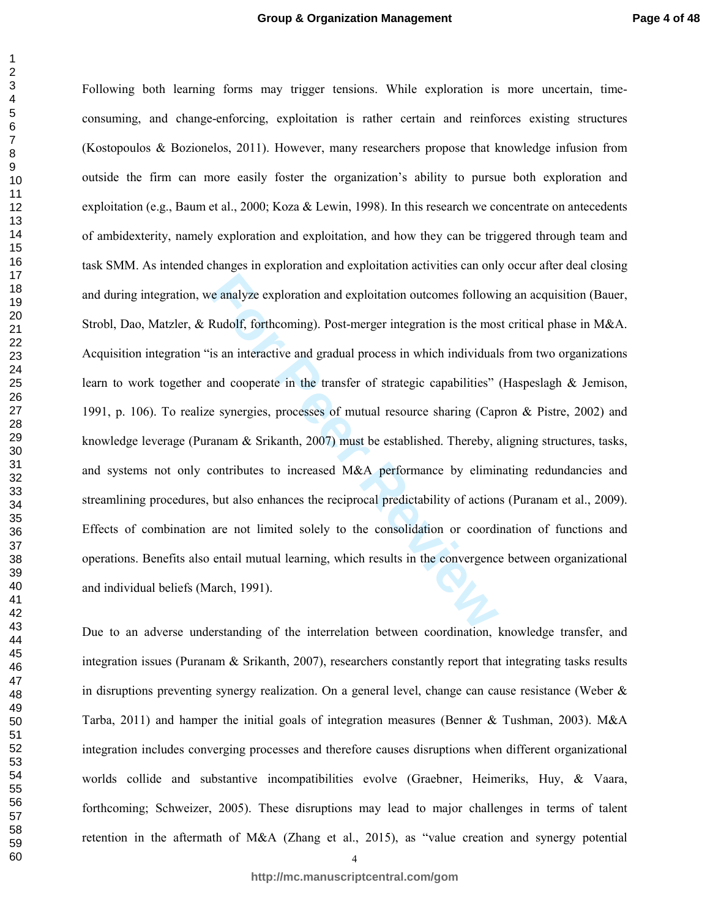Following both learning forms may trigger tensions. While exploration is more uncertain, time-consuming, and change-enforcing, exploitation is rather certain and reinforces existing structures (Kostopoulos & Bozionelos, 2011). However, many researchers propose that knowledge infusion from outside the firm can more easily foster the organization's ability to pursue both exploration and exploitation (e.g., Baum et al., 2000; Koza & Lewin, 1998). In this research we concentrate on antecedents of ambidexterity, namely exploration and exploitation, and how they can be triggered through team and task SMM. As intended changes in exploration and exploitation activities can only occur after deal closing and during integration, we analyze exploration and exploitation outcomes following an acquisition (Bauer, Strobl, Dao, Matzler, & Rudolf, forthcoming). Post-merger integration is the most critical phase in M&A. Acquisition integration "is an interactive and gradual process in which individuals from two organizations learn to work together and cooperate in the transfer of strategic capabilities" (Haspeslagh & Jemison, 1991, p. 106). To realize synergies, processes of mutual resource sharing (Capron & Pistre, 2002) and knowledge leverage (Puranam & Srikanth, 2007) must be established. Thereby, aligning structures, tasks, and systems not only contributes to increased M&A performance by eliminating redundancies and streamlining procedures, but also enhances the reciprocal predictability of actions (Puranam et al., 2009). Effects of combination are not limited solely to the consolidation or coordination of functions and operations. Benefits also entail mutual learning, which results in the convergence between organizational and individual beliefs (March, 1991).

Due to an adverse understanding of the interrelation between coordination, knowledge transfer, and integration issues (Puranam & Srikanth, 2007), researchers constantly report that integrating tasks results in disruptions preventing synergy realization. On a general level, change can cause resistance (Weber & Tarba, 2011) and hamper the initial goals of integration measures (Benner & Tushman, 2003). M&A integration includes converging processes and therefore causes disruptions when different organizational worlds collide and substantive incompatibilities evolve (Graebner, Heimeriks, Huy, & Vaara, forthcoming; Schweizer, 2005). These disruptions may lead to major challenges in terms of talent retention in the aftermath of M&A (Zhang et al., 2015), as "value creation and synergy potential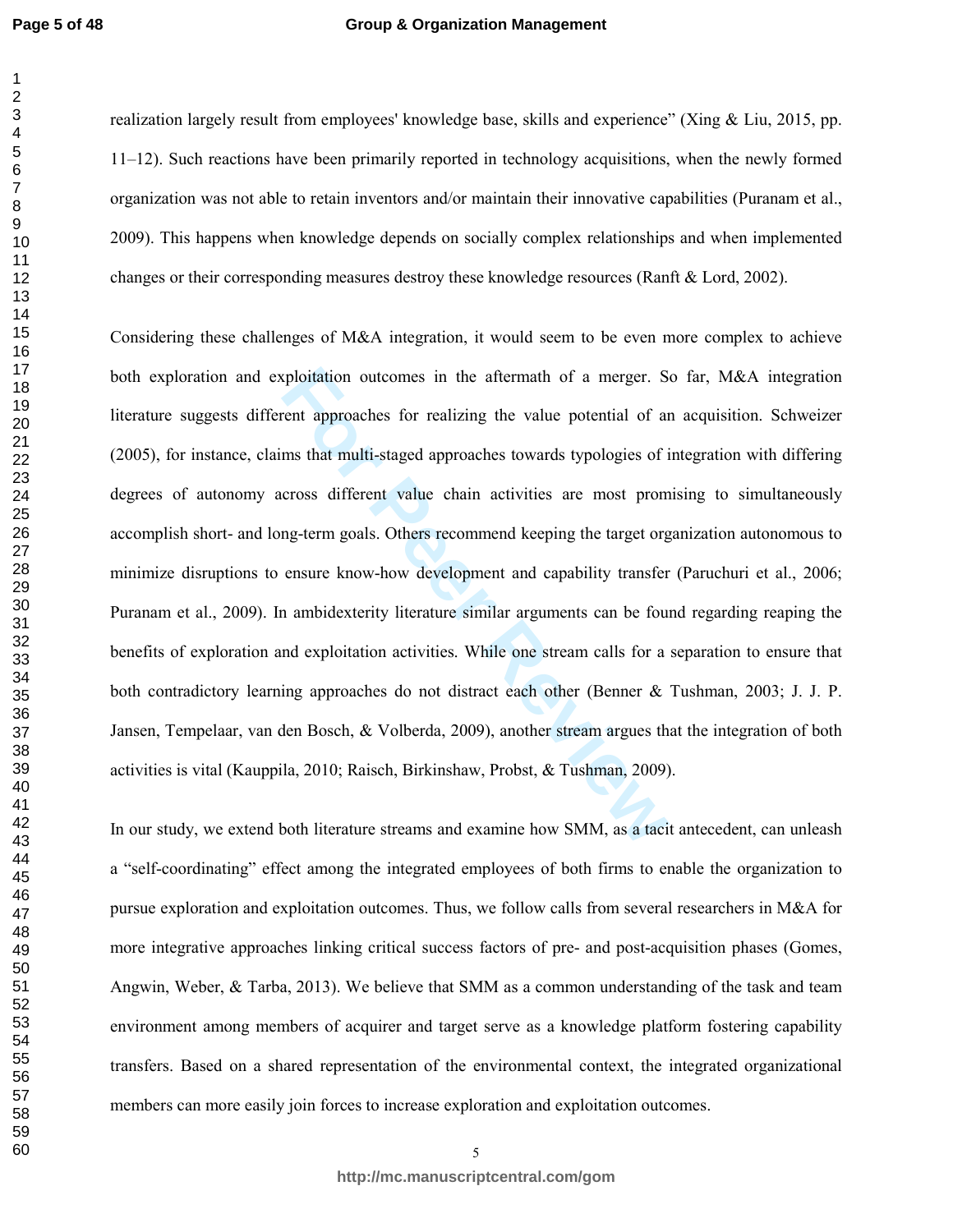realization largely result from employees' knowledge base, skills and experience" (Xing & Liu, 2015, pp. 11–12). Such reactions have been primarily reported in technology acquisitions, when the newly formed organization was not able to retain inventors and/or maintain their innovative capabilities (Puranam et al., 2009). This happens when knowledge depends on socially complex relationships and when implemented changes or their corresponding measures destroy these knowledge resources (Ranft & Lord, 2002).

Considering these challenges of M&A integration, it would seem to be even more complex to achieve both exploration and exploitation outcomes in the aftermath of a merger. So far, M&A integration literature suggests different approaches for realizing the value potential of an acquisition. Schweizer (2005), for instance, claims that multi-staged approaches towards typologies of integration with differing degrees of autonomy across different value chain activities are most promising to simultaneously accomplish short- and long-term goals. Others recommend keeping the target organization autonomous to minimize disruptions to ensure know-how development and capability transfer (Paruchuri et al., 2006; Puranam et al., 2009). In ambidexterity literature similar arguments can be found regarding reaping the benefits of exploration and exploitation activities. While one stream calls for a separation to ensure that both contradictory learning approaches do not distract each other (Benner & Tushman, 2003; J. J. P. Jansen, Tempelaar, van den Bosch, & Volberda, 2009), another stream argues that the integration of both activities is vital (Kauppila, 2010; Raisch, Birkinshaw, Probst, & Tushman, 2009).

In our study, we extend both literature streams and examine how SMM, as a tacit antecedent, can unleash a "self-coordinating" effect among the integrated employees of both firms to enable the organization to pursue exploration and exploitation outcomes. Thus, we follow calls from several researchers in M&A for more integrative approaches linking critical success factors of pre- and post-acquisition phases (Gomes, Angwin, Weber, & Tarba, 2013). We believe that SMM as a common understanding of the task and team environment among members of acquirer and target serve as a knowledge platform fostering capability transfers. Based on a shared representation of the environmental context, the integrated organizational members can more easily join forces to increase exploration and exploitation outcomes.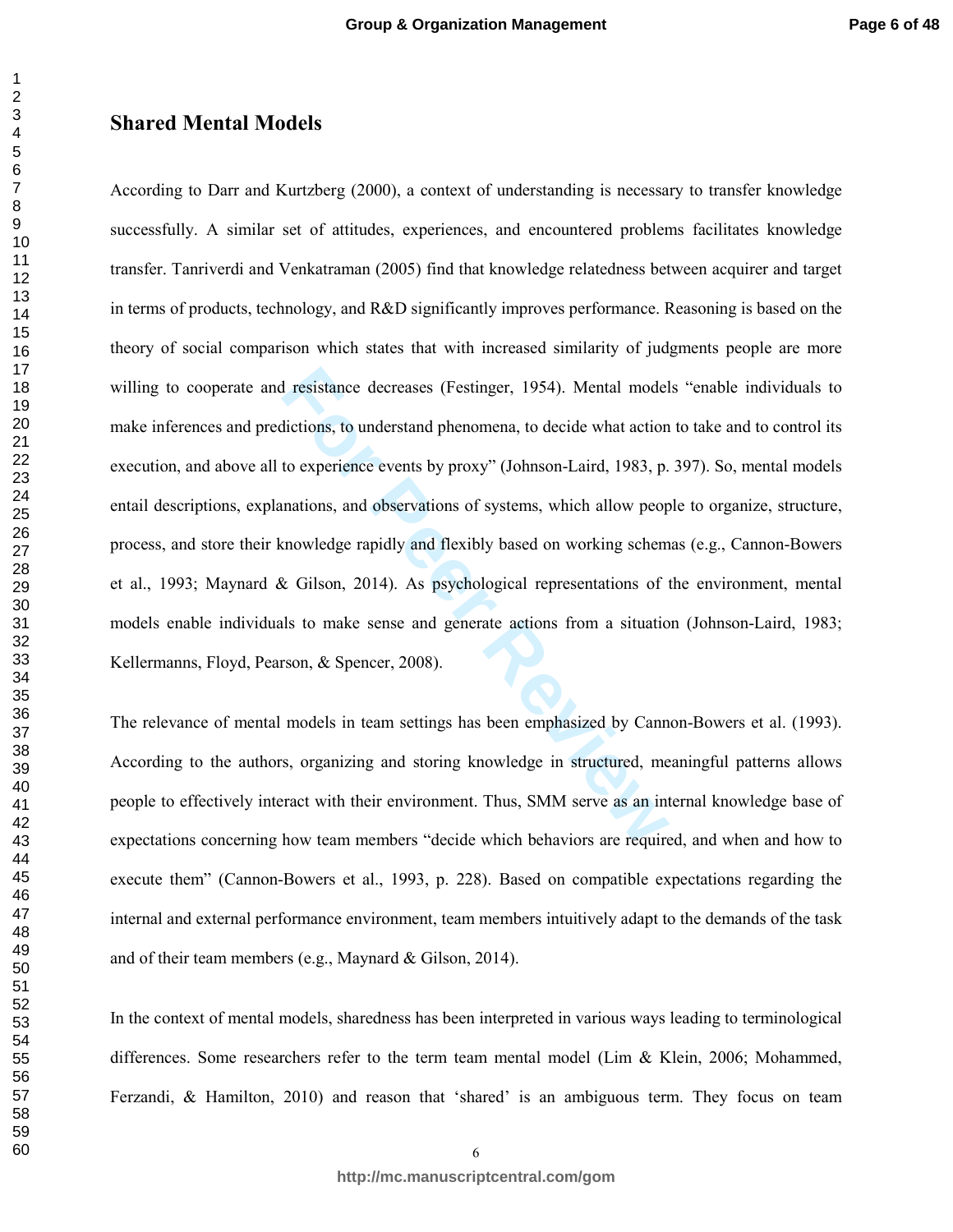## Shared Mental Models

According to Darr and Kurtzberg (2000), a context of understanding is necessary to transfer knowledge successfully. A similar set of attitudes, experiences, and encountered problems facilitates knowledge transfer. Tanriverdi and Venkatraman (2005) find that knowledge relatedness between acquirer and target in terms of products, technology, and R&D significantly improves performance. Reasoning is based on the theory of social comparison which states that with increased similarity of judgments people are more willing to cooperate and resistance decreases (Festinger, 1954). Mental models "enable individuals to make inferences and predictions, to understand phenomena, to decide what action to take and to control its execution, and above all to experience events by proxy" (Johnson-Laird, 1983, p. 397). So, mental models entail descriptions, explanations, and observations of systems, which allow people to organize, structure, process, and store their knowledge rapidly and flexibly based on working schemas (e.g., Cannon-Bowers et al., 1993; Maynard & Gilson, 2014). As psychological representations of the environment, mental models enable individuals to make sense and generate actions from a situation (Johnson-Laird, 1983; Kellermanns, Floyd, Pearson, & Spencer, 2008).

The relevance of mental models in team settings has been emphasized by Cannon-Bowers et al. (1993). According to the authors, organizing and storing knowledge in structured, meaningful patterns allows people to effectively interact with their environment. Thus, SMM serve as an internal knowledge base of expectations concerning how team members "decide which behaviors are required, and when and how to execute them" (Cannon-Bowers et al., 1993, p. 228). Based on compatible expectations regarding the internal and external performance environment, team members intuitively adapt to the demands of the task and of their team members (e.g., Maynard & Gilson, 2014).

In the context of mental models, sharedness has been interpreted in various ways leading to terminological differences. Some researchers refer to the term team mental model (Lim & Klein, 2006; Mohammed, Ferzandi, & Hamilton, 2010) and reason that 'shared' is an ambiguous term. They focus on team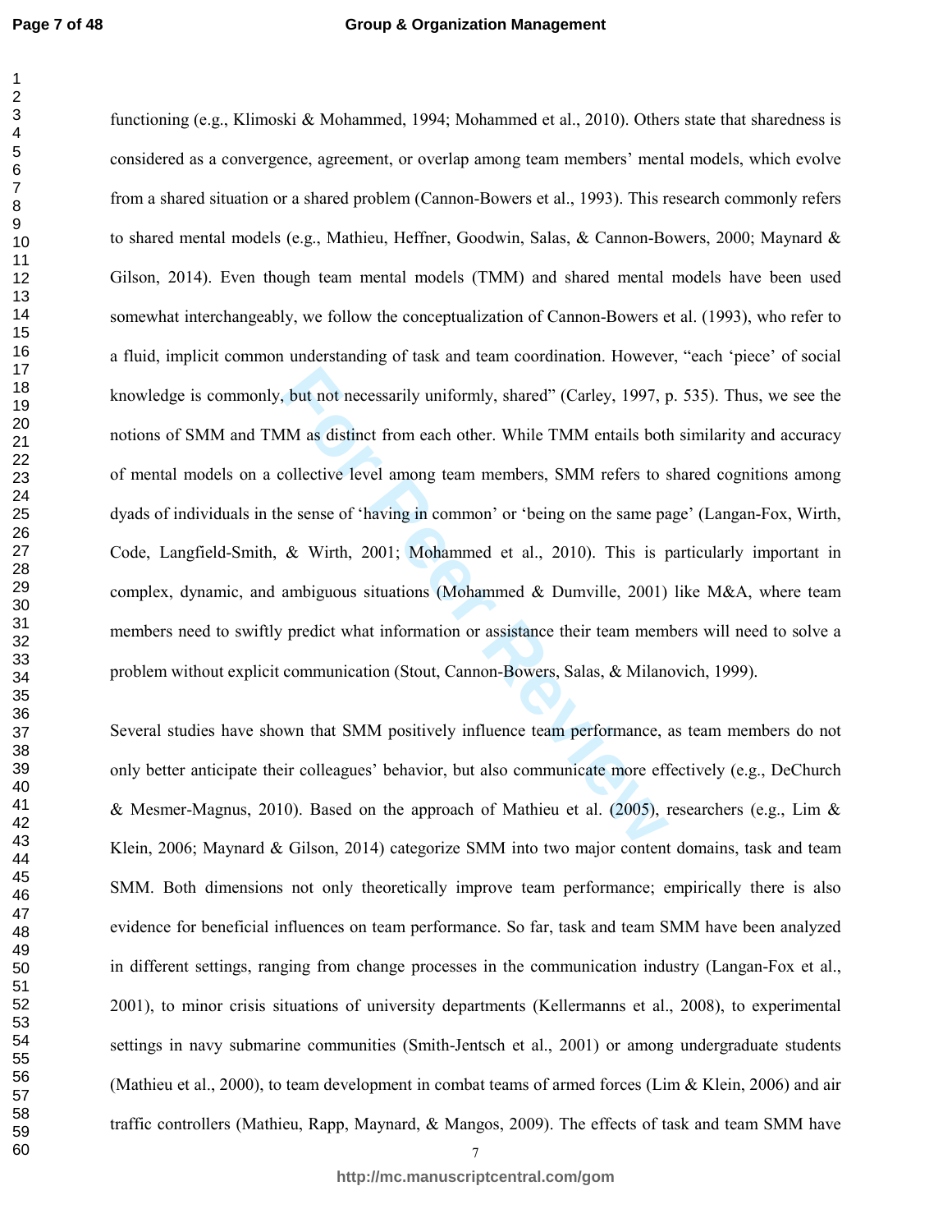functioning (e.g., Klimoski & Mohammed, 1994; Mohammed et al., 2010). Others state that sharedness is considered as a convergence, agreement, or overlap among team members' mental models, which evolve from a shared situation or a shared problem (Cannon-Bowers et al., 1993). This research commonly refers to shared mental models (e.g., Mathieu, Heffner, Goodwin, Salas, & Cannon-Bowers, 2000; Maynard & Gilson, 2014). Even though team mental models (TMM) and shared mental models have been used somewhat interchangeably, we follow the conceptualization of Cannon-Bowers et al. (1993), who refer to a fluid, implicit common understanding of task and team coordination. However, "each 'piece' of social knowledge is commonly, but not necessarily uniformly, shared" (Carley, 1997, p. 535). Thus, we see the notions of SMM and TMM as distinct from each other. While TMM entails both similarity and accuracy of mental models on a collective level among team members, SMM refers to shared cognitions among dyads of individuals in the sense of 'having in common' or 'being on the same page' (Langan-Fox, Wirth, Code, Langfield-Smith, & Wirth, 2001; Mohammed et al., 2010). This is particularly important in complex, dynamic, and ambiguous situations (Mohammed & Dumville, 2001) like M&A, where team members need to swiftly predict what information or assistance their team members will need to solve a problem without explicit communication (Stout, Cannon-Bowers, Salas, & Milanovich, 1999).

Several studies have shown that SMM positively influence team performance, as team members do not only better anticipate their colleagues' behavior, but also communicate more effectively (e.g., DeChurch & Mesmer-Magnus, 2010). Based on the approach of Mathieu et al. (2005), researchers (e.g., Lim & Klein, 2006; Maynard & Gilson, 2014) categorize SMM into two major content domains, task and team SMM. Both dimensions not only theoretically improve team performance; empirically there is also evidence for beneficial influences on team performance. So far, task and team SMM have been analyzed in different settings, ranging from change processes in the communication industry (Langan-Fox et al., 2001), to minor crisis situations of university departments (Kellermanns et al., 2008), to experimental settings in navy submarine communities (Smith-Jentsch et al., 2001) or among undergraduate students (Mathieu et al., 2000), to team development in combat teams of armed forces (Lim & Klein, 2006) and air traffic controllers (Mathieu, Rapp, Maynard, & Mangos, 2009). The effects of task and team SMM have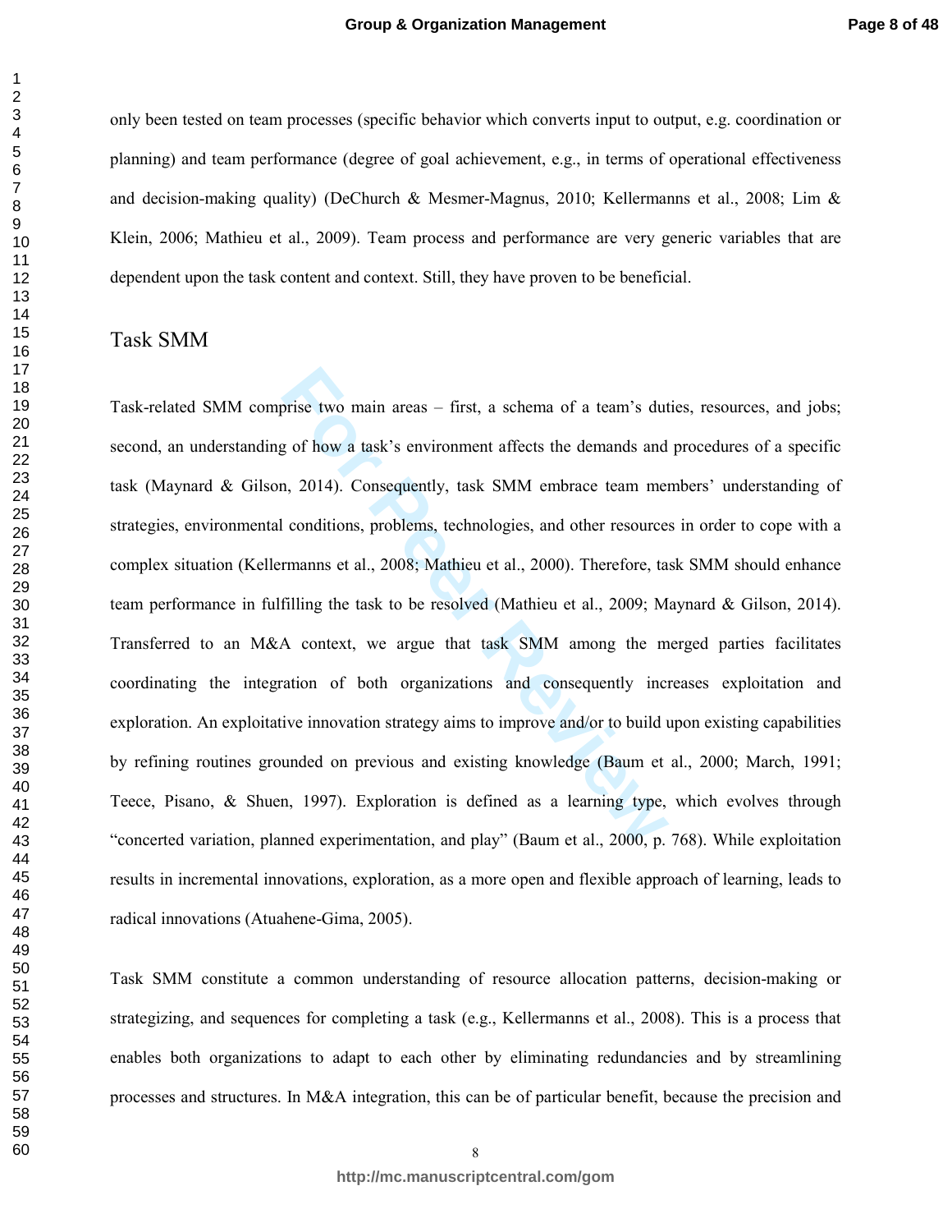only been tested on team processes (specific behavior which converts input to output, e.g. coordination or planning) and team performance (degree of goal achievement, e.g., in terms of operational effectiveness and decision-making quality) (DeChurch & Mesmer-Magnus, 2010; Kellermanns et al., 2008; Lim & Klein, 2006; Mathieu et al., 2009). Team process and performance are very generic variables that are dependent upon the task content and context. Still, they have proven to be beneficial.

## Task SMM

Task-related SMM comprise two main areas – first, a schema of a team's duties, resources, and jobs; second, an understanding of how a task's environment affects the demands and procedures of a specific task (Maynard & Gilson, 2014). Consequently, task SMM embrace team members' understanding of strategies, environmental conditions, problems, technologies, and other resources in order to cope with a complex situation (Kellermanns et al., 2008; Mathieu et al., 2000). Therefore, task SMM should enhance team performance in fulfilling the task to be resolved (Mathieu et al., 2009; Maynard & Gilson, 2014). Transferred to an M&A context, we argue that task SMM among the merged parties facilitates coordinating the integration of both organizations and consequently increases exploitation and exploration. An exploitative innovation strategy aims to improve and/or to build upon existing capabilities by refining routines grounded on previous and existing knowledge (Baum et al., 2000; March, 1991; Teece, Pisano, & Shuen, 1997). Exploration is defined as a learning type, which evolves through "concerted variation, planned experimentation, and play" (Baum et al., 2000, p. 768). While exploitation results in incremental innovations, exploration, as a more open and flexible approach of learning, leads to radical innovations (Atuahene-Gima, 2005).

Task SMM constitute a common understanding of resource allocation patterns, decision-making or strategizing, and sequences for completing a task (e.g., Kellermanns et al., 2008). This is a process that enables both organizations to adapt to each other by eliminating redundancies and by streamlining processes and structures. In M&A integration, this can be of particular benefit, because the precision and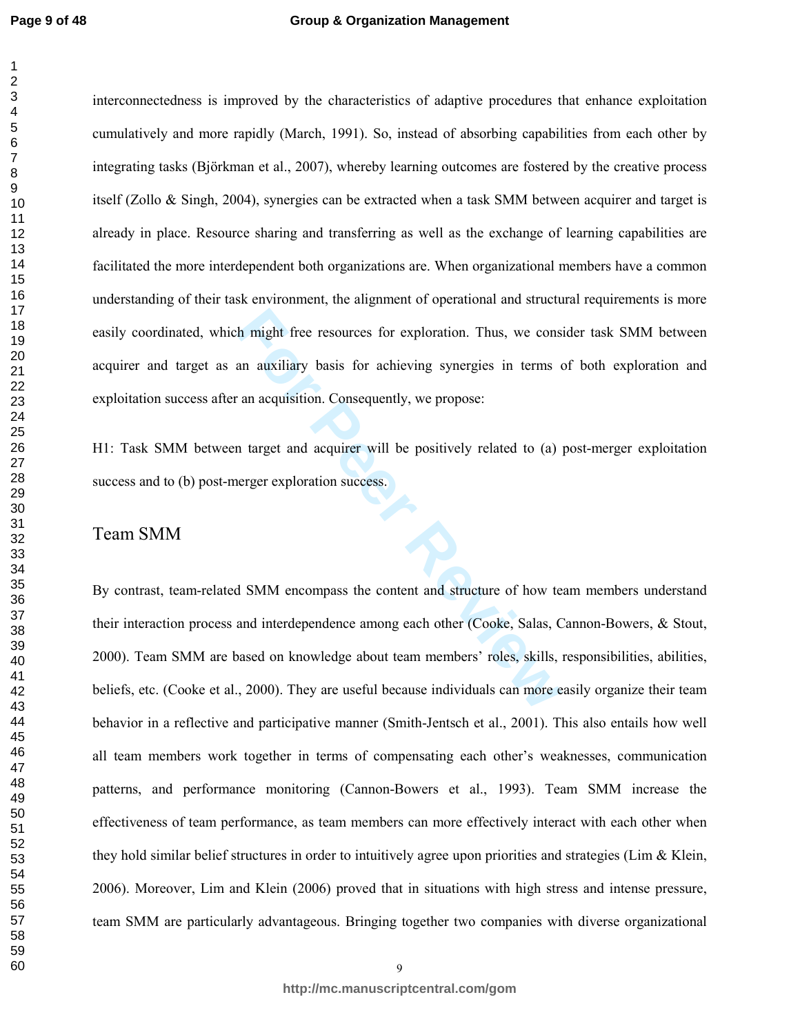interconnectedness is improved by the characteristics of adaptive procedures that enhance exploitation cumulatively and more rapidly (March, 1991). So, instead of absorbing capabilities from each other by integrating tasks (Björkman et al., 2007), whereby learning outcomes are fostered by the creative process itself (Zollo & Singh, 2004), synergies can be extracted when a task SMM between acquirer and target is already in place. Resource sharing and transferring as well as the exchange of learning capabilities are facilitated the more interdependent both organizations are. When organizational members have a common understanding of their task environment, the alignment of operational and structural requirements is more easily coordinated, which might free resources for exploration. Thus, we consider task SMM between acquirer and target as an auxiliary basis for achieving synergies in terms of both exploration and exploitation success after an acquisition. Consequently, we propose:

H1: Task SMM between target and acquirer will be positively related to (a) post-merger exploitation success and to (b) post-merger exploration success.

## Team SMM

By contrast, team-related SMM encompass the content and structure of how team members understand their interaction process and interdependence among each other (Cooke, Salas, Cannon-Bowers, & Stout, 2000). Team SMM are based on knowledge about team members' roles, skills, responsibilities, abilities, beliefs, etc. (Cooke et al., 2000). They are useful because individuals can more easily organize their team behavior in a reflective and participative manner (Smith-Jentsch et al., 2001). This also entails how well all team members work together in terms of compensating each other's weaknesses, communication patterns, and performance monitoring (Cannon-Bowers et al., 1993). Team SMM increase the effectiveness of team performance, as team members can more effectively interact with each other when they hold similar belief structures in order to intuitively agree upon priorities and strategies (Lim & Klein, 2006). Moreover, Lim and Klein (2006) proved that in situations with high stress and intense pressure, team SMM are particularly advantageous. Bringing together two companies with diverse organizational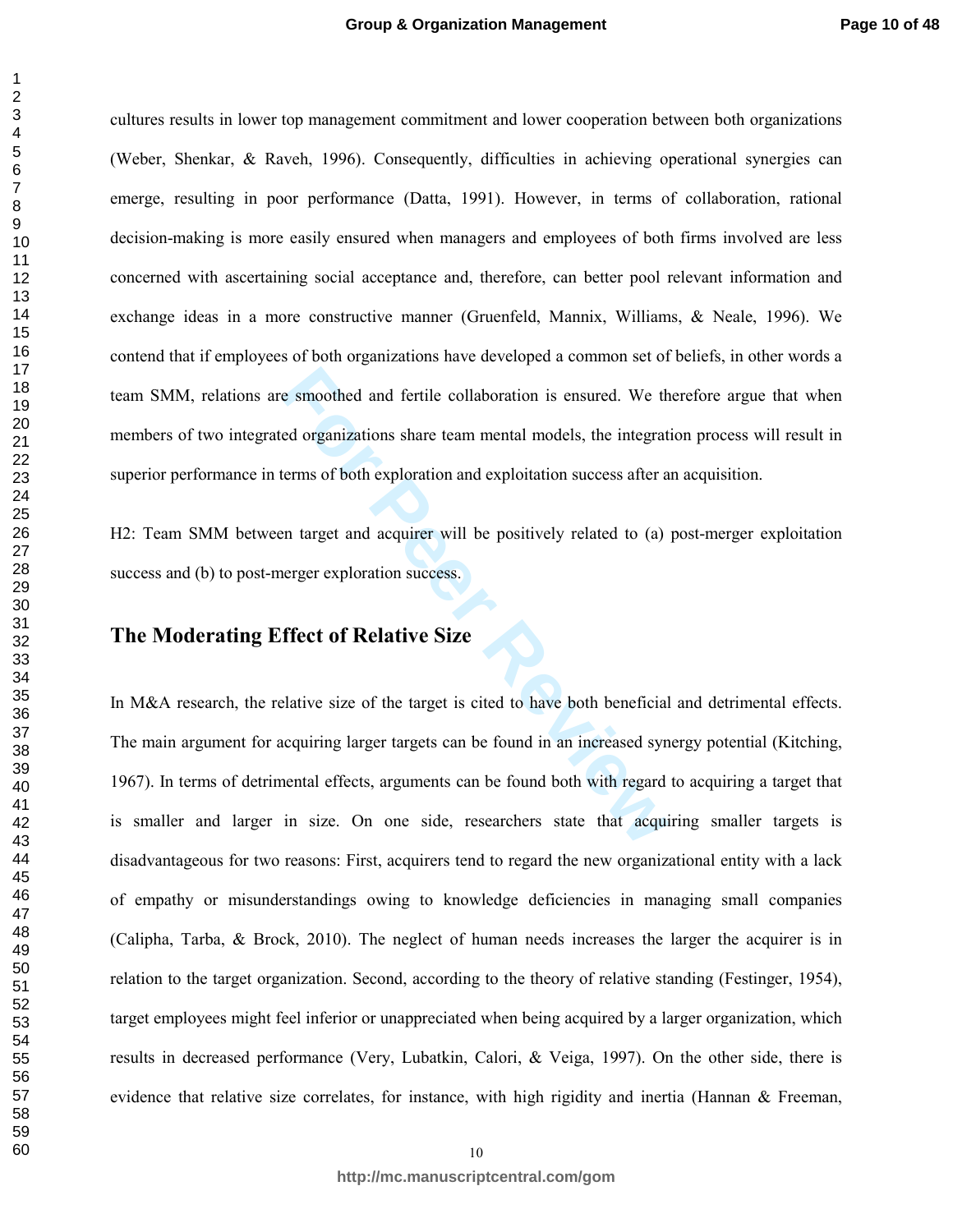cultures results in lower top management commitment and lower cooperation between both organizations (Weber, Shenkar, & Raveh, 1996). Consequently, difficulties in achieving operational synergies can emerge, resulting in poor performance (Datta, 1991). However, in terms of collaboration, rational decision-making is more easily ensured when managers and employees of both firms involved are less concerned with ascertaining social acceptance and, therefore, can better pool relevant information and exchange ideas in a more constructive manner (Gruenfeld, Mannix, Williams, & Neale, 1996). We contend that if employees of both organizations have developed a common set of beliefs, in other words a team SMM, relations are smoothed and fertile collaboration is ensured. We therefore argue that when members of two integrated organizations share team mental models, the integration process will result in superior performance in terms of both exploration and exploitation success after an acquisition.

H2: Team SMM between target and acquirer will be positively related to (a) post-merger exploitation success and (b) to post-merger exploration success.

## The Moderating Effect of Relative Size

In M&A research, the relative size of the target is cited to have both beneficial and detrimental effects. The main argument for acquiring larger targets can be found in an increased synergy potential (Kitching, 1967). In terms of detrimental effects, arguments can be found both with regard to acquiring a target that is smaller and larger in size. On one side, researchers state that acquiring smaller targets is disadvantageous for two reasons: First, acquirers tend to regard the new organizational entity with a lack of empathy or misunderstandings owing to knowledge deficiencies in managing small companies (Calipha, Tarba, & Brock, 2010). The neglect of human needs increases the larger the acquirer is in relation to the target organization. Second, according to the theory of relative standing (Festinger, 1954), target employees might feel inferior or unappreciated when being acquired by a larger organization, which results in decreased performance (Very, Lubatkin, Calori, & Veiga, 1997). On the other side, there is evidence that relative size correlates, for instance, with high rigidity and inertia (Hannan & Freeman,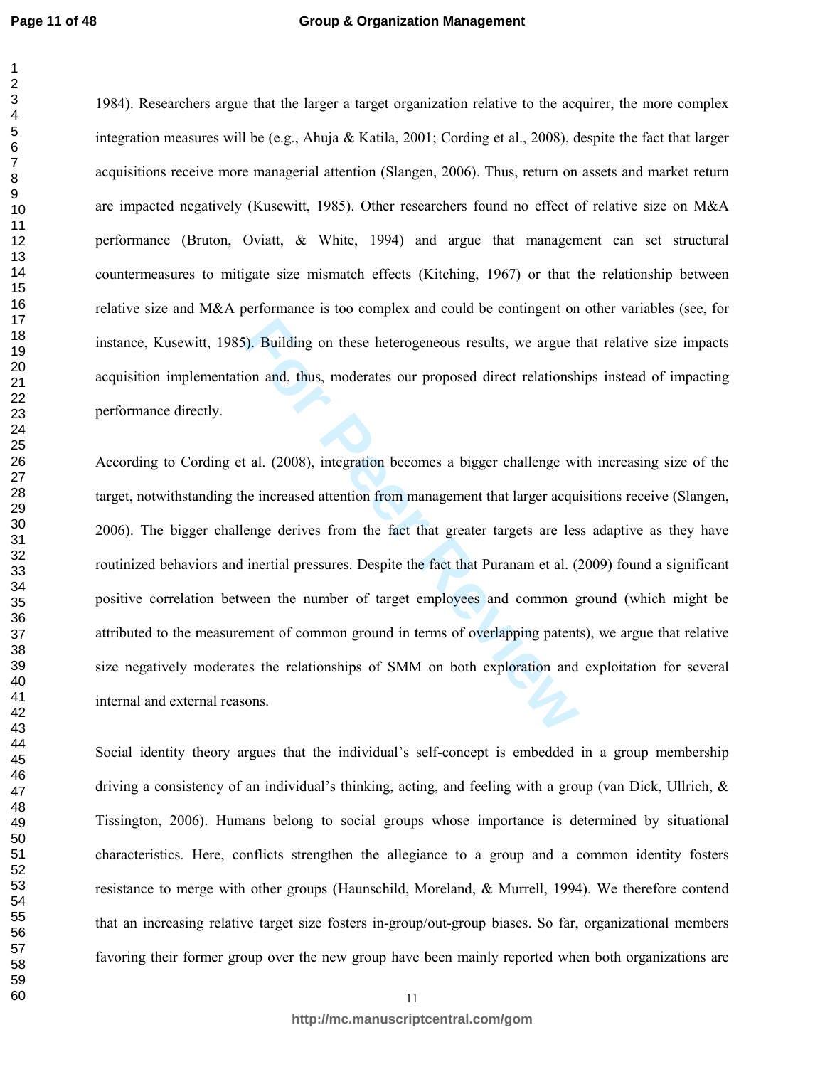1984). Researchers argue that the larger a target organization relative to the acquirer, the more complex integration measures will be (e.g., Ahuja & Katila, 2001; Cording et al., 2008), despite the fact that larger acquisitions receive more managerial attention (Slangen, 2006). Thus, return on assets and market return are impacted negatively (Kusewitt, 1985). Other researchers found no effect of relative size on M&A performance (Bruton, Oviatt, & White, 1994) and argue that management can set structural countermeasures to mitigate size mismatch effects (Kitching, 1967) or that the relationship between relative size and M&A performance is too complex and could be contingent on other variables (see, for instance, Kusewitt, 1985). Building on these heterogeneous results, we argue that relative size impacts acquisition implementation and, thus, moderates our proposed direct relationships instead of impacting performance directly.

According to Cording et al. (2008), integration becomes a bigger challenge with increasing size of the target, notwithstanding the increased attention from management that larger acquisitions receive (Slangen, 2006). The bigger challenge derives from the fact that greater targets are less adaptive as they have routinized behaviors and inertial pressures. Despite the fact that Puranam et al. (2009) found a significant positive correlation between the number of target employees and common ground (which might be attributed to the measurement of common ground in terms of overlapping patents), we argue that relative size negatively moderates the relationships of SMM on both exploration and exploitation for several internal and external reasons.

Social identity theory argues that the individual's self-concept is embedded in a group membership driving a consistency of an individual's thinking, acting, and feeling with a group (van Dick, Ullrich, & Tissington, 2006). Humans belong to social groups whose importance is determined by situational characteristics. Here, conflicts strengthen the allegiance to a group and a common identity fosters resistance to merge with other groups (Haunschild, Moreland, & Murrell, 1994). We therefore contend that an increasing relative target size fosters in-group/out-group biases. So far, organizational members favoring their former group over the new group have been mainly reported when both organizations are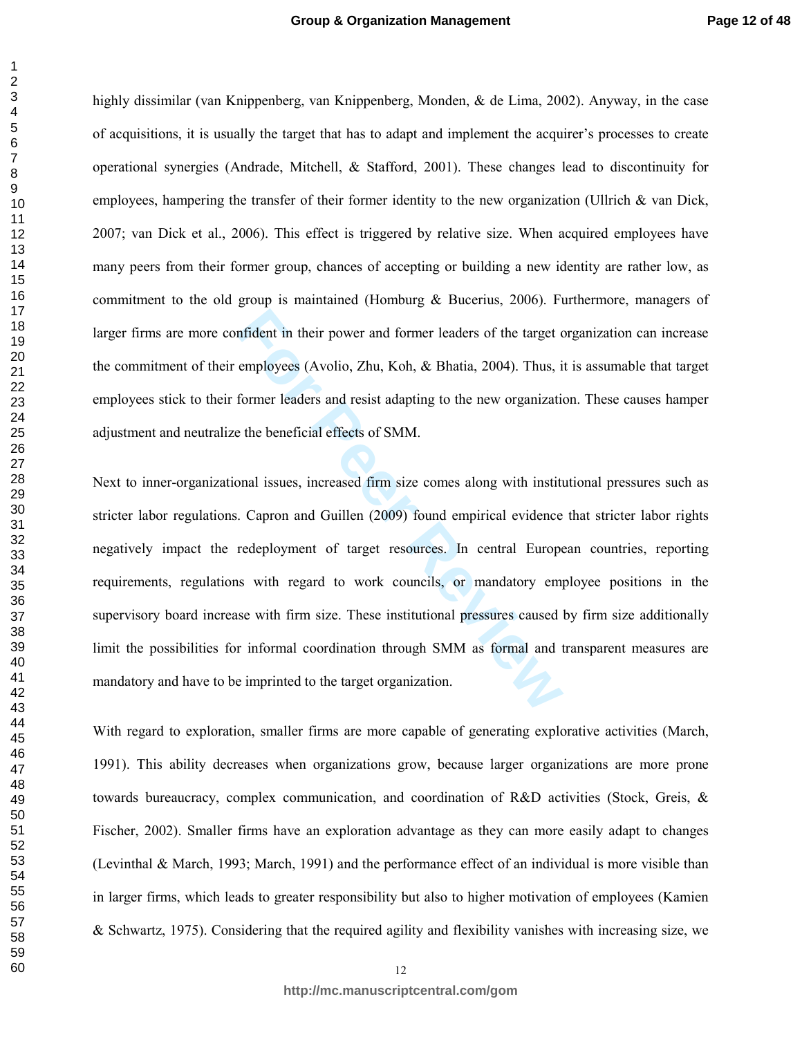highly dissimilar (van Knippenberg, van Knippenberg, Monden, & de Lima, 2002). Anyway, in the case of acquisitions, it is usually the target that has to adapt and implement the acquirer's processes to create operational synergies (Andrade, Mitchell, & Stafford, 2001). These changes lead to discontinuity for employees, hampering the transfer of their former identity to the new organization (Ullrich & van Dick, 2007; van Dick et al., 2006). This effect is triggered by relative size. When acquired employees have many peers from their former group, chances of accepting or building a new identity are rather low, as commitment to the old group is maintained (Homburg & Bucerius, 2006). Furthermore, managers of larger firms are more confident in their power and former leaders of the target organization can increase the commitment of their employees (Avolio, Zhu, Koh, & Bhatia, 2004). Thus, it is assumable that target employees stick to their former leaders and resist adapting to the new organization. These causes hamper adjustment and neutralize the beneficial effects of SMM.

Next to inner-organizational issues, increased firm size comes along with institutional pressures such as stricter labor regulations. Capron and Guillen (2009) found empirical evidence that stricter labor rights negatively impact the redeployment of target resources. In central European countries, reporting requirements, regulations with regard to work councils, or mandatory employee positions in the supervisory board increase with firm size. These institutional pressures caused by firm size additionally limit the possibilities for informal coordination through SMM as formal and transparent measures are mandatory and have to be imprinted to the target organization.

With regard to exploration, smaller firms are more capable of generating explorative activities (March, 1991). This ability decreases when organizations grow, because larger organizations are more prone towards bureaucracy, complex communication, and coordination of R&D activities (Stock, Greis, & Fischer, 2002). Smaller firms have an exploration advantage as they can more easily adapt to changes (Levinthal & March, 1993; March, 1991) and the performance effect of an individual is more visible than in larger firms, which leads to greater responsibility but also to higher motivation of employees (Kamien & Schwartz, 1975). Considering that the required agility and flexibility vanishes with increasing size, we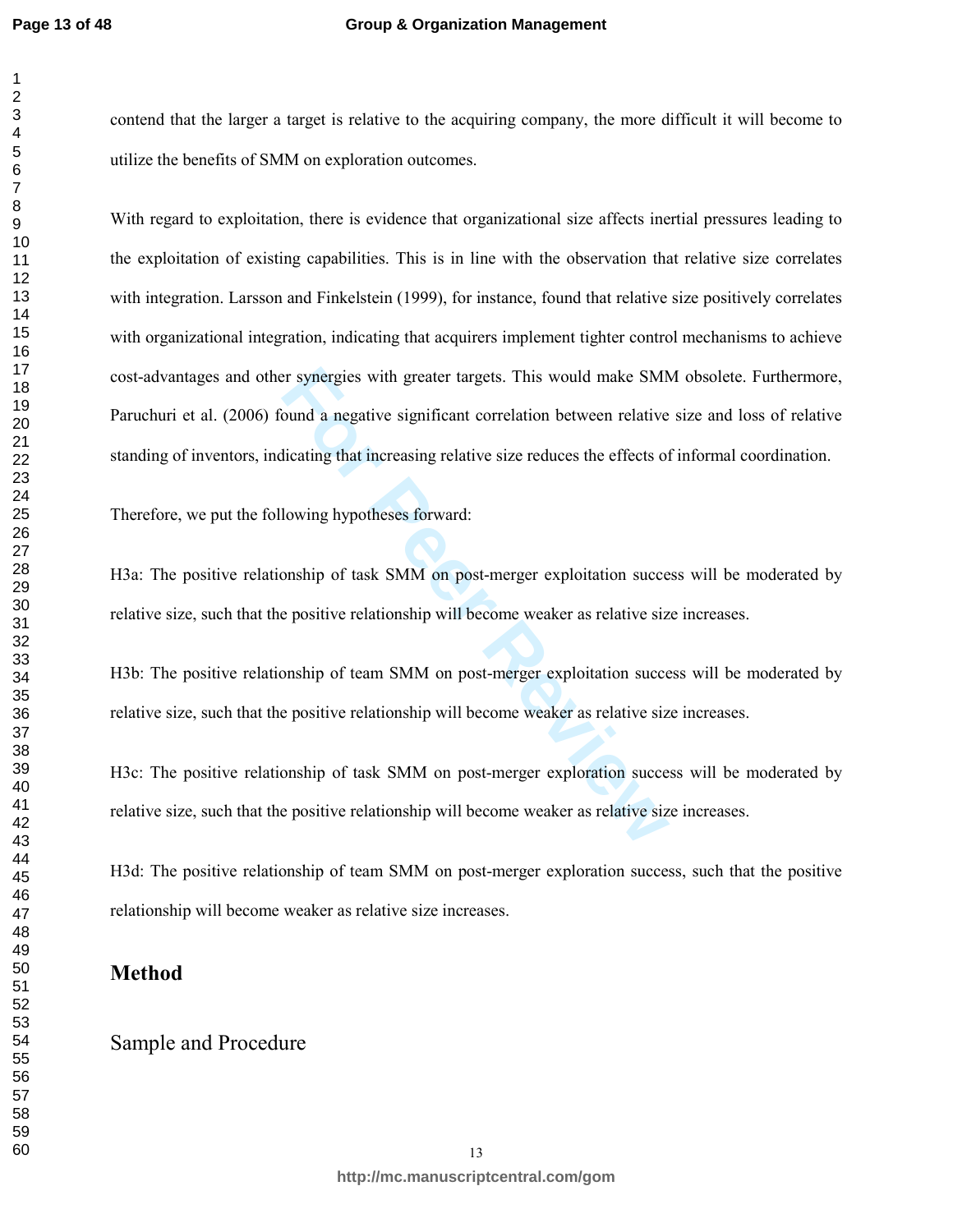contend that the larger a target is relative to the acquiring company, the more difficult it will become to utilize the benefits of SMM on exploration outcomes.

With regard to exploitation, there is evidence that organizational size affects inertial pressures leading to the exploitation of existing capabilities. This is in line with the observation that relative size correlates with integration. Larsson and Finkelstein (1999), for instance, found that relative size positively correlates with organizational integration, indicating that acquirers implement tighter control mechanisms to achieve cost-advantages and other synergies with greater targets. This would make SMM obsolete. Furthermore, Paruchuri et al. (2006) found a negative significant correlation between relative size and loss of relative standing of inventors, indicating that increasing relative size reduces the effects of informal coordination.

Therefore, we put the following hypotheses forward:

H3a: The positive relationship of task SMM on post-merger exploitation success will be moderated by relative size, such that the positive relationship will become weaker as relative size increases.

H3b: The positive relationship of team SMM on post-merger exploitation success will be moderated by relative size, such that the positive relationship will become weaker as relative size increases.

H3c: The positive relationship of task SMM on post-merger exploration success will be moderated by relative size, such that the positive relationship will become weaker as relative size increases.

H3d: The positive relationship of team SMM on post-merger exploration success, such that the positive relationship will become weaker as relative size increases.

# Method

## Sample and Procedure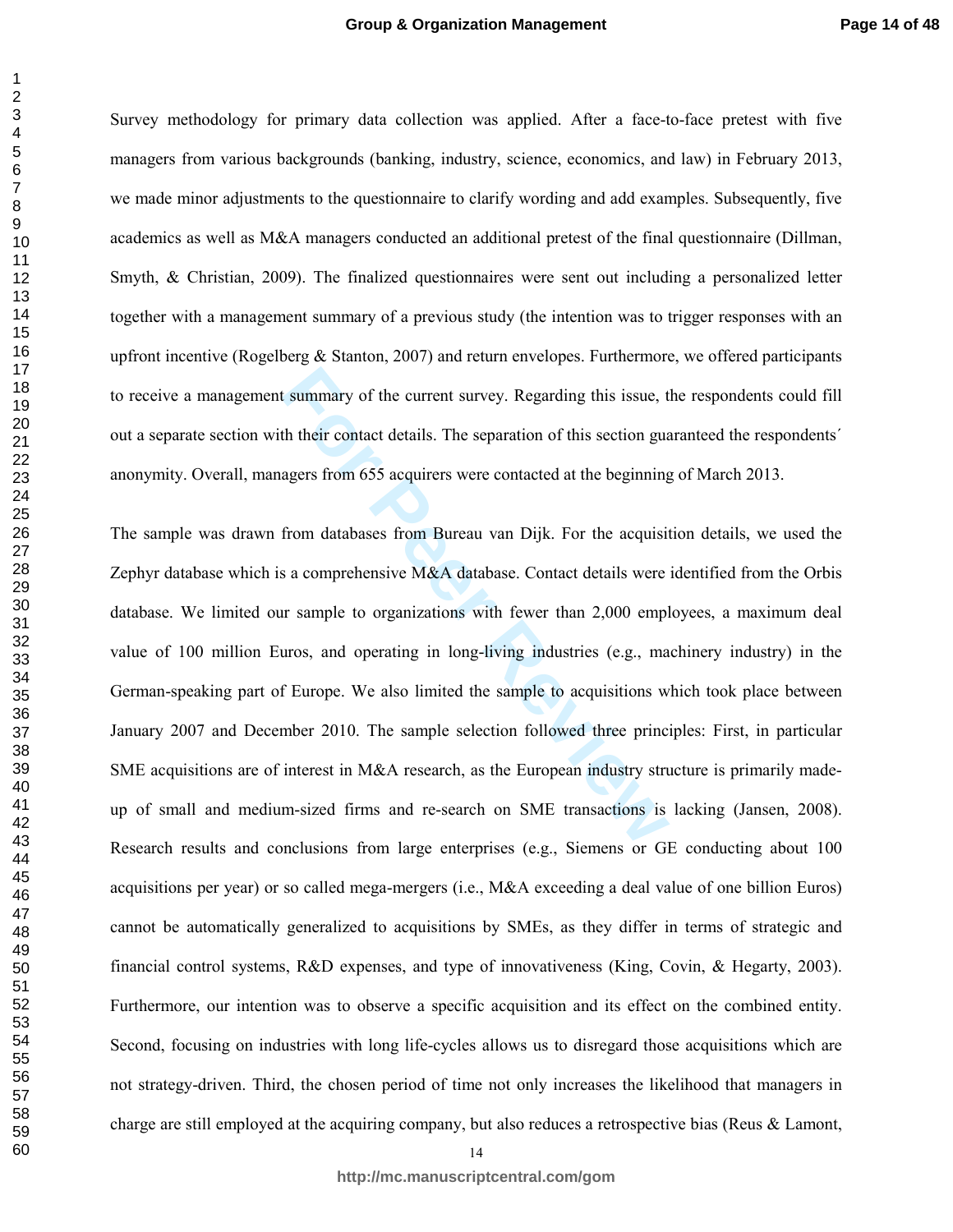Survey methodology for primary data collection was applied. After a face-to-face pretest with five managers from various backgrounds (banking, industry, science, economics, and law) in February 2013, we made minor adjustments to the questionnaire to clarify wording and add examples. Subsequently, five academics as well as M&A managers conducted an additional pretest of the final questionnaire (Dillman, Smyth, & Christian, 2009). The finalized questionnaires were sent out including a personalized letter together with a management summary of a previous study (the intention was to trigger responses with an upfront incentive (Rogelberg & Stanton, 2007) and return envelopes. Furthermore, we offered participants to receive a management summary of the current survey. Regarding this issue, the respondents could fill out a separate section with their contact details. The separation of this section guaranteed the respondents´ anonymity. Overall, managers from 655 acquirers were contacted at the beginning of March 2013.

The sample was drawn from databases from Bureau van Dijk. For the acquisition details, we used the Zephyr database which is a comprehensive M&A database. Contact details were identified from the Orbis database. We limited our sample to organizations with fewer than 2,000 employees, a maximum deal value of 100 million Euros, and operating in long-living industries (e.g., machinery industry) in the German-speaking part of Europe. We also limited the sample to acquisitions which took place between January 2007 and December 2010. The sample selection followed three principles: First, in particular SME acquisitions are of interest in M&A research, as the European industry structure is primarily made-up of small and medium-sized firms and re-search on SME transactions is lacking (Jansen, 2008). Research results and conclusions from large enterprises (e.g., Siemens or GE conducting about 100 acquisitions per year) or so called mega-mergers (i.e., M&A exceeding a deal value of one billion Euros) cannot be automatically generalized to acquisitions by SMEs, as they differ in terms of strategic and financial control systems, R&D expenses, and type of innovativeness (King, Covin, & Hegarty, 2003). Furthermore, our intention was to observe a specific acquisition and its effect on the combined entity. Second, focusing on industries with long life-cycles allows us to disregard those acquisitions which are not strategy-driven. Third, the chosen period of time not only increases the likelihood that managers in charge are still employed at the acquiring company, but also reduces a retrospective bias (Reus & Lamont,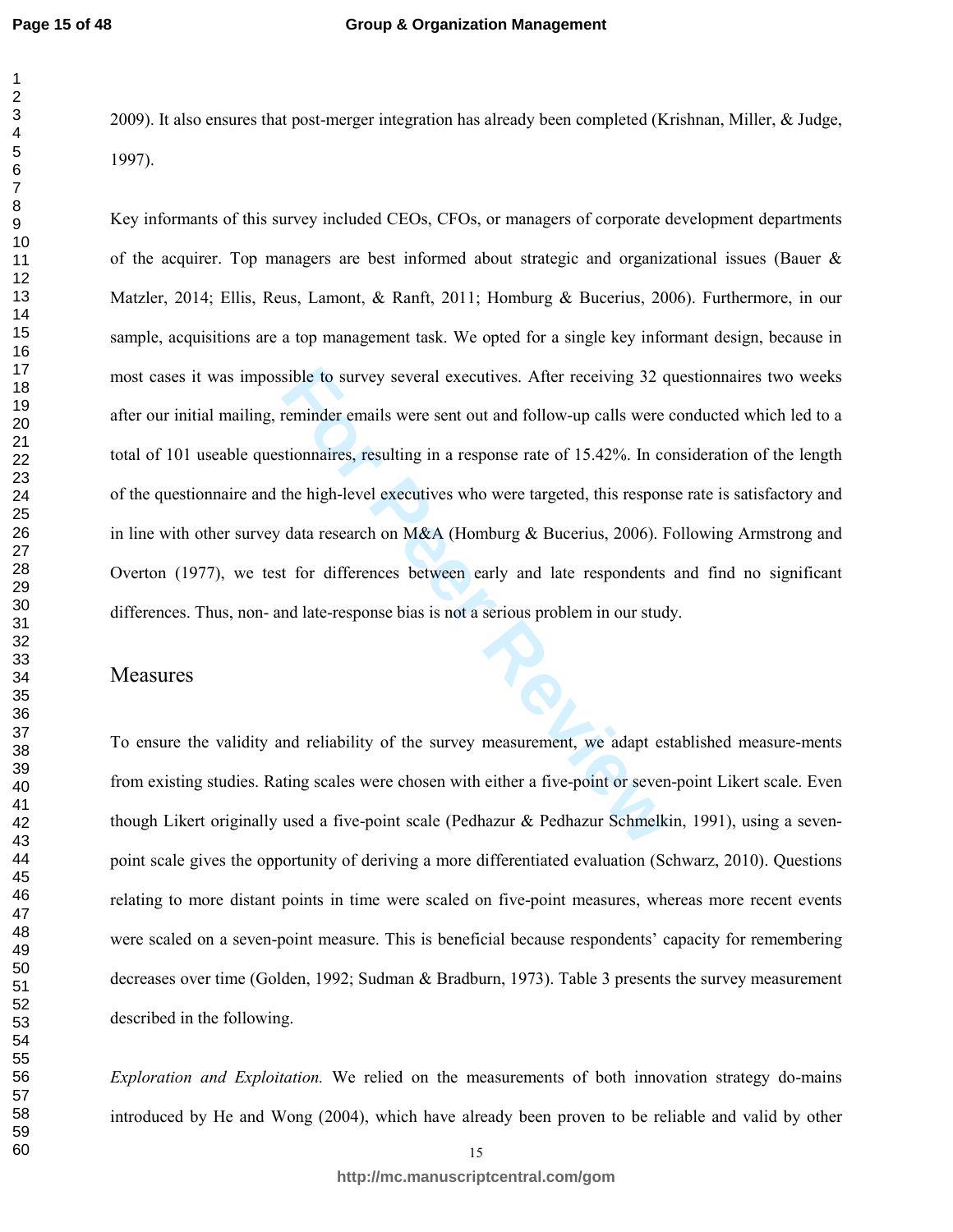2009). It also ensures that post-merger integration has already been completed (Krishnan, Miller, & Judge, 1997).

Key informants of this survey included CEOs, CFOs, or managers of corporate development departments of the acquirer. Top managers are best informed about strategic and organizational issues (Bauer & Matzler, 2014; Ellis, Reus, Lamont, & Ranft, 2011; Homburg & Bucerius, 2006). Furthermore, in our sample, acquisitions are a top management task. We opted for a single key informant design, because in most cases it was impossible to survey several executives. After receiving 32 questionnaires two weeks after our initial mailing, reminder emails were sent out and follow-up calls were conducted which led to a total of 101 useable questionnaires, resulting in a response rate of 15.42%. In consideration of the length of the questionnaire and the high-level executives who were targeted, this response rate is satisfactory and in line with other survey data research on M&A (Homburg & Bucerius, 2006). Following Armstrong and Overton (1977), we test for differences between early and late respondents and find no significant differences. Thus, non- and late-response bias is not a serious problem in our study.

## Measures

To ensure the validity and reliability of the survey measurement, we adapt established measure-ments from existing studies. Rating scales were chosen with either a five-point or seven-point Likert scale. Even though Likert originally used a five-point scale (Pedhazur & Pedhazur Schmelkin, 1991), using a seven-point scale gives the opportunity of deriving a more differentiated evaluation (Schwarz, 2010). Questions relating to more distant points in time were scaled on five-point measures, whereas more recent events were scaled on a seven-point measure. This is beneficial because respondents' capacity for remembering decreases over time (Golden, 1992; Sudman & Bradburn, 1973). Table 3 presents the survey measurement described in the following.

*Exploration and Exploitation.* We relied on the measurements of both innovation strategy do-mains introduced by He and Wong (2004), which have already been proven to be reliable and valid by other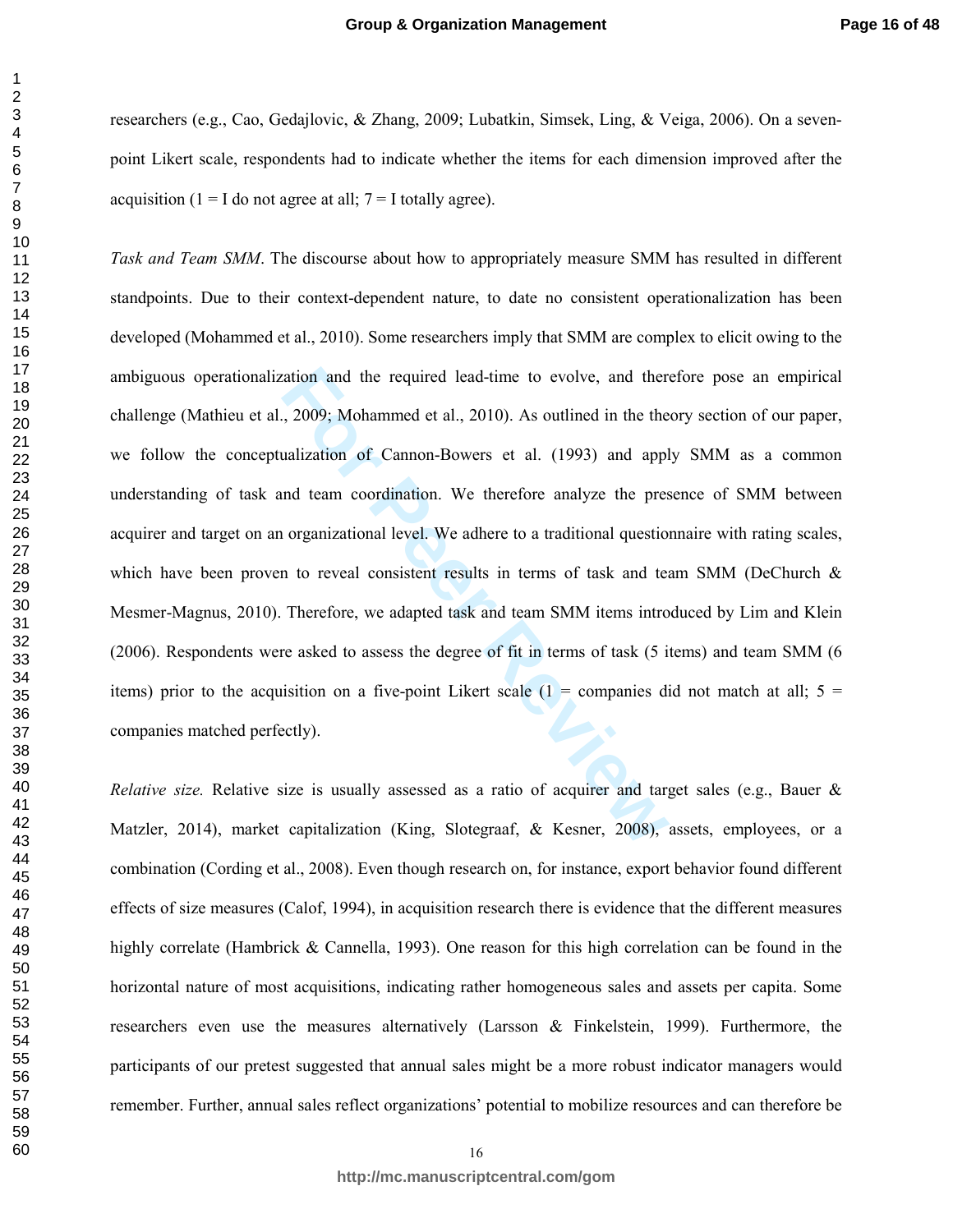researchers (e.g., Cao, Gedajlovic, & Zhang, 2009; Lubatkin, Simsek, Ling, & Veiga, 2006). On a seven-point Likert scale, respondents had to indicate whether the items for each dimension improved after the acquisition (1 = I do not agree at all; 7 = I totally agree).

*Task and Team SMM*. The discourse about how to appropriately measure SMM has resulted in different standpoints. Due to their context-dependent nature, to date no consistent operationalization has been developed (Mohammed et al., 2010). Some researchers imply that SMM are complex to elicit owing to the ambiguous operationalization and the required lead-time to evolve, and therefore pose an empirical challenge (Mathieu et al., 2009; Mohammed et al., 2010). As outlined in the theory section of our paper, we follow the conceptualization of Cannon-Bowers et al. (1993) and apply SMM as a common understanding of task and team coordination. We therefore analyze the presence of SMM between acquirer and target on an organizational level. We adhere to a traditional questionnaire with rating scales, which have been proven to reveal consistent results in terms of task and team SMM (DeChurch & Mesmer-Magnus, 2010). Therefore, we adapted task and team SMM items introduced by Lim and Klein (2006). Respondents were asked to assess the degree of fit in terms of task (5 items) and team SMM (6 items) prior to the acquisition on a five-point Likert scale (1 = companies did not match at all; 5 = companies matched perfectly).

*Relative size.* Relative size is usually assessed as a ratio of acquirer and target sales (e.g., Bauer & Matzler, 2014), market capitalization (King, Slotegraaf, & Kesner, 2008), assets, employees, or a combination (Cording et al., 2008). Even though research on, for instance, export behavior found different effects of size measures (Calof, 1994), in acquisition research there is evidence that the different measures highly correlate (Hambrick & Cannella, 1993). One reason for this high correlation can be found in the horizontal nature of most acquisitions, indicating rather homogeneous sales and assets per capita. Some researchers even use the measures alternatively (Larsson & Finkelstein, 1999). Furthermore, the participants of our pretest suggested that annual sales might be a more robust indicator managers would remember. Further, annual sales reflect organizations' potential to mobilize resources and can therefore be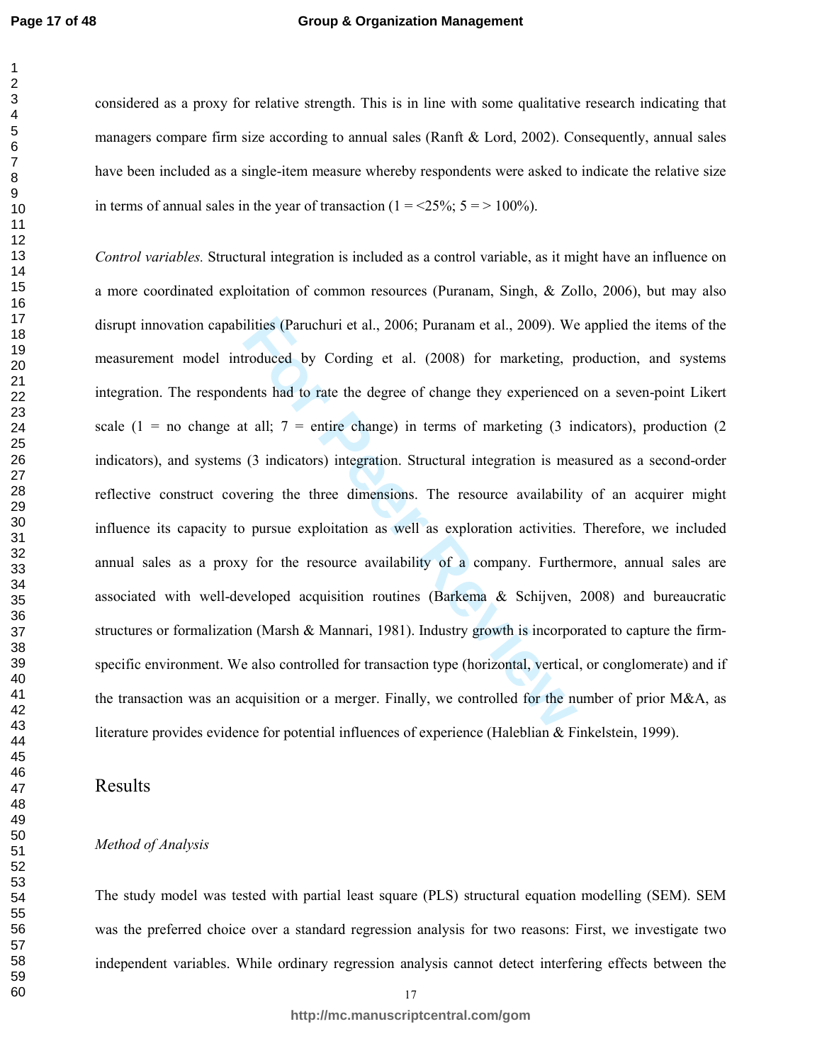considered as a proxy for relative strength. This is in line with some qualitative research indicating that managers compare firm size according to annual sales (Ranft & Lord, 2002). Consequently, annual sales have been included as a single-item measure whereby respondents were asked to indicate the relative size in terms of annual sales in the year of transaction (1 = <25%; 5 = > 100%).

*Control variables.* Structural integration is included as a control variable, as it might have an influence on a more coordinated exploitation of common resources (Puranam, Singh, & Zollo, 2006), but may also disrupt innovation capabilities (Paruchuri et al., 2006; Puranam et al., 2009). We applied the items of the measurement model introduced by Cording et al. (2008) for marketing, production, and systems integration. The respondents had to rate the degree of change they experienced on a seven-point Likert scale (1 = no change at all; 7 = entire change) in terms of marketing (3 indicators), production (2 indicators), and systems (3 indicators) integration. Structural integration is measured as a second-order reflective construct covering the three dimensions. The resource availability of an acquirer might influence its capacity to pursue exploitation as well as exploration activities. Therefore, we included annual sales as a proxy for the resource availability of a company. Furthermore, annual sales are associated with well-developed acquisition routines (Barkema & Schijven, 2008) and bureaucratic structures or formalization (Marsh & Mannari, 1981). Industry growth is incorporated to capture the firm-specific environment. We also controlled for transaction type (horizontal, vertical, or conglomerate) and if the transaction was an acquisition or a merger. Finally, we controlled for the number of prior M&A, as literature provides evidence for potential influences of experience (Haleblian & Finkelstein, 1999).

# Results

*Method of Analysis*

The study model was tested with partial least square (PLS) structural equation modelling (SEM). SEM was the preferred choice over a standard regression analysis for two reasons: First, we investigate two independent variables. While ordinary regression analysis cannot detect interfering effects between the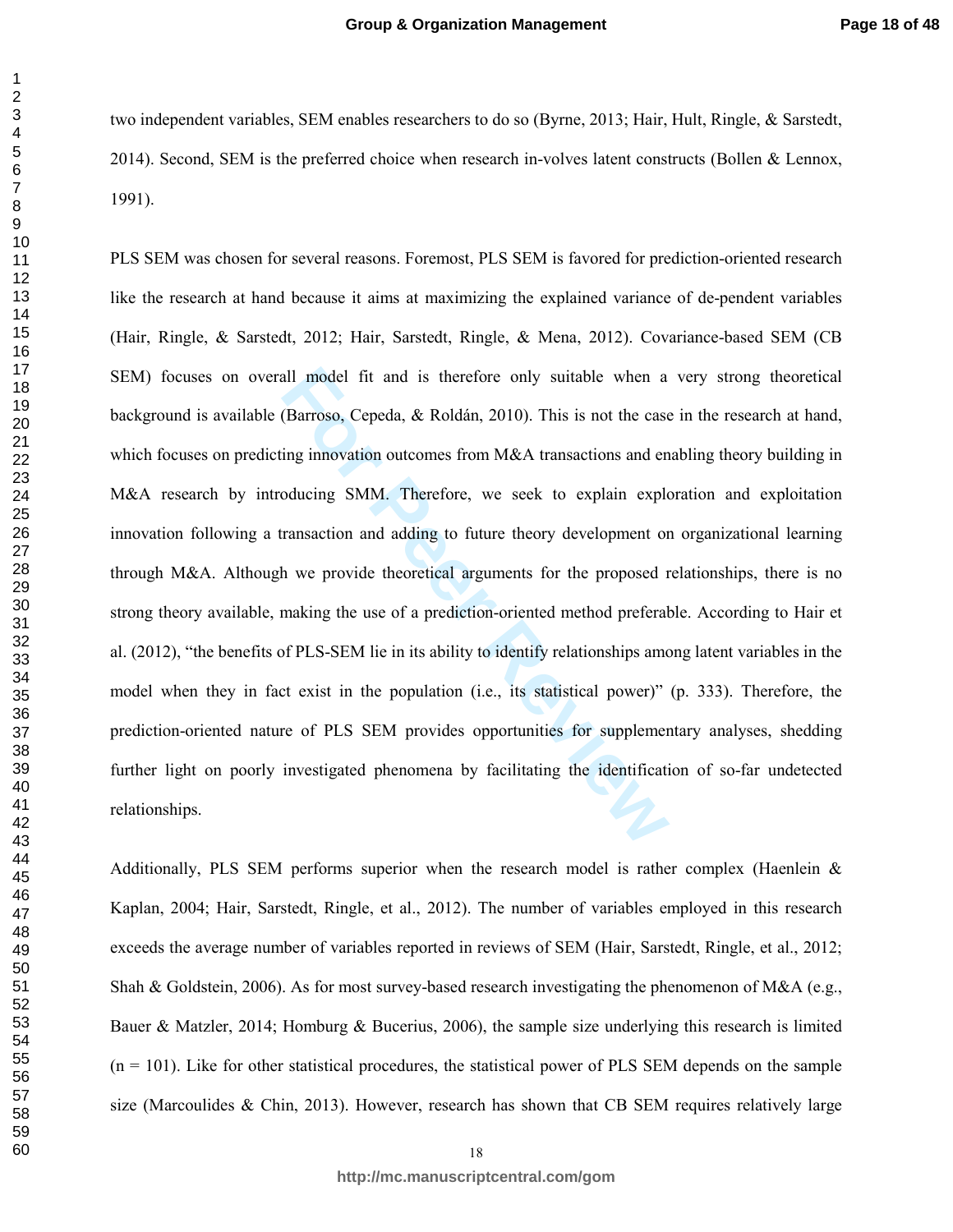two independent variables, SEM enables researchers to do so (Byrne, 2013; Hair, Hult, Ringle, & Sarstedt, 2014). Second, SEM is the preferred choice when research in-volves latent constructs (Bollen & Lennox, 1991).

PLS SEM was chosen for several reasons. Foremost, PLS SEM is favored for prediction-oriented research like the research at hand because it aims at maximizing the explained variance of de-pendent variables (Hair, Ringle, & Sarstedt, 2012; Hair, Sarstedt, Ringle, & Mena, 2012). Covariance-based SEM (CB SEM) focuses on overall model fit and is therefore only suitable when a very strong theoretical background is available (Barroso, Cepeda, & Roldán, 2010). This is not the case in the research at hand, which focuses on predicting innovation outcomes from M&A transactions and enabling theory building in M&A research by introducing SMM. Therefore, we seek to explain exploration and exploitation innovation following a transaction and adding to future theory development on organizational learning through M&A. Although we provide theoretical arguments for the proposed relationships, there is no strong theory available, making the use of a prediction-oriented method preferable. According to Hair et al. (2012), "the benefits of PLS-SEM lie in its ability to identify relationships among latent variables in the model when they in fact exist in the population (i.e., its statistical power)" (p. 333). Therefore, the prediction-oriented nature of PLS SEM provides opportunities for supplementary analyses, shedding further light on poorly investigated phenomena by facilitating the identification of so-far undetected relationships.

Additionally, PLS SEM performs superior when the research model is rather complex (Haenlein & Kaplan, 2004; Hair, Sarstedt, Ringle, et al., 2012). The number of variables employed in this research exceeds the average number of variables reported in reviews of SEM (Hair, Sarstedt, Ringle, et al., 2012; Shah & Goldstein, 2006). As for most survey-based research investigating the phenomenon of M&A (e.g., Bauer & Matzler, 2014; Homburg & Bucerius, 2006), the sample size underlying this research is limited (n = 101). Like for other statistical procedures, the statistical power of PLS SEM depends on the sample size (Marcoulides & Chin, 2013). However, research has shown that CB SEM requires relatively large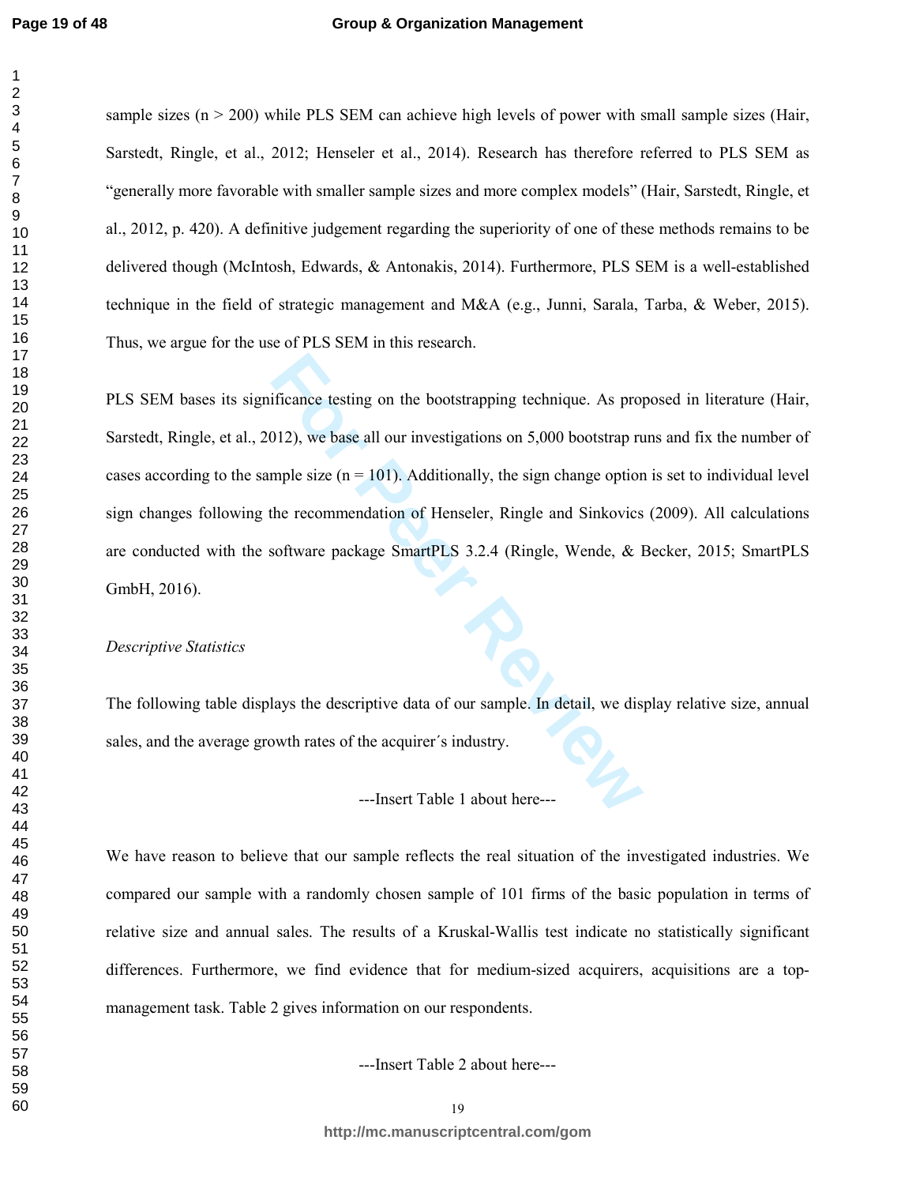sample sizes (n > 200) while PLS SEM can achieve high levels of power with small sample sizes (Hair, Sarstedt, Ringle, et al., 2012; Henseler et al., 2014). Research has therefore referred to PLS SEM as "generally more favorable with smaller sample sizes and more complex models" (Hair, Sarstedt, Ringle, et al., 2012, p. 420). A definitive judgement regarding the superiority of one of these methods remains to be delivered though (McIntosh, Edwards, & Antonakis, 2014). Furthermore, PLS SEM is a well-established technique in the field of strategic management and M&A (e.g., Junni, Sarala, Tarba, & Weber, 2015). Thus, we argue for the use of PLS SEM in this research.

PLS SEM bases its significance testing on the bootstrapping technique. As proposed in literature (Hair, Sarstedt, Ringle, et al., 2012), we base all our investigations on 5,000 bootstrap runs and fix the number of cases according to the sample size (n = 101). Additionally, the sign change option is set to individual level sign changes following the recommendation of Henseler, Ringle and Sinkovics (2009). All calculations are conducted with the software package SmartPLS 3.2.4 (Ringle, Wende, & Becker, 2015; SmartPLS GmbH, 2016).

*Descriptive Statistics*

The following table displays the descriptive data of our sample. In detail, we display relative size, annual sales, and the average growth rates of the acquirer´s industry.

---Insert Table 1 about here---

We have reason to believe that our sample reflects the real situation of the investigated industries. We compared our sample with a randomly chosen sample of 101 firms of the basic population in terms of relative size and annual sales. The results of a Kruskal-Wallis test indicate no statistically significant differences. Furthermore, we find evidence that for medium-sized acquirers, acquisitions are a top-management task. Table 2 gives information on our respondents.

---Insert Table 2 about here---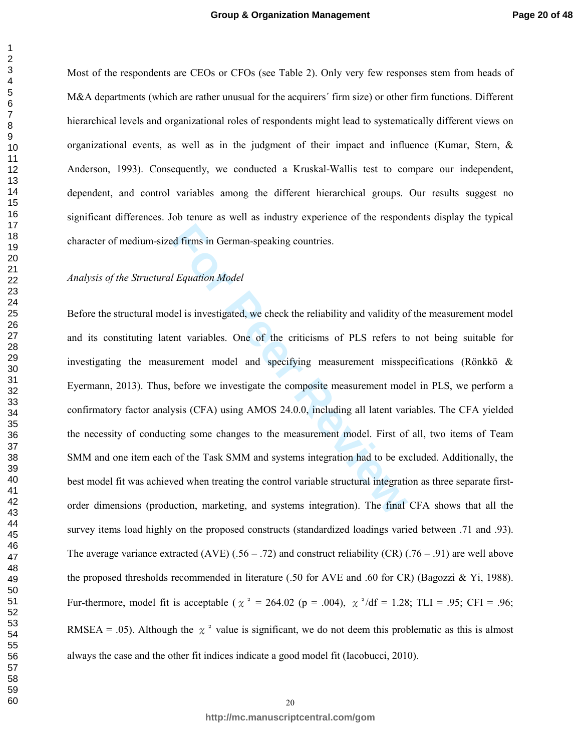Most of the respondents are CEOs or CFOs (see Table 2). Only very few responses stem from heads of M&A departments (which are rather unusual for the acquirers´ firm size) or other firm functions. Different hierarchical levels and organizational roles of respondents might lead to systematically different views on organizational events, as well as in the judgment of their impact and influence (Kumar, Stern, & Anderson, 1993). Consequently, we conducted a Kruskal-Wallis test to compare our independent, dependent, and control variables among the different hierarchical groups. Our results suggest no significant differences. Job tenure as well as industry experience of the respondents display the typical character of medium-sized firms in German-speaking countries.

*Analysis of the Structural Equation Model*

Before the structural model is investigated, we check the reliability and validity of the measurement model and its constituting latent variables. One of the criticisms of PLS refers to not being suitable for investigating the measurement model and specifying measurement misspecifications (Rönkkö & Eyermann, 2013). Thus, before we investigate the composite measurement model in PLS, we perform a confirmatory factor analysis (CFA) using AMOS 24.0.0, including all latent variables. The CFA yielded the necessity of conducting some changes to the measurement model. First of all, two items of Team SMM and one item each of the Task SMM and systems integration had to be excluded. Additionally, the best model fit was achieved when treating the control variable structural integration as three separate first-order dimensions (production, marketing, and systems integration). The final CFA shows that all the survey items load highly on the proposed constructs (standardized loadings varied between .71 and .93). The average variance extracted (AVE) (.56 – .72) and construct reliability (CR) (.76 – .91) are well above the proposed thresholds recommended in literature (.50 for AVE and .60 for CR) (Bagozzi & Yi, 1988). Fur-thermore, model fit is acceptable ($\chi^2$ = 264.02 (p = .004), $\chi^2$/df = 1.28; TLI = .95; CFI = .96; RMSEA = .05). Although the $\chi^2$ value is significant, we do not deem this problematic as this is almost always the case and the other fit indices indicate a good model fit (Iacobucci, 2010).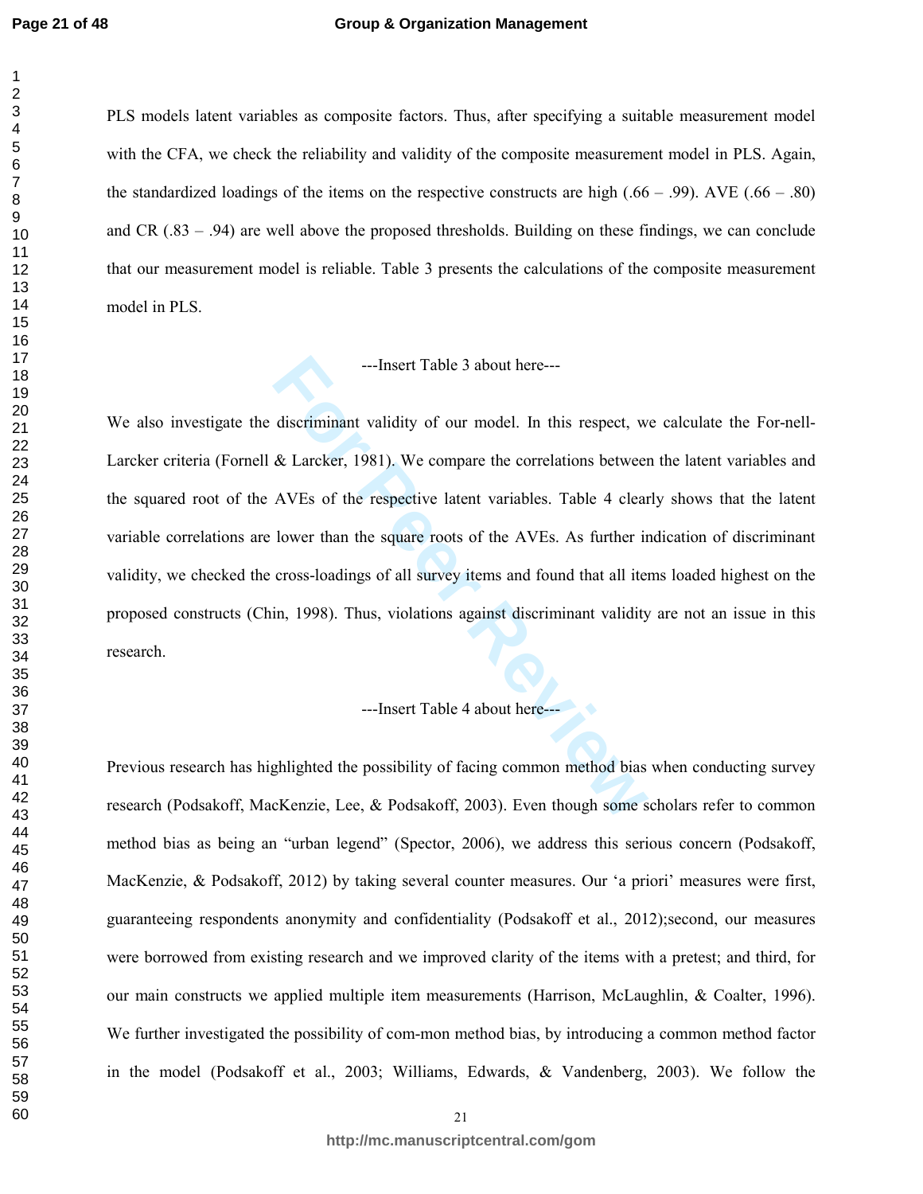PLS models latent variables as composite factors. Thus, after specifying a suitable measurement model with the CFA, we check the reliability and validity of the composite measurement model in PLS. Again, the standardized loadings of the items on the respective constructs are high (.66 – .99). AVE (.66 – .80) and CR (.83 – .94) are well above the proposed thresholds. Building on these findings, we can conclude that our measurement model is reliable. Table 3 presents the calculations of the composite measurement model in PLS.

---Insert Table 3 about here---

We also investigate the discriminant validity of our model. In this respect, we calculate the For-nell-Larcker criteria (Fornell & Larcker, 1981). We compare the correlations between the latent variables and the squared root of the AVEs of the respective latent variables. Table 4 clearly shows that the latent variable correlations are lower than the square roots of the AVEs. As further indication of discriminant validity, we checked the cross-loadings of all survey items and found that all items loaded highest on the proposed constructs (Chin, 1998). Thus, violations against discriminant validity are not an issue in this research.

---Insert Table 4 about here---

Previous research has highlighted the possibility of facing common method bias when conducting survey research (Podsakoff, MacKenzie, Lee, & Podsakoff, 2003). Even though some scholars refer to common method bias as being an "urban legend" (Spector, 2006), we address this serious concern (Podsakoff, MacKenzie, & Podsakoff, 2012) by taking several counter measures. Our 'a priori' measures were first, guaranteeing respondents anonymity and confidentiality (Podsakoff et al., 2012);second, our measures were borrowed from existing research and we improved clarity of the items with a pretest; and third, for our main constructs we applied multiple item measurements (Harrison, McLaughlin, & Coalter, 1996). We further investigated the possibility of com-mon method bias, by introducing a common method factor in the model (Podsakoff et al., 2003; Williams, Edwards, & Vandenberg, 2003). We follow the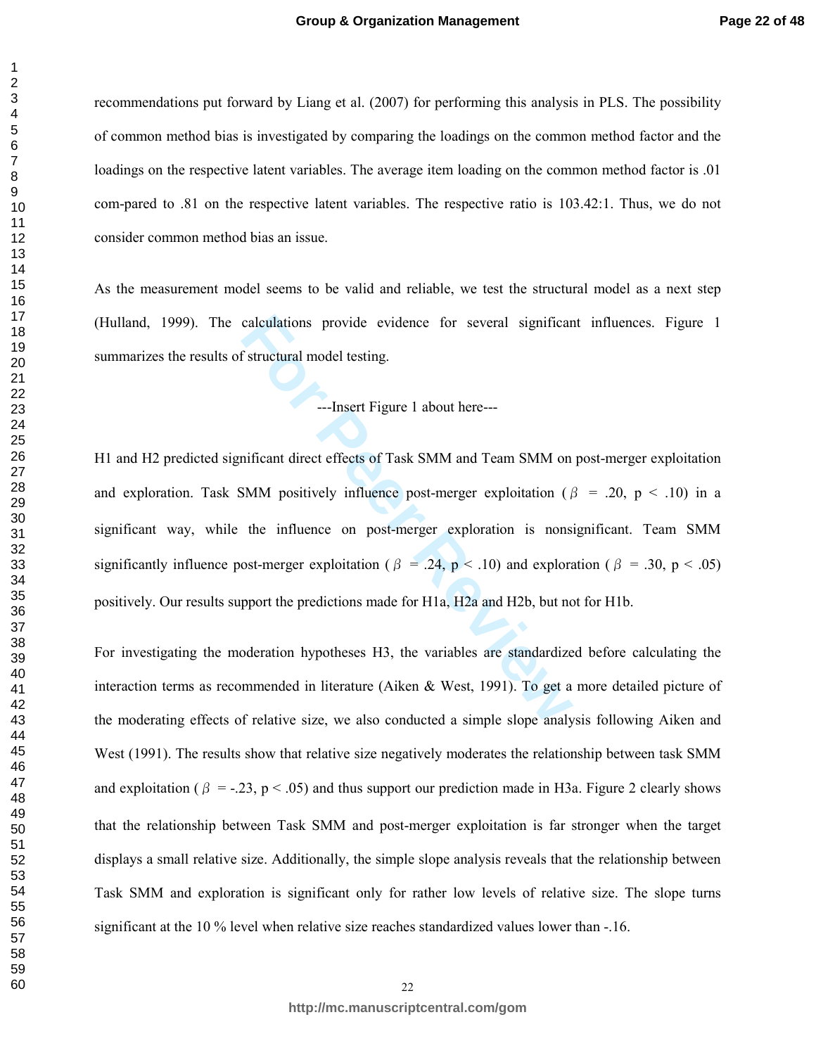recommendations put forward by Liang et al. (2007) for performing this analysis in PLS. The possibility of common method bias is investigated by comparing the loadings on the common method factor and the loadings on the respective latent variables. The average item loading on the common method factor is .01 com-pared to .81 on the respective latent variables. The respective ratio is 103.42:1. Thus, we do not consider common method bias an issue.

As the measurement model seems to be valid and reliable, we test the structural model as a next step (Hulland, 1999). The calculations provide evidence for several significant influences. Figure 1 summarizes the results of structural model testing.

---Insert Figure 1 about here---

H1 and H2 predicted significant direct effects of Task SMM and Team SMM on post-merger exploitation and exploration. Task SMM positively influence post-merger exploitation ($\beta$ = .20, p < .10) in a significant way, while the influence on post-merger exploration is nonsignificant. Team SMM significantly influence post-merger exploitation ($\beta$ = .24, p < .10) and exploration ($\beta$ = .30, p < .05) positively. Our results support the predictions made for H1a, H2a and H2b, but not for H1b.

For investigating the moderation hypotheses H3, the variables are standardized before calculating the interaction terms as recommended in literature (Aiken & West, 1991). To get a more detailed picture of the moderating effects of relative size, we also conducted a simple slope analysis following Aiken and West (1991). The results show that relative size negatively moderates the relationship between task SMM and exploitation ($\beta$ = -.23, p < .05) and thus support our prediction made in H3a. Figure 2 clearly shows that the relationship between Task SMM and post-merger exploitation is far stronger when the target displays a small relative size. Additionally, the simple slope analysis reveals that the relationship between Task SMM and exploration is significant only for rather low levels of relative size. The slope turns significant at the 10 % level when relative size reaches standardized values lower than -.16.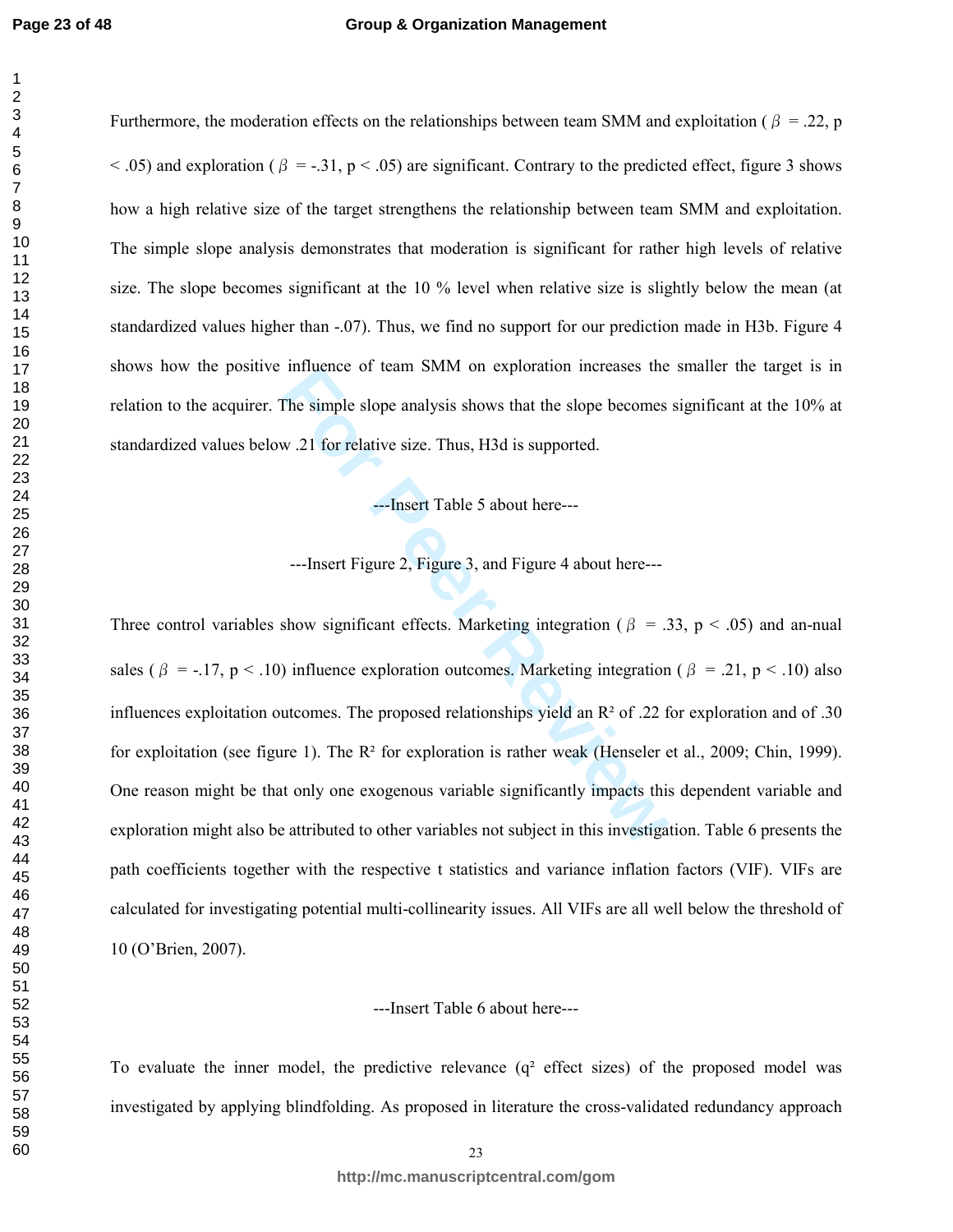Furthermore, the moderation effects on the relationships between team SMM and exploitation ( $\beta$ = .22, p < .05) and exploration ( $\beta$ = -.31, p < .05) are significant. Contrary to the predicted effect, figure 3 shows how a high relative size of the target strengthens the relationship between team SMM and exploitation. The simple slope analysis demonstrates that moderation is significant for rather high levels of relative size. The slope becomes significant at the 10 % level when relative size is slightly below the mean (at standardized values higher than -.07). Thus, we find no support for our prediction made in H3b. Figure 4 shows how the positive influence of team SMM on exploration increases the smaller the target is in relation to the acquirer. The simple slope analysis shows that the slope becomes significant at the 10% at standardized values below .21 for relative size. Thus, H3d is supported.

---Insert Table 5 about here---

---Insert Figure 2, Figure 3, and Figure 4 about here---

Three control variables show significant effects. Marketing integration ( $\beta$ = .33, p < .05) and an-nual sales ( $\beta$ = -.17, p < .10) influence exploration outcomes. Marketing integration ( $\beta$ = .21, p < .10) also influences exploitation outcomes. The proposed relationships yield an $R^2$ of .22 for exploration and of .30 for exploitation (see figure 1). The $R^2$ for exploration is rather weak (Henseler et al., 2009; Chin, 1999). One reason might be that only one exogenous variable significantly impacts this dependent variable and exploration might also be attributed to other variables not subject in this investigation. Table 6 presents the path coefficients together with the respective t statistics and variance inflation factors (VIF). VIFs are calculated for investigating potential multi-collinearity issues. All VIFs are all well below the threshold of 10 (O'Brien, 2007).

---Insert Table 6 about here---

To evaluate the inner model, the predictive relevance ($q^2$ effect sizes) of the proposed model was investigated by applying blindfolding. As proposed in literature the cross-validated redundancy approach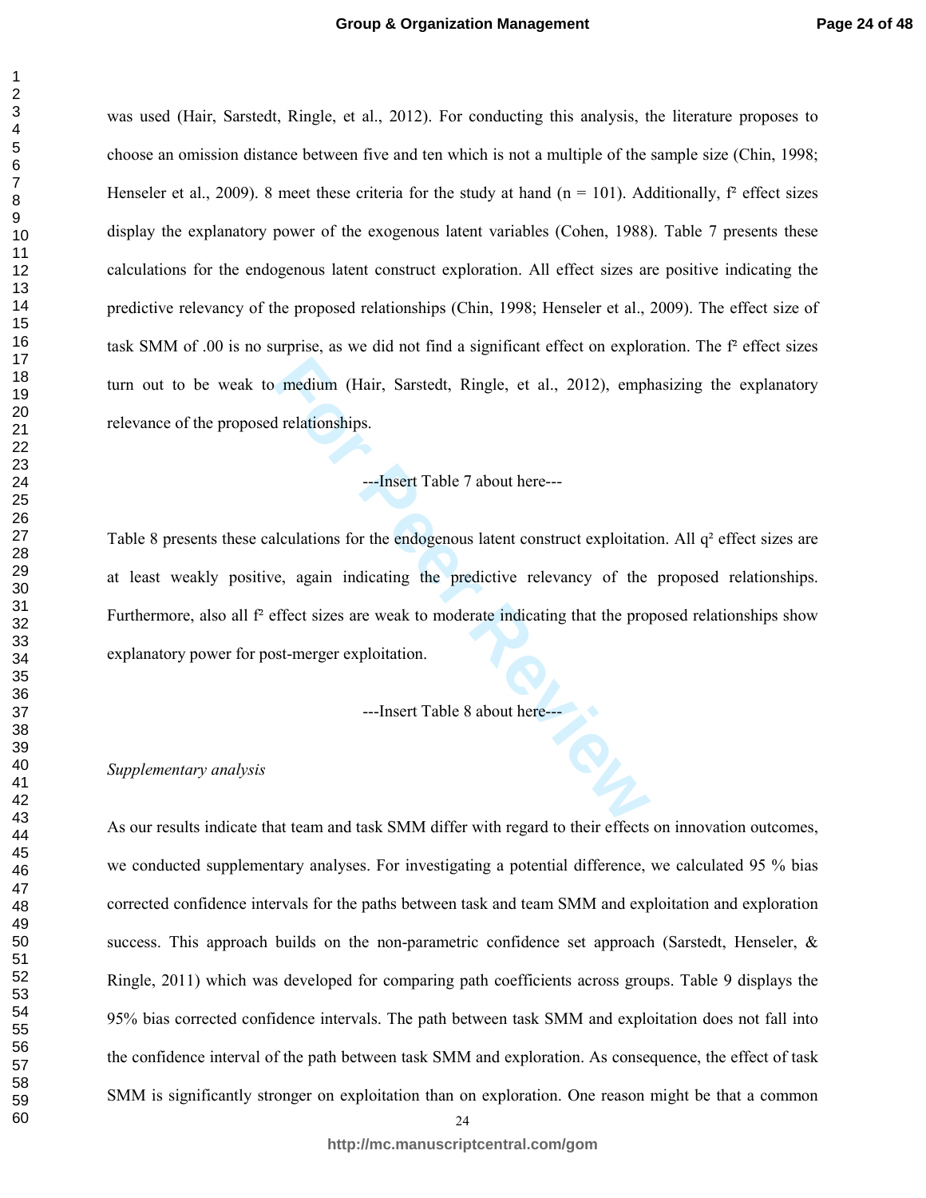was used (Hair, Sarstedt, Ringle, et al., 2012). For conducting this analysis, the literature proposes to choose an omission distance between five and ten which is not a multiple of the sample size (Chin, 1998; Henseler et al., 2009). 8 meet these criteria for the study at hand (n = 101). Additionally, $f^2$ effect sizes display the explanatory power of the exogenous latent variables (Cohen, 1988). Table 7 presents these calculations for the endogenous latent construct exploration. All effect sizes are positive indicating the predictive relevancy of the proposed relationships (Chin, 1998; Henseler et al., 2009). The effect size of task SMM of .00 is no surprise, as we did not find a significant effect on exploration. The $f^2$ effect sizes turn out to be weak to medium (Hair, Sarstedt, Ringle, et al., 2012), emphasizing the explanatory relevance of the proposed relationships.

---Insert Table 7 about here---

Table 8 presents these calculations for the endogenous latent construct exploitation. All $q^2$ effect sizes are at least weakly positive, again indicating the predictive relevancy of the proposed relationships. Furthermore, also all $f^2$ effect sizes are weak to moderate indicating that the proposed relationships show explanatory power for post-merger exploitation.

---Insert Table 8 about here---

*Supplementary analysis*

As our results indicate that team and task SMM differ with regard to their effects on innovation outcomes, we conducted supplementary analyses. For investigating a potential difference, we calculated 95 % bias corrected confidence intervals for the paths between task and team SMM and exploitation and exploration success. This approach builds on the non-parametric confidence set approach (Sarstedt, Henseler, & Ringle, 2011) which was developed for comparing path coefficients across groups. Table 9 displays the 95% bias corrected confidence intervals. The path between task SMM and exploitation does not fall into the confidence interval of the path between task SMM and exploration. As consequence, the effect of task SMM is significantly stronger on exploitation than on exploration. One reason might be that a common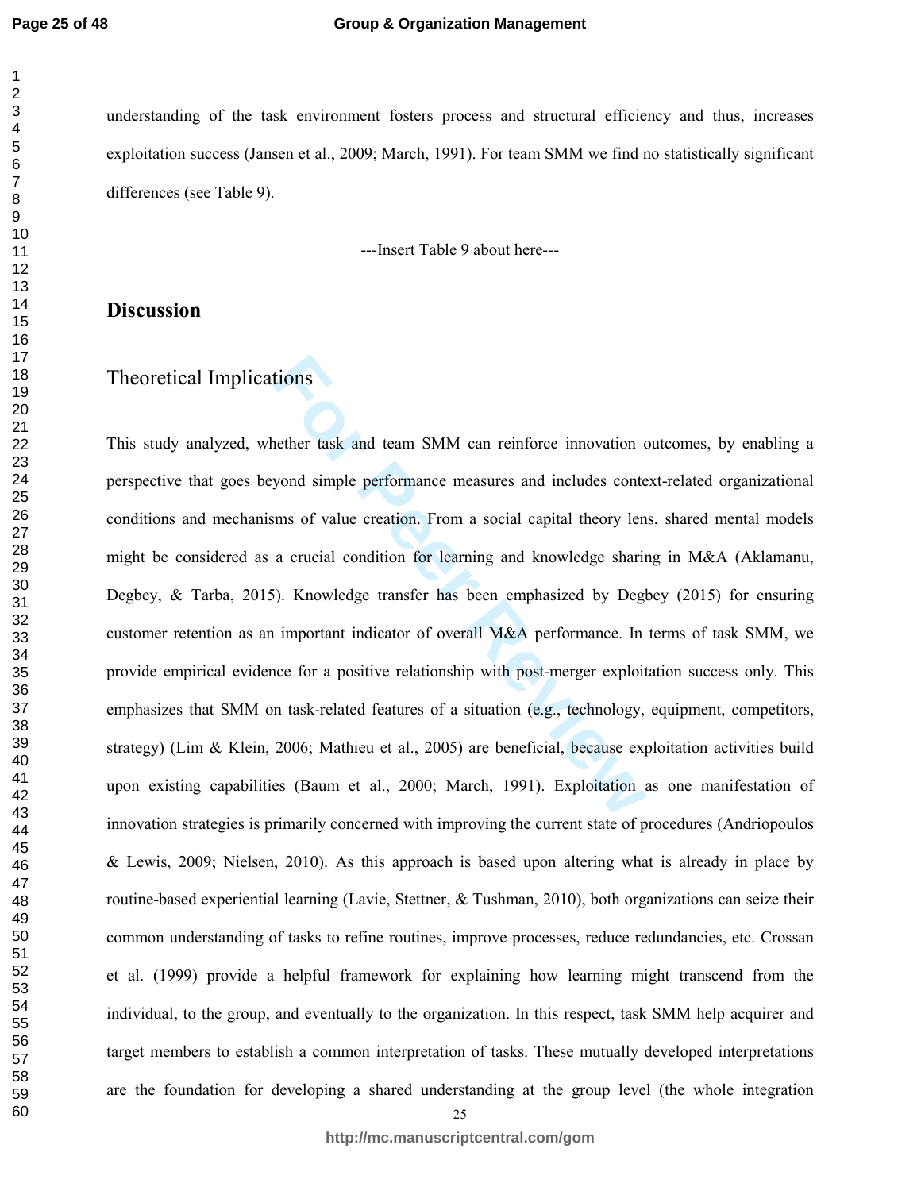understanding of the task environment fosters process and structural efficiency and thus, increases exploitation success (Jansen et al., 2009; March, 1991). For team SMM we find no statistically significant differences (see Table 9).

---Insert Table 9 about here---

## Discussion

### Theoretical Implications

This study analyzed, whether task and team SMM can reinforce innovation outcomes, by enabling a perspective that goes beyond simple performance measures and includes context-related organizational conditions and mechanisms of value creation. From a social capital theory lens, shared mental models might be considered as a crucial condition for learning and knowledge sharing in M&A (Aklamanu, Degbey, & Tarba, 2015). Knowledge transfer has been emphasized by Degbey (2015) for ensuring customer retention as an important indicator of overall M&A performance. In terms of task SMM, we provide empirical evidence for a positive relationship with post-merger exploitation success only. This emphasizes that SMM on task-related features of a situation (e.g., technology, equipment, competitors, strategy) (Lim & Klein, 2006; Mathieu et al., 2005) are beneficial, because exploitation activities build upon existing capabilities (Baum et al., 2000; March, 1991). Exploitation as one manifestation of innovation strategies is primarily concerned with improving the current state of procedures (Andriopoulos & Lewis, 2009; Nielsen, 2010). As this approach is based upon altering what is already in place by routine-based experiential learning (Lavie, Stettner, & Tushman, 2010), both organizations can seize their common understanding of tasks to refine routines, improve processes, reduce redundancies, etc. Crossan et al. (1999) provide a helpful framework for explaining how learning might transcend from the individual, to the group, and eventually to the organization. In this respect, task SMM help acquirer and target members to establish a common interpretation of tasks. These mutually developed interpretations are the foundation for developing a shared understanding at the group level (the whole integration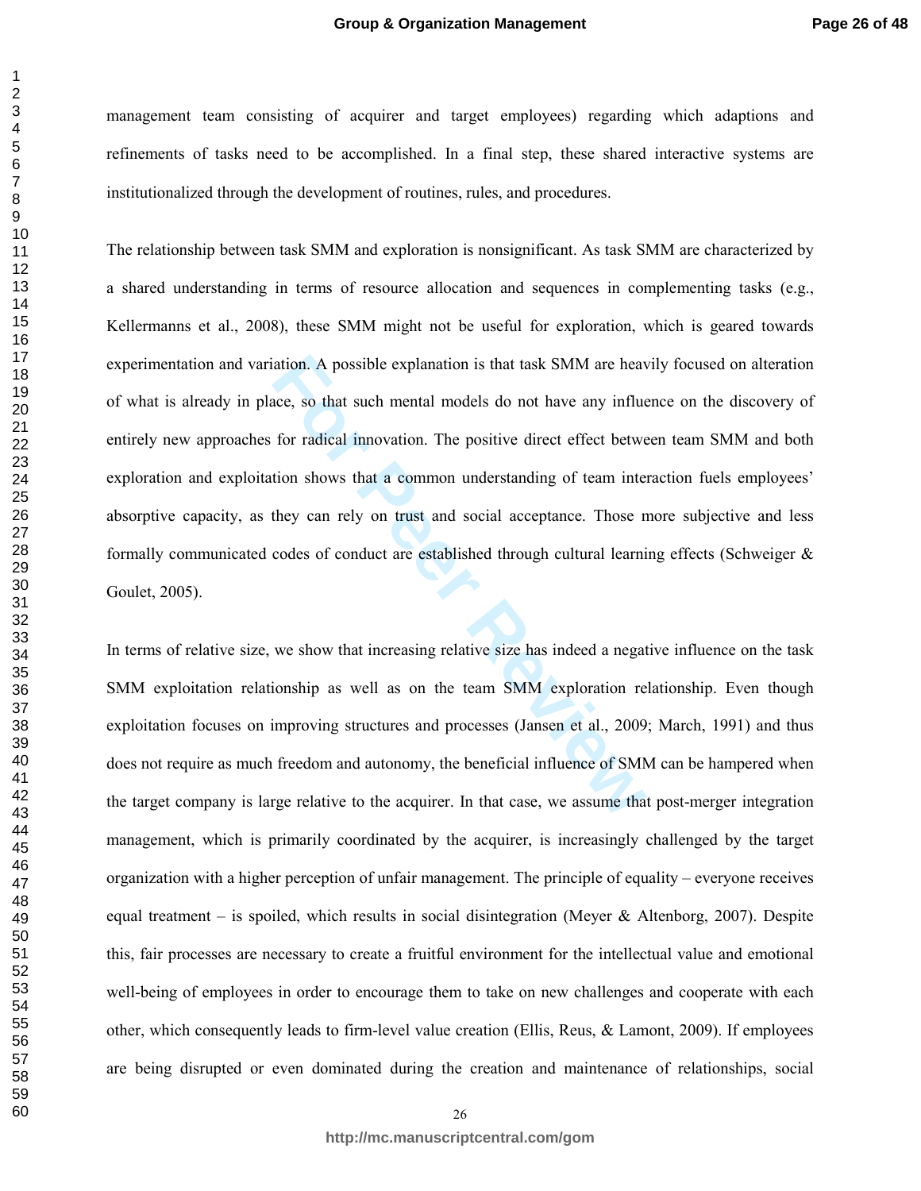management team consisting of acquirer and target employees) regarding which adaptions and refinements of tasks need to be accomplished. In a final step, these shared interactive systems are institutionalized through the development of routines, rules, and procedures.

The relationship between task SMM and exploration is nonsignificant. As task SMM are characterized by a shared understanding in terms of resource allocation and sequences in complementing tasks (e.g., Kellermanns et al., 2008), these SMM might not be useful for exploration, which is geared towards experimentation and variation. A possible explanation is that task SMM are heavily focused on alteration of what is already in place, so that such mental models do not have any influence on the discovery of entirely new approaches for radical innovation. The positive direct effect between team SMM and both exploration and exploitation shows that a common understanding of team interaction fuels employees' absorptive capacity, as they can rely on trust and social acceptance. Those more subjective and less formally communicated codes of conduct are established through cultural learning effects (Schweiger & Goulet, 2005).

In terms of relative size, we show that increasing relative size has indeed a negative influence on the task SMM exploitation relationship as well as on the team SMM exploration relationship. Even though exploitation focuses on improving structures and processes (Jansen et al., 2009; March, 1991) and thus does not require as much freedom and autonomy, the beneficial influence of SMM can be hampered when the target company is large relative to the acquirer. In that case, we assume that post-merger integration management, which is primarily coordinated by the acquirer, is increasingly challenged by the target organization with a higher perception of unfair management. The principle of equality – everyone receives equal treatment – is spoiled, which results in social disintegration (Meyer & Altenborg, 2007). Despite this, fair processes are necessary to create a fruitful environment for the intellectual value and emotional well-being of employees in order to encourage them to take on new challenges and cooperate with each other, which consequently leads to firm-level value creation (Ellis, Reus, & Lamont, 2009). If employees are being disrupted or even dominated during the creation and maintenance of relationships, social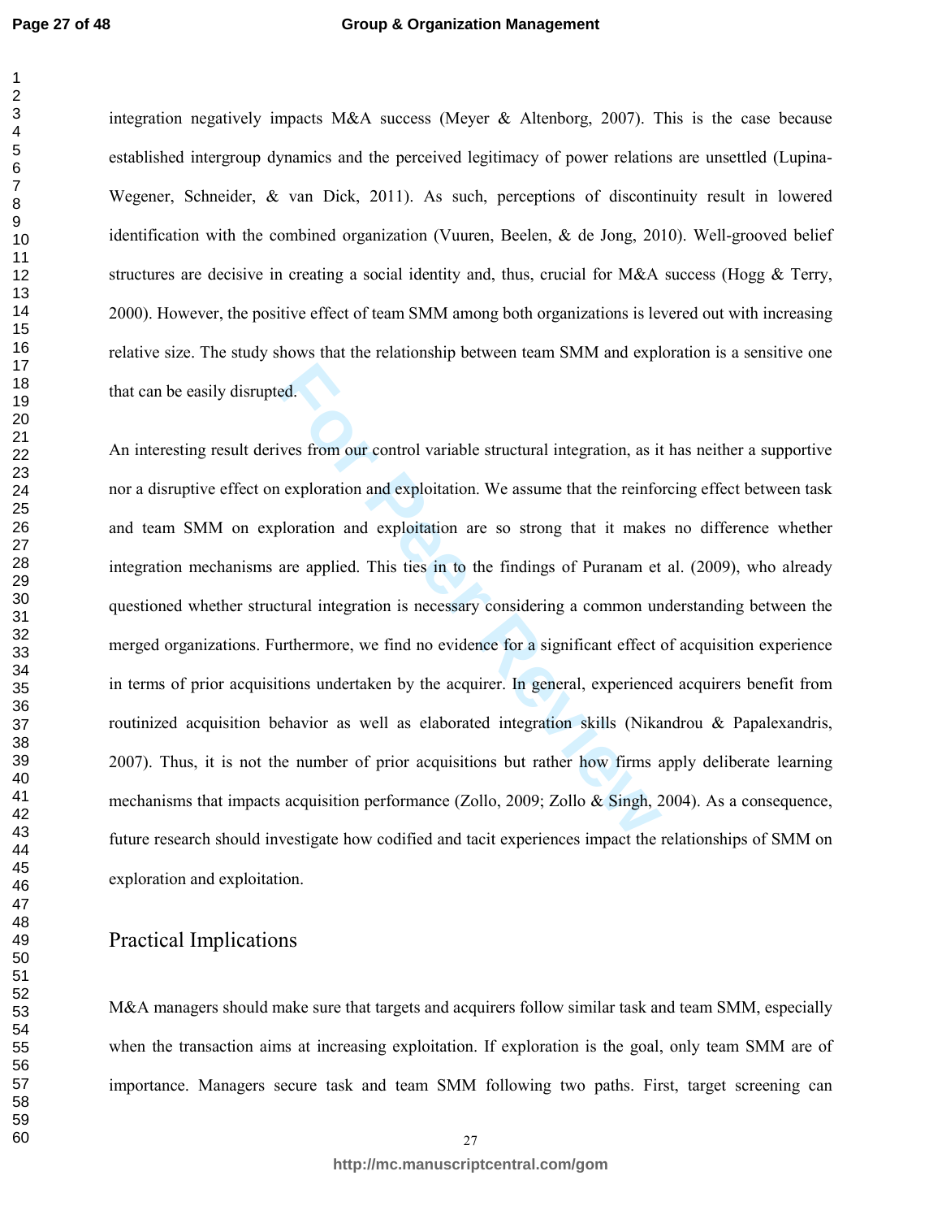integration negatively impacts M&A success (Meyer & Altenborg, 2007). This is the case because established intergroup dynamics and the perceived legitimacy of power relations are unsettled (Lupina-Wegener, Schneider, & van Dick, 2011). As such, perceptions of discontinuity result in lowered identification with the combined organization (Vuuren, Beelen, & de Jong, 2010). Well-grooved belief structures are decisive in creating a social identity and, thus, crucial for M&A success (Hogg & Terry, 2000). However, the positive effect of team SMM among both organizations is levered out with increasing relative size. The study shows that the relationship between team SMM and exploration is a sensitive one that can be easily disrupted.

An interesting result derives from our control variable structural integration, as it has neither a supportive nor a disruptive effect on exploration and exploitation. We assume that the reinforcing effect between task and team SMM on exploration and exploitation are so strong that it makes no difference whether integration mechanisms are applied. This ties in to the findings of Puranam et al. (2009), who already questioned whether structural integration is necessary considering a common understanding between the merged organizations. Furthermore, we find no evidence for a significant effect of acquisition experience in terms of prior acquisitions undertaken by the acquirer. In general, experienced acquirers benefit from routinized acquisition behavior as well as elaborated integration skills (Nikandrou & Papalexandris, 2007). Thus, it is not the number of prior acquisitions but rather how firms apply deliberate learning mechanisms that impacts acquisition performance (Zollo, 2009; Zollo & Singh, 2004). As a consequence, future research should investigate how codified and tacit experiences impact the relationships of SMM on exploration and exploitation.

## Practical Implications

M&A managers should make sure that targets and acquirers follow similar task and team SMM, especially when the transaction aims at increasing exploitation. If exploration is the goal, only team SMM are of importance. Managers secure task and team SMM following two paths. First, target screening can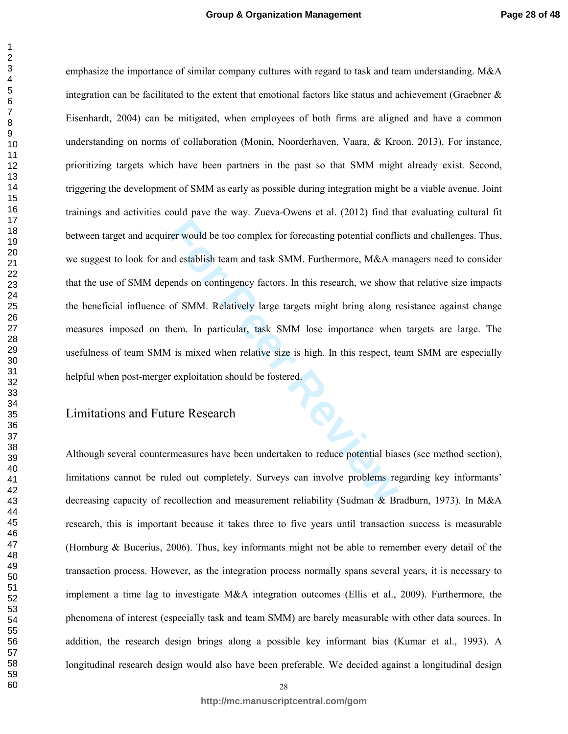emphasize the importance of similar company cultures with regard to task and team understanding. M&A integration can be facilitated to the extent that emotional factors like status and achievement (Graebner & Eisenhardt, 2004) can be mitigated, when employees of both firms are aligned and have a common understanding on norms of collaboration (Monin, Noorderhaven, Vaara, & Kroon, 2013). For instance, prioritizing targets which have been partners in the past so that SMM might already exist. Second, triggering the development of SMM as early as possible during integration might be a viable avenue. Joint trainings and activities could pave the way. Zueva-Owens et al. (2012) find that evaluating cultural fit between target and acquirer would be too complex for forecasting potential conflicts and challenges. Thus, we suggest to look for and establish team and task SMM. Furthermore, M&A managers need to consider that the use of SMM depends on contingency factors. In this research, we show that relative size impacts the beneficial influence of SMM. Relatively large targets might bring along resistance against change measures imposed on them. In particular, task SMM lose importance when targets are large. The usefulness of team SMM is mixed when relative size is high. In this respect, team SMM are especially helpful when post-merger exploitation should be fostered.

## Limitations and Future Research

Although several countermeasures have been undertaken to reduce potential biases (see method section), limitations cannot be ruled out completely. Surveys can involve problems regarding key informants' decreasing capacity of recollection and measurement reliability (Sudman & Bradburn, 1973). In M&A research, this is important because it takes three to five years until transaction success is measurable (Homburg & Bucerius, 2006). Thus, key informants might not be able to remember every detail of the transaction process. However, as the integration process normally spans several years, it is necessary to implement a time lag to investigate M&A integration outcomes (Ellis et al., 2009). Furthermore, the phenomena of interest (especially task and team SMM) are barely measurable with other data sources. In addition, the research design brings along a possible key informant bias (Kumar et al., 1993). A longitudinal research design would also have been preferable. We decided against a longitudinal design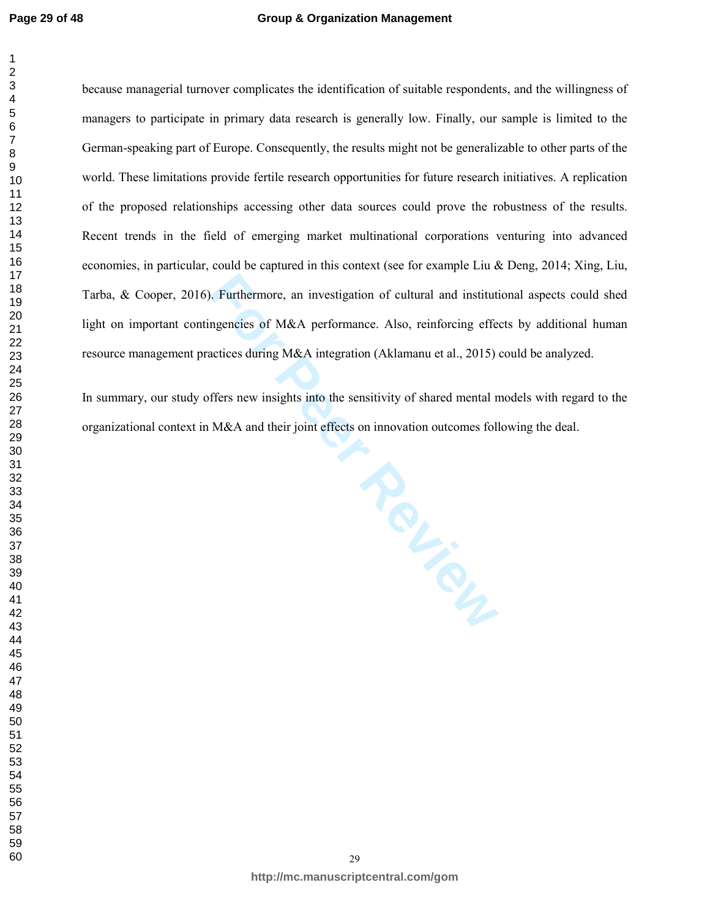because managerial turnover complicates the identification of suitable respondents, and the willingness of managers to participate in primary data research is generally low. Finally, our sample is limited to the German-speaking part of Europe. Consequently, the results might not be generalizable to other parts of the world. These limitations provide fertile research opportunities for future research initiatives. A replication of the proposed relationships accessing other data sources could prove the robustness of the results. Recent trends in the field of emerging market multinational corporations venturing into advanced economies, in particular, could be captured in this context (see for example Liu & Deng, 2014; Xing, Liu, Tarba, & Cooper, 2016). Furthermore, an investigation of cultural and institutional aspects could shed light on important contingencies of M&A performance. Also, reinforcing effects by additional human resource management practices during M&A integration (Aklamanu et al., 2015) could be analyzed.

In summary, our study offers new insights into the sensitivity of shared mental models with regard to the organizational context in M&A and their joint effects on innovation outcomes following the deal.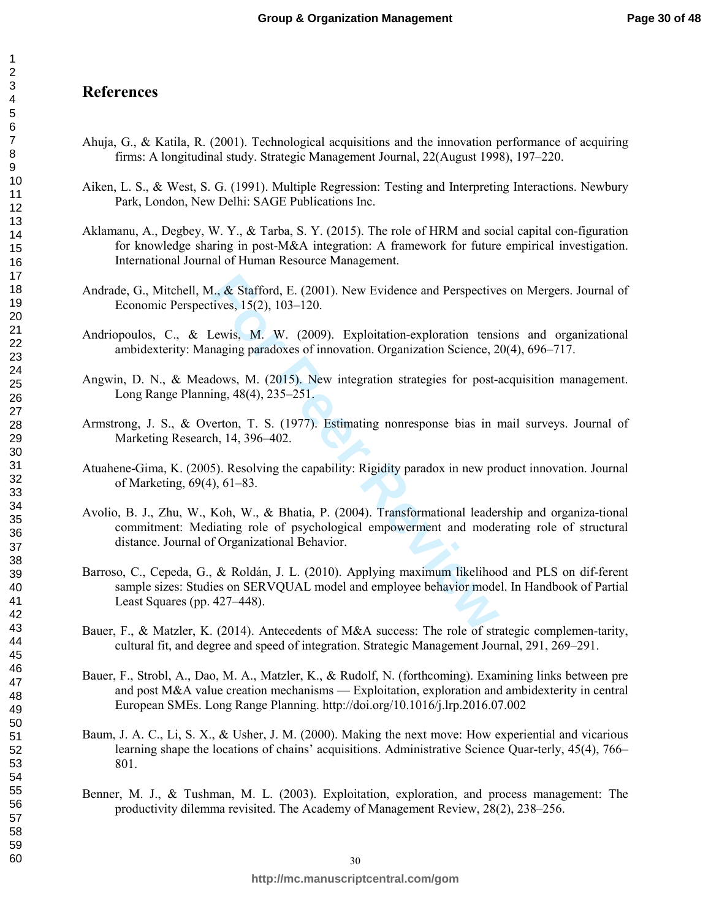# References

Ahuja, G., & Katila, R. (2001). Technological acquisitions and the innovation performance of acquiring firms: A longitudinal study. Strategic Management Journal, 22(August 1998), 197–220.

Aiken, L. S., & West, S. G. (1991). Multiple Regression: Testing and Interpreting Interactions. Newbury Park, London, New Delhi: SAGE Publications Inc.

Aklamanu, A., Degbey, W. Y., & Tarba, S. Y. (2015). The role of HRM and social capital con-figuration for knowledge sharing in post-M&A integration: A framework for future empirical investigation. International Journal of Human Resource Management.

Andrade, G., Mitchell, M., & Stafford, E. (2001). New Evidence and Perspectives on Mergers. Journal of Economic Perspectives, 15(2), 103–120.

Andriopoulos, C., & Lewis, M. W. (2009). Exploitation-exploration tensions and organizational ambidexterity: Managing paradoxes of innovation. Organization Science, 20(4), 696–717.

Angwin, D. N., & Meadows, M. (2015). New integration strategies for post-acquisition management. Long Range Planning, 48(4), 235–251.

Armstrong, J. S., & Overton, T. S. (1977). Estimating nonresponse bias in mail surveys. Journal of Marketing Research, 14, 396–402.

Atuahene-Gima, K. (2005). Resolving the capability: Rigidity paradox in new product innovation. Journal of Marketing, 69(4), 61–83.

Avolio, B. J., Zhu, W., Koh, W., & Bhatia, P. (2004). Transformational leadership and organiza-tional commitment: Mediating role of psychological empowerment and moderating role of structural distance. Journal of Organizational Behavior.

Barroso, C., Cepeda, G., & Roldán, J. L. (2010). Applying maximum likelihood and PLS on dif-ferent sample sizes: Studies on SERVQUAL model and employee behavior model. In Handbook of Partial Least Squares (pp. 427–448).

Bauer, F., & Matzler, K. (2014). Antecedents of M&A success: The role of strategic complemen-tarity, cultural fit, and degree and speed of integration. Strategic Management Journal, 291, 269–291.

Bauer, F., Strobl, A., Dao, M. A., Matzler, K., & Rudolf, N. (forthcoming). Examining links between pre and post M&A value creation mechanisms — Exploitation, exploration and ambidexterity in central European SMEs. Long Range Planning. http://doi.org/10.1016/j.lrp.2016.07.002

Baum, J. A. C., Li, S. X., & Usher, J. M. (2000). Making the next move: How experiential and vicarious learning shape the locations of chains' acquisitions. Administrative Science Quar-terly, 45(4), 766–801.

Benner, M. J., & Tushman, M. L. (2003). Exploitation, exploration, and process management: The productivity dilemma revisited. The Academy of Management Review, 28(2), 238–256.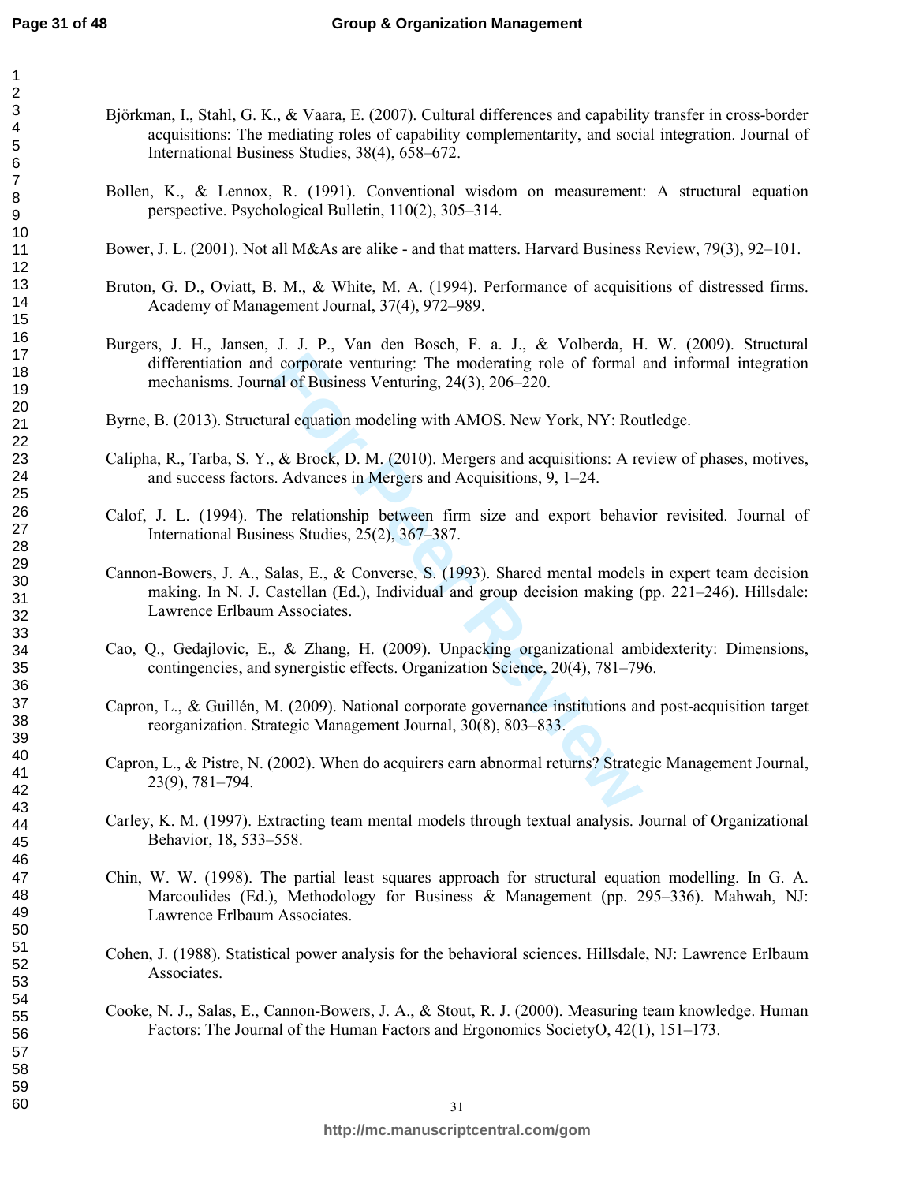Björkman, I., Stahl, G. K., & Vaara, E. (2007). Cultural differences and capability transfer in cross-border acquisitions: The mediating roles of capability complementarity, and social integration. Journal of International Business Studies, 38(4), 658–672.

Bollen, K., & Lennox, R. (1991). Conventional wisdom on measurement: A structural equation perspective. Psychological Bulletin, 110(2), 305–314.

Bower, J. L. (2001). Not all M&As are alike - and that matters. Harvard Business Review, 79(3), 92–101.

Bruton, G. D., Oviatt, B. M., & White, M. A. (1994). Performance of acquisitions of distressed firms. Academy of Management Journal, 37(4), 972–989.

Burgers, J. H., Jansen, J. J. P., Van den Bosch, F. a. J., & Volberda, H. W. (2009). Structural differentiation and corporate venturing: The moderating role of formal and informal integration mechanisms. Journal of Business Venturing, 24(3), 206–220.

Byrne, B. (2013). Structural equation modeling with AMOS. New York, NY: Routledge.

Calipha, R., Tarba, S. Y., & Brock, D. M. (2010). Mergers and acquisitions: A review of phases, motives, and success factors. Advances in Mergers and Acquisitions, 9, 1–24.

Calof, J. L. (1994). The relationship between firm size and export behavior revisited. Journal of International Business Studies, 25(2), 367–387.

Cannon-Bowers, J. A., Salas, E., & Converse, S. (1993). Shared mental models in expert team decision making. In N. J. Castellan (Ed.), Individual and group decision making (pp. 221–246). Hillsdale: Lawrence Erlbaum Associates.

Cao, Q., Gedajlovic, E., & Zhang, H. (2009). Unpacking organizational ambidexterity: Dimensions, contingencies, and synergistic effects. Organization Science, 20(4), 781–796.

Capron, L., & Guillén, M. (2009). National corporate governance institutions and post-acquisition target reorganization. Strategic Management Journal, 30(8), 803–833.

Capron, L., & Pistre, N. (2002). When do acquirers earn abnormal returns? Strategic Management Journal, 23(9), 781–794.

Carley, K. M. (1997). Extracting team mental models through textual analysis. Journal of Organizational Behavior, 18, 533–558.

Chin, W. W. (1998). The partial least squares approach for structural equation modelling. In G. A. Marcoulides (Ed.), Methodology for Business & Management (pp. 295–336). Mahwah, NJ: Lawrence Erlbaum Associates.

Cohen, J. (1988). Statistical power analysis for the behavioral sciences. Hillsdale, NJ: Lawrence Erlbaum Associates.

Cooke, N. J., Salas, E., Cannon-Bowers, J. A., & Stout, R. J. (2000). Measuring team knowledge. Human Factors: The Journal of the Human Factors and Ergonomics SocietyO, 42(1), 151–173.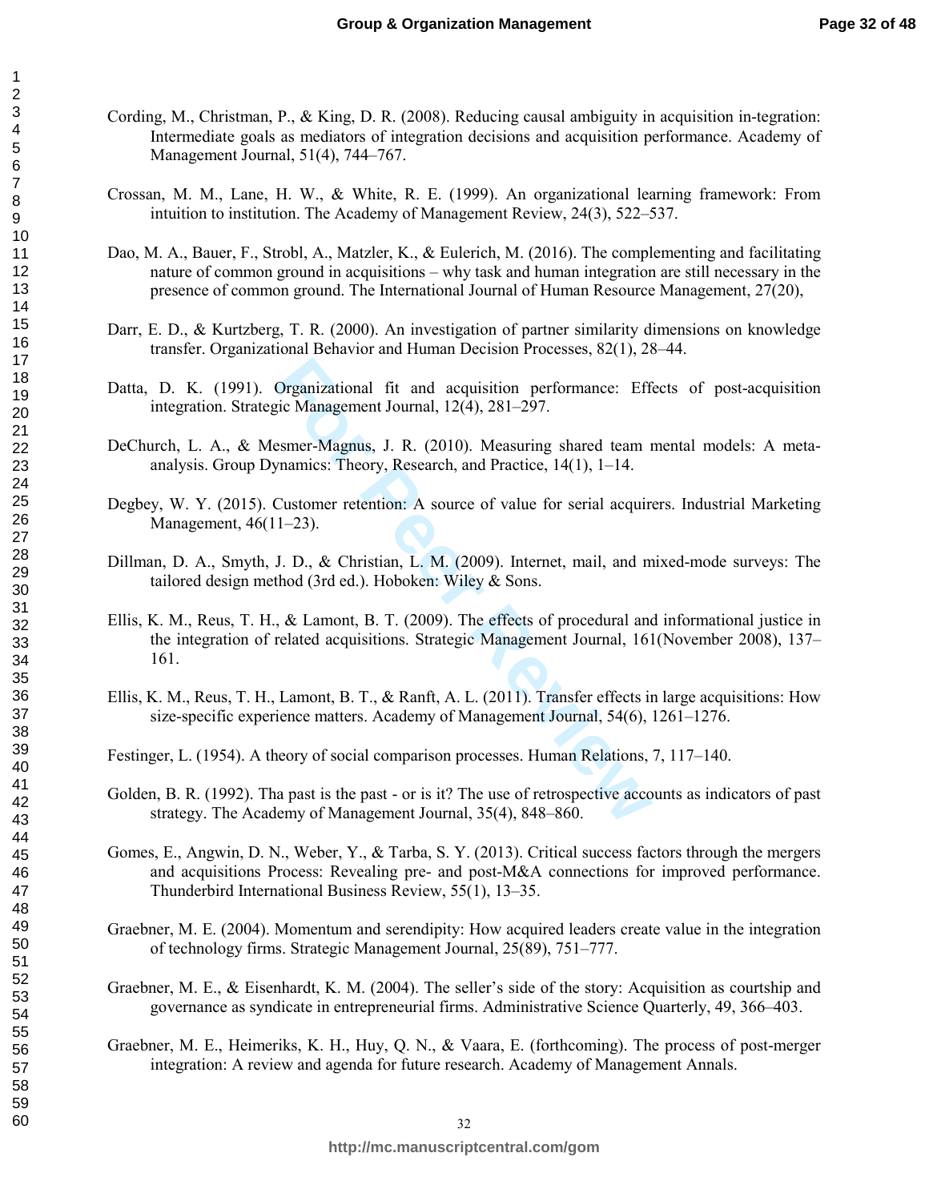Cording, M., Christman, P., & King, D. R. (2008). Reducing causal ambiguity in acquisition in-tegration: Intermediate goals as mediators of integration decisions and acquisition performance. Academy of Management Journal, 51(4), 744–767.

Crossan, M. M., Lane, H. W., & White, R. E. (1999). An organizational learning framework: From intuition to institution. The Academy of Management Review, 24(3), 522–537.

Dao, M. A., Bauer, F., Strobl, A., Matzler, K., & Eulerich, M. (2016). The complementing and facilitating nature of common ground in acquisitions – why task and human integration are still necessary in the presence of common ground. The International Journal of Human Resource Management, 27(20),

Darr, E. D., & Kurtzberg, T. R. (2000). An investigation of partner similarity dimensions on knowledge transfer. Organizational Behavior and Human Decision Processes, 82(1), 28–44.

Datta, D. K. (1991). Organizational fit and acquisition performance: Effects of post-acquisition integration. Strategic Management Journal, 12(4), 281–297.

DeChurch, L. A., & Mesmer-Magnus, J. R. (2010). Measuring shared team mental models: A meta-analysis. Group Dynamics: Theory, Research, and Practice, 14(1), 1–14.

Degbey, W. Y. (2015). Customer retention: A source of value for serial acquirers. Industrial Marketing Management, 46(11–23).

Dillman, D. A., Smyth, J. D., & Christian, L. M. (2009). Internet, mail, and mixed-mode surveys: The tailored design method (3rd ed.). Hoboken: Wiley & Sons.

Ellis, K. M., Reus, T. H., & Lamont, B. T. (2009). The effects of procedural and informational justice in the integration of related acquisitions. Strategic Management Journal, 161(November 2008), 137–161.

Ellis, K. M., Reus, T. H., Lamont, B. T., & Ranft, A. L. (2011). Transfer effects in large acquisitions: How size-specific experience matters. Academy of Management Journal, 54(6), 1261–1276.

Festinger, L. (1954). A theory of social comparison processes. Human Relations, 7, 117–140.

Golden, B. R. (1992). Tha past is the past - or is it? The use of retrospective accounts as indicators of past strategy. The Academy of Management Journal, 35(4), 848–860.

Gomes, E., Angwin, D. N., Weber, Y., & Tarba, S. Y. (2013). Critical success factors through the mergers and acquisitions Process: Revealing pre- and post-M&A connections for improved performance. Thunderbird International Business Review, 55(1), 13–35.

Graebner, M. E. (2004). Momentum and serendipity: How acquired leaders create value in the integration of technology firms. Strategic Management Journal, 25(89), 751–777.

Graebner, M. E., & Eisenhardt, K. M. (2004). The seller's side of the story: Acquisition as courtship and governance as syndicate in entrepreneurial firms. Administrative Science Quarterly, 49, 366–403.

Graebner, M. E., Heimeriks, K. H., Huy, Q. N., & Vaara, E. (forthcoming). The process of post-merger integration: A review and agenda for future research. Academy of Management Annals.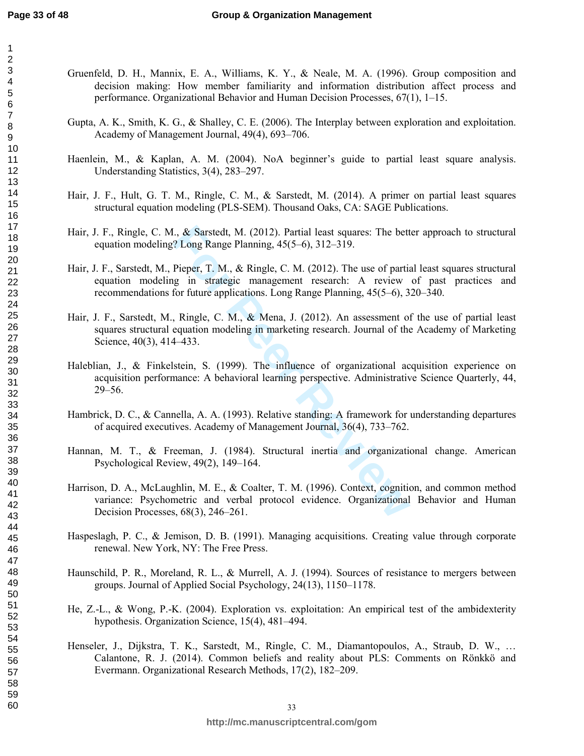Gruenfeld, D. H., Mannix, E. A., Williams, K. Y., & Neale, M. A. (1996). Group composition and decision making: How member familiarity and information distribution affect process and performance. Organizational Behavior and Human Decision Processes, 67(1), 1–15.

Gupta, A. K., Smith, K. G., & Shalley, C. E. (2006). The Interplay between exploration and exploitation. Academy of Management Journal, 49(4), 693–706.

Haenlein, M., & Kaplan, A. M. (2004). NoA beginner's guide to partial least square analysis. Understanding Statistics, 3(4), 283–297.

Hair, J. F., Hult, G. T. M., Ringle, C. M., & Sarstedt, M. (2014). A primer on partial least squares structural equation modeling (PLS-SEM). Thousand Oaks, CA: SAGE Publications.

Hair, J. F., Ringle, C. M., & Sarstedt, M. (2012). Partial least squares: The better approach to structural equation modeling? Long Range Planning, 45(5–6), 312–319.

Hair, J. F., Sarstedt, M., Pieper, T. M., & Ringle, C. M. (2012). The use of partial least squares structural equation modeling in strategic management research: A review of past practices and recommendations for future applications. Long Range Planning, 45(5–6), 320–340.

Hair, J. F., Sarstedt, M., Ringle, C. M., & Mena, J. (2012). An assessment of the use of partial least squares structural equation modeling in marketing research. Journal of the Academy of Marketing Science, 40(3), 414–433.

Haleblian, J., & Finkelstein, S. (1999). The influence of organizational acquisition experience on acquisition performance: A behavioral learning perspective. Administrative Science Quarterly, 44, 29–56.

Hambrick, D. C., & Cannella, A. A. (1993). Relative standing: A framework for understanding departures of acquired executives. Academy of Management Journal, 36(4), 733–762.

Hannan, M. T., & Freeman, J. (1984). Structural inertia and organizational change. American Psychological Review, 49(2), 149–164.

Harrison, D. A., McLaughlin, M. E., & Coalter, T. M. (1996). Context, cognition, and common method variance: Psychometric and verbal protocol evidence. Organizational Behavior and Human Decision Processes, 68(3), 246–261.

Haspeslagh, P. C., & Jemison, D. B. (1991). Managing acquisitions. Creating value through corporate renewal. New York, NY: The Free Press.

Haunschild, P. R., Moreland, R. L., & Murrell, A. J. (1994). Sources of resistance to mergers between groups. Journal of Applied Social Psychology, 24(13), 1150–1178.

He, Z.-L., & Wong, P.-K. (2004). Exploration vs. exploitation: An empirical test of the ambidexterity hypothesis. Organization Science, 15(4), 481–494.

Henseler, J., Dijkstra, T. K., Sarstedt, M., Ringle, C. M., Diamantopoulos, A., Straub, D. W., … Calantone, R. J. (2014). Common beliefs and reality about PLS: Comments on Rönkkö and Evermann. Organizational Research Methods, 17(2), 182–209.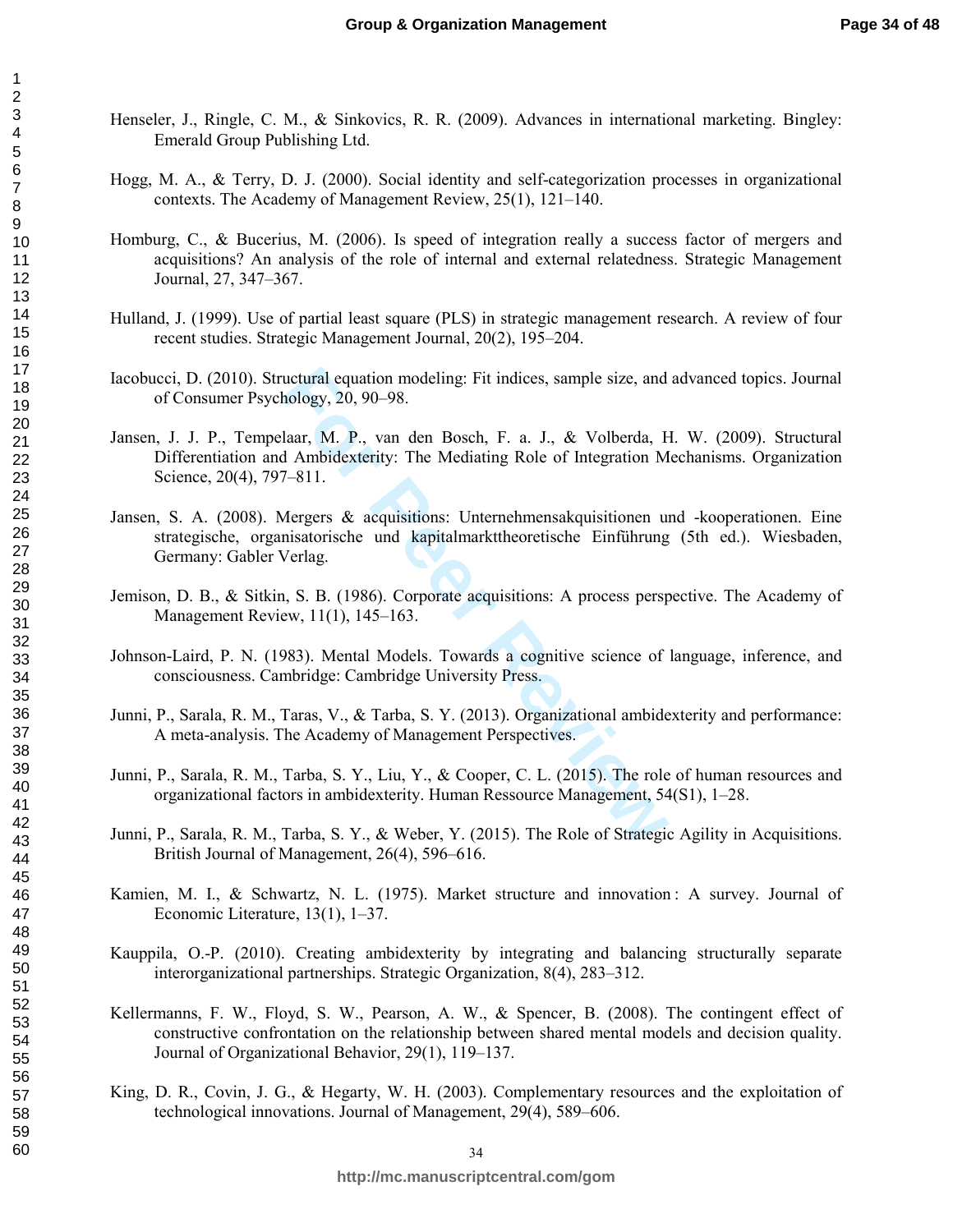Henseler, J., Ringle, C. M., & Sinkovics, R. R. (2009). Advances in international marketing. Bingley: Emerald Group Publishing Ltd.

Hogg, M. A., & Terry, D. J. (2000). Social identity and self-categorization processes in organizational contexts. The Academy of Management Review, 25(1), 121–140.

Homburg, C., & Bucerius, M. (2006). Is speed of integration really a success factor of mergers and acquisitions? An analysis of the role of internal and external relatedness. Strategic Management Journal, 27, 347–367.

Hulland, J. (1999). Use of partial least square (PLS) in strategic management research. A review of four recent studies. Strategic Management Journal, 20(2), 195–204.

Iacobucci, D. (2010). Structural equation modeling: Fit indices, sample size, and advanced topics. Journal of Consumer Psychology, 20, 90–98.

Jansen, J. J. P., Tempelaar, M. P., van den Bosch, F. a. J., & Volberda, H. W. (2009). Structural Differentiation and Ambidexterity: The Mediating Role of Integration Mechanisms. Organization Science, 20(4), 797–811.

Jansen, S. A. (2008). Mergers & acquisitions: Unternehmensakquisitionen und -kooperationen. Eine strategische, organisatorische und kapitalmarkttheoretische Einführung (5th ed.). Wiesbaden, Germany: Gabler Verlag.

Jemison, D. B., & Sitkin, S. B. (1986). Corporate acquisitions: A process perspective. The Academy of Management Review, 11(1), 145–163.

Johnson-Laird, P. N. (1983). Mental Models. Towards a cognitive science of language, inference, and consciousness. Cambridge: Cambridge University Press.

Junni, P., Sarala, R. M., Taras, V., & Tarba, S. Y. (2013). Organizational ambidexterity and performance: A meta-analysis. The Academy of Management Perspectives.

Junni, P., Sarala, R. M., Tarba, S. Y., Liu, Y., & Cooper, C. L. (2015). The role of human resources and organizational factors in ambidexterity. Human Ressource Management, 54(S1), 1–28.

Junni, P., Sarala, R. M., Tarba, S. Y., & Weber, Y. (2015). The Role of Strategic Agility in Acquisitions. British Journal of Management, 26(4), 596–616.

Kamien, M. I., & Schwartz, N. L. (1975). Market structure and innovation : A survey. Journal of Economic Literature, 13(1), 1–37.

Kauppila, O.-P. (2010). Creating ambidexterity by integrating and balancing structurally separate interorganizational partnerships. Strategic Organization, 8(4), 283–312.

Kellermanns, F. W., Floyd, S. W., Pearson, A. W., & Spencer, B. (2008). The contingent effect of constructive confrontation on the relationship between shared mental models and decision quality. Journal of Organizational Behavior, 29(1), 119–137.

King, D. R., Covin, J. G., & Hegarty, W. H. (2003). Complementary resources and the exploitation of technological innovations. Journal of Management, 29(4), 589–606.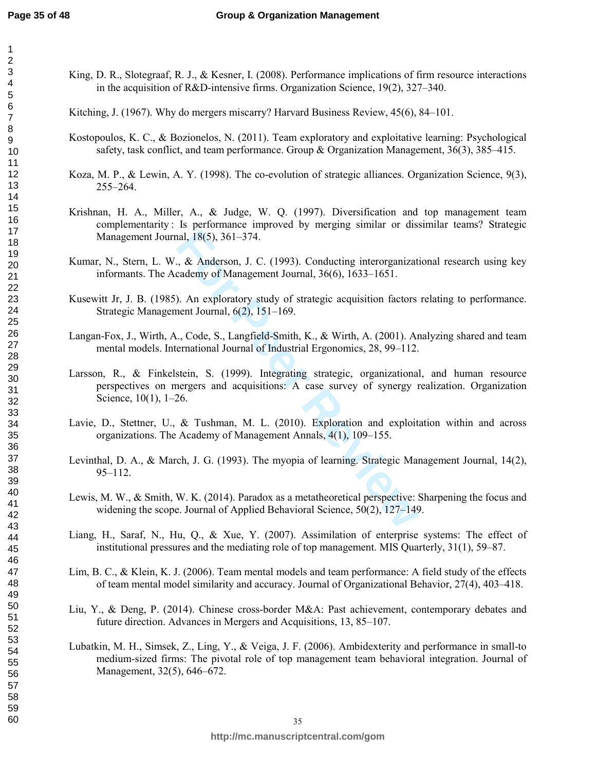King, D. R., Slotegraaf, R. J., & Kesner, I. (2008). Performance implications of firm resource interactions in the acquisition of R&D-intensive firms. Organization Science, 19(2), 327–340.

Kitching, J. (1967). Why do mergers miscarry? Harvard Business Review, 45(6), 84–101.

Kostopoulos, K. C., & Bozionelos, N. (2011). Team exploratory and exploitative learning: Psychological safety, task conflict, and team performance. Group & Organization Management, 36(3), 385–415.

Koza, M. P., & Lewin, A. Y. (1998). The co-evolution of strategic alliances. Organization Science, 9(3), 255–264.

Krishnan, H. A., Miller, A., & Judge, W. Q. (1997). Diversification and top management team complementarity : Is performance improved by merging similar or dissimilar teams? Strategic Management Journal, 18(5), 361–374.

Kumar, N., Stern, L. W., & Anderson, J. C. (1993). Conducting interorganizational research using key informants. The Academy of Management Journal, 36(6), 1633–1651.

Kusewitt Jr, J. B. (1985). An exploratory study of strategic acquisition factors relating to performance. Strategic Management Journal, 6(2), 151–169.

Langan-Fox, J., Wirth, A., Code, S., Langfield-Smith, K., & Wirth, A. (2001). Analyzing shared and team mental models. International Journal of Industrial Ergonomics, 28, 99–112.

Larsson, R., & Finkelstein, S. (1999). Integrating strategic, organizational, and human resource perspectives on mergers and acquisitions: A case survey of synergy realization. Organization Science, 10(1), 1–26.

Lavie, D., Stettner, U., & Tushman, M. L. (2010). Exploration and exploitation within and across organizations. The Academy of Management Annals, 4(1), 109–155.

Levinthal, D. A., & March, J. G. (1993). The myopia of learning. Strategic Management Journal, 14(2), 95–112.

Lewis, M. W., & Smith, W. K. (2014). Paradox as a metatheoretical perspective: Sharpening the focus and widening the scope. Journal of Applied Behavioral Science, 50(2), 127–149.

Liang, H., Saraf, N., Hu, Q., & Xue, Y. (2007). Assimilation of enterprise systems: The effect of institutional pressures and the mediating role of top management. MIS Quarterly, 31(1), 59–87.

Lim, B. C., & Klein, K. J. (2006). Team mental models and team performance: A field study of the effects of team mental model similarity and accuracy. Journal of Organizational Behavior, 27(4), 403–418.

Liu, Y., & Deng, P. (2014). Chinese cross-border M&A: Past achievement, contemporary debates and future direction. Advances in Mergers and Acquisitions, 13, 85–107.

Lubatkin, M. H., Simsek, Z., Ling, Y., & Veiga, J. F. (2006). Ambidexterity and performance in small-to medium-sized firms: The pivotal role of top management team behavioral integration. Journal of Management, 32(5), 646–672.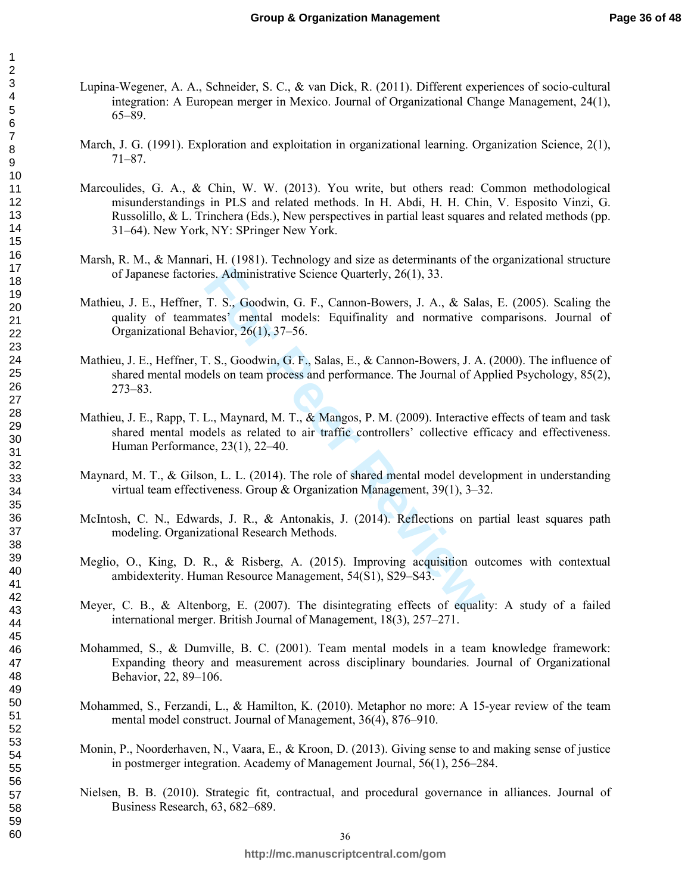Lupina-Wegener, A. A., Schneider, S. C., & van Dick, R. (2011). Different experiences of socio-cultural integration: A European merger in Mexico. Journal of Organizational Change Management, 24(1), 65–89.

March, J. G. (1991). Exploration and exploitation in organizational learning. Organization Science, 2(1), 71–87.

Marcoulides, G. A., & Chin, W. W. (2013). You write, but others read: Common methodological misunderstandings in PLS and related methods. In H. Abdi, H. H. Chin, V. Esposito Vinzi, G. Russolillo, & L. Trinchera (Eds.), New perspectives in partial least squares and related methods (pp. 31–64). New York, NY: SPringer New York.

Marsh, R. M., & Mannari, H. (1981). Technology and size as determinants of the organizational structure of Japanese factories. Administrative Science Quarterly, 26(1), 33.

Mathieu, J. E., Heffner, T. S., Goodwin, G. F., Cannon-Bowers, J. A., & Salas, E. (2005). Scaling the quality of teammates' mental models: Equifinality and normative comparisons. Journal of Organizational Behavior, 26(1), 37–56.

Mathieu, J. E., Heffner, T. S., Goodwin, G. F., Salas, E., & Cannon-Bowers, J. A. (2000). The influence of shared mental models on team process and performance. The Journal of Applied Psychology, 85(2), 273–83.

Mathieu, J. E., Rapp, T. L., Maynard, M. T., & Mangos, P. M. (2009). Interactive effects of team and task shared mental models as related to air traffic controllers' collective efficacy and effectiveness. Human Performance, 23(1), 22–40.

Maynard, M. T., & Gilson, L. L. (2014). The role of shared mental model development in understanding virtual team effectiveness. Group & Organization Management, 39(1), 3–32.

McIntosh, C. N., Edwards, J. R., & Antonakis, J. (2014). Reflections on partial least squares path modeling. Organizational Research Methods.

Meglio, O., King, D. R., & Risberg, A. (2015). Improving acquisition outcomes with contextual ambidexterity. Human Resource Management, 54(S1), S29–S43.

Meyer, C. B., & Altenborg, E. (2007). The disintegrating effects of equality: A study of a failed international merger. British Journal of Management, 18(3), 257–271.

Mohammed, S., & Dumville, B. C. (2001). Team mental models in a team knowledge framework: Expanding theory and measurement across disciplinary boundaries. Journal of Organizational Behavior, 22, 89–106.

Mohammed, S., Ferzandi, L., & Hamilton, K. (2010). Metaphor no more: A 15-year review of the team mental model construct. Journal of Management, 36(4), 876–910.

Monin, P., Noorderhaven, N., Vaara, E., & Kroon, D. (2013). Giving sense to and making sense of justice in postmerger integration. Academy of Management Journal, 56(1), 256–284.

Nielsen, B. B. (2010). Strategic fit, contractual, and procedural governance in alliances. Journal of Business Research, 63, 682–689.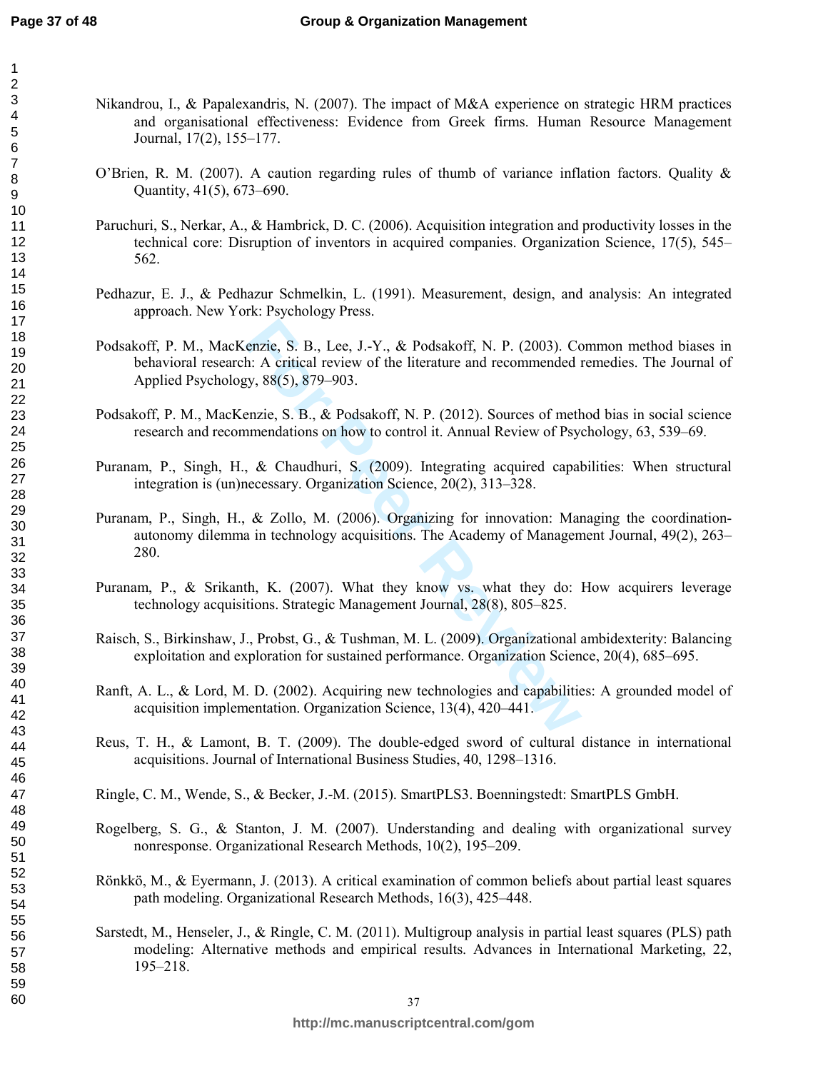Nikandrou, I., & Papalexandris, N. (2007). The impact of M&A experience on strategic HRM practices and organisational effectiveness: Evidence from Greek firms. Human Resource Management Journal, 17(2), 155–177.

O'Brien, R. M. (2007). A caution regarding rules of thumb of variance inflation factors. Quality & Quantity, 41(5), 673–690.

Paruchuri, S., Nerkar, A., & Hambrick, D. C. (2006). Acquisition integration and productivity losses in the technical core: Disruption of inventors in acquired companies. Organization Science, 17(5), 545–562.

Pedhazur, E. J., & Pedhazur Schmelkin, L. (1991). Measurement, design, and analysis: An integrated approach. New York: Psychology Press.

Podsakoff, P. M., MacKenzie, S. B., Lee, J.-Y., & Podsakoff, N. P. (2003). Common method biases in behavioral research: A critical review of the literature and recommended remedies. The Journal of Applied Psychology, 88(5), 879–903.

Podsakoff, P. M., MacKenzie, S. B., & Podsakoff, N. P. (2012). Sources of method bias in social science research and recommendations on how to control it. Annual Review of Psychology, 63, 539–69.

Puranam, P., Singh, H., & Chaudhuri, S. (2009). Integrating acquired capabilities: When structural integration is (un)necessary. Organization Science, 20(2), 313–328.

Puranam, P., Singh, H., & Zollo, M. (2006). Organizing for innovation: Managing the coordination-autonomy dilemma in technology acquisitions. The Academy of Management Journal, 49(2), 263–280.

Puranam, P., & Srikanth, K. (2007). What they know vs. what they do: How acquirers leverage technology acquisitions. Strategic Management Journal, 28(8), 805–825.

Raisch, S., Birkinshaw, J., Probst, G., & Tushman, M. L. (2009). Organizational ambidexterity: Balancing exploitation and exploration for sustained performance. Organization Science, 20(4), 685–695.

Ranft, A. L., & Lord, M. D. (2002). Acquiring new technologies and capabilities: A grounded model of acquisition implementation. Organization Science, 13(4), 420–441.

Reus, T. H., & Lamont, B. T. (2009). The double-edged sword of cultural distance in international acquisitions. Journal of International Business Studies, 40, 1298–1316.

Ringle, C. M., Wende, S., & Becker, J.-M. (2015). SmartPLS3. Boenningstedt: SmartPLS GmbH.

Rogelberg, S. G., & Stanton, J. M. (2007). Understanding and dealing with organizational survey nonresponse. Organizational Research Methods, 10(2), 195–209.

Rönkkö, M., & Eyermann, J. (2013). A critical examination of common beliefs about partial least squares path modeling. Organizational Research Methods, 16(3), 425–448.

Sarstedt, M., Henseler, J., & Ringle, C. M. (2011). Multigroup analysis in partial least squares (PLS) path modeling: Alternative methods and empirical results. Advances in International Marketing, 22, 195–218.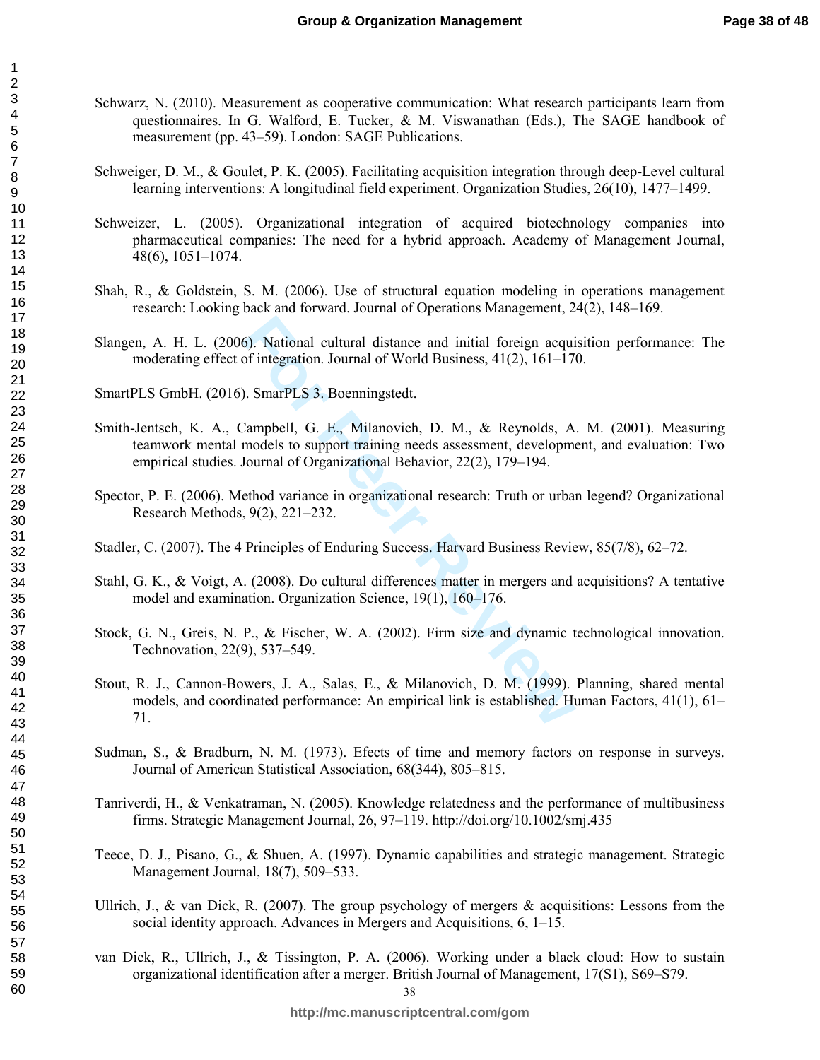Schwarz, N. (2010). Measurement as cooperative communication: What research participants learn from questionnaires. In G. Walford, E. Tucker, & M. Viswanathan (Eds.), The SAGE handbook of measurement (pp. 43–59). London: SAGE Publications.

Schweiger, D. M., & Goulet, P. K. (2005). Facilitating acquisition integration through deep-Level cultural learning interventions: A longitudinal field experiment. Organization Studies, 26(10), 1477–1499.

Schweizer, L. (2005). Organizational integration of acquired biotechnology companies into pharmaceutical companies: The need for a hybrid approach. Academy of Management Journal, 48(6), 1051–1074.

Shah, R., & Goldstein, S. M. (2006). Use of structural equation modeling in operations management research: Looking back and forward. Journal of Operations Management, 24(2), 148–169.

Slangen, A. H. L. (2006). National cultural distance and initial foreign acquisition performance: The moderating effect of integration. Journal of World Business, 41(2), 161–170.

SmartPLS GmbH. (2016). SmarPLS 3. Boenningstedt.

Smith-Jentsch, K. A., Campbell, G. E., Milanovich, D. M., & Reynolds, A. M. (2001). Measuring teamwork mental models to support training needs assessment, development, and evaluation: Two empirical studies. Journal of Organizational Behavior, 22(2), 179–194.

Spector, P. E. (2006). Method variance in organizational research: Truth or urban legend? Organizational Research Methods, 9(2), 221–232.

Stadler, C. (2007). The 4 Principles of Enduring Success. Harvard Business Review, 85(7/8), 62–72.

Stahl, G. K., & Voigt, A. (2008). Do cultural differences matter in mergers and acquisitions? A tentative model and examination. Organization Science, 19(1), 160–176.

Stock, G. N., Greis, N. P., & Fischer, W. A. (2002). Firm size and dynamic technological innovation. Technovation, 22(9), 537–549.

Stout, R. J., Cannon-Bowers, J. A., Salas, E., & Milanovich, D. M. (1999). Planning, shared mental models, and coordinated performance: An empirical link is established. Human Factors, 41(1), 61–71.

Sudman, S., & Bradburn, N. M. (1973). Efects of time and memory factors on response in surveys. Journal of American Statistical Association, 68(344), 805–815.

Tanriverdi, H., & Venkatraman, N. (2005). Knowledge relatedness and the performance of multibusiness firms. Strategic Management Journal, 26, 97–119. http://doi.org/10.1002/smj.435

Teece, D. J., Pisano, G., & Shuen, A. (1997). Dynamic capabilities and strategic management. Strategic Management Journal, 18(7), 509–533.

Ullrich, J., & van Dick, R. (2007). The group psychology of mergers & acquisitions: Lessons from the social identity approach. Advances in Mergers and Acquisitions, 6, 1–15.

van Dick, R., Ullrich, J., & Tissington, P. A. (2006). Working under a black cloud: How to sustain organizational identification after a merger. British Journal of Management, 17(S1), S69–S79.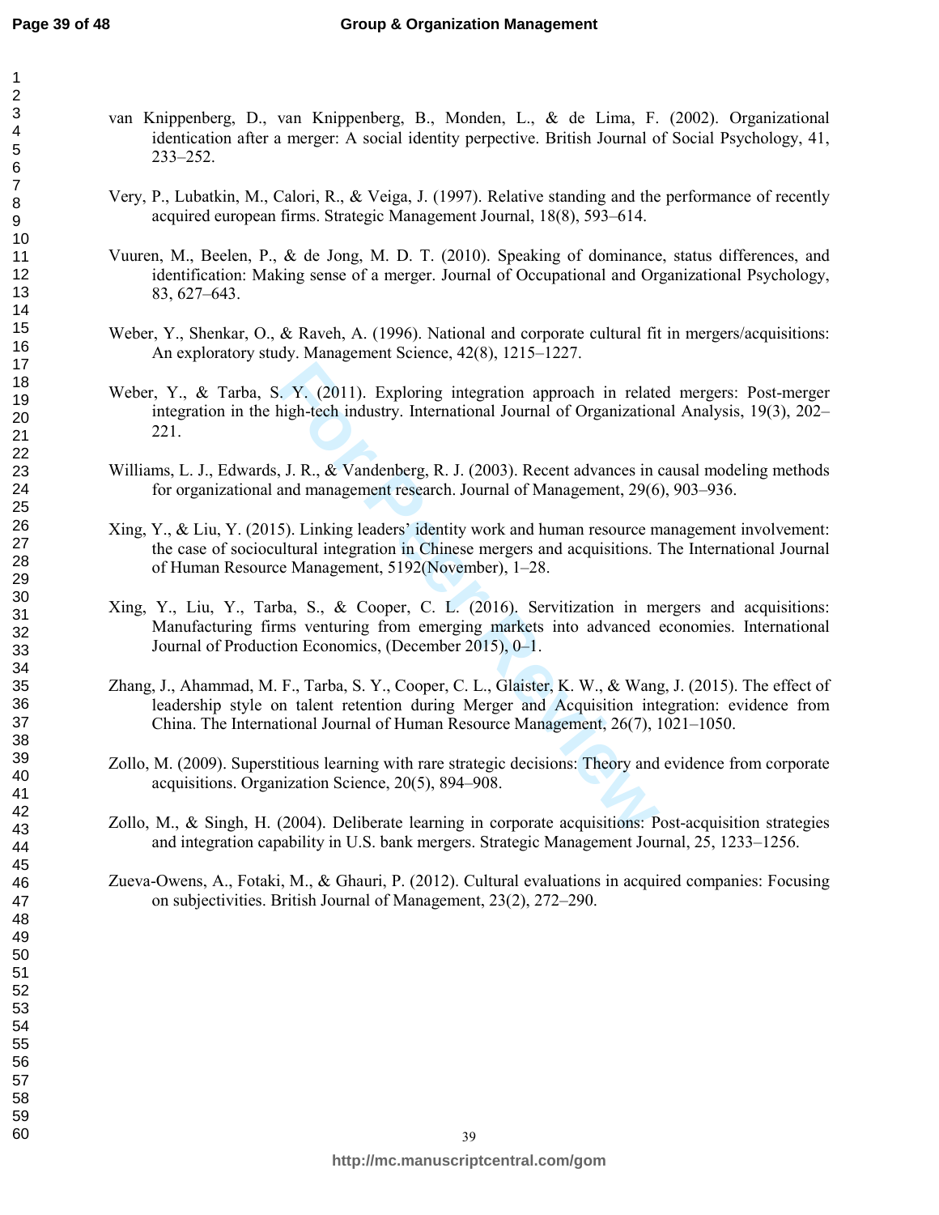van Knippenberg, D., van Knippenberg, B., Monden, L., & de Lima, F. (2002). Organizational identication after a merger: A social identity perpective. British Journal of Social Psychology, 41, 233–252.

Very, P., Lubatkin, M., Calori, R., & Veiga, J. (1997). Relative standing and the performance of recently acquired european firms. Strategic Management Journal, 18(8), 593–614.

Vuuren, M., Beelen, P., & de Jong, M. D. T. (2010). Speaking of dominance, status differences, and identification: Making sense of a merger. Journal of Occupational and Organizational Psychology, 83, 627–643.

Weber, Y., Shenkar, O., & Raveh, A. (1996). National and corporate cultural fit in mergers/acquisitions: An exploratory study. Management Science, 42(8), 1215–1227.

Weber, Y., & Tarba, S. Y. (2011). Exploring integration approach in related mergers: Post-merger integration in the high-tech industry. International Journal of Organizational Analysis, 19(3), 202–221.

Williams, L. J., Edwards, J. R., & Vandenberg, R. J. (2003). Recent advances in causal modeling methods for organizational and management research. Journal of Management, 29(6), 903–936.

Xing, Y., & Liu, Y. (2015). Linking leaders' identity work and human resource management involvement: the case of sociocultural integration in Chinese mergers and acquisitions. The International Journal of Human Resource Management, 5192(November), 1–28.

Xing, Y., Liu, Y., Tarba, S., & Cooper, C. L. (2016). Servitization in mergers and acquisitions: Manufacturing firms venturing from emerging markets into advanced economies. International Journal of Production Economics, (December 2015), 0–1.

Zhang, J., Ahammad, M. F., Tarba, S. Y., Cooper, C. L., Glaister, K. W., & Wang, J. (2015). The effect of leadership style on talent retention during Merger and Acquisition integration: evidence from China. The International Journal of Human Resource Management, 26(7), 1021–1050.

Zollo, M. (2009). Superstitious learning with rare strategic decisions: Theory and evidence from corporate acquisitions. Organization Science, 20(5), 894–908.

Zollo, M., & Singh, H. (2004). Deliberate learning in corporate acquisitions: Post-acquisition strategies and integration capability in U.S. bank mergers. Strategic Management Journal, 25, 1233–1256.

Zueva-Owens, A., Fotaki, M., & Ghauri, P. (2012). Cultural evaluations in acquired companies: Focusing on subjectivities. British Journal of Management, 23(2), 272–290.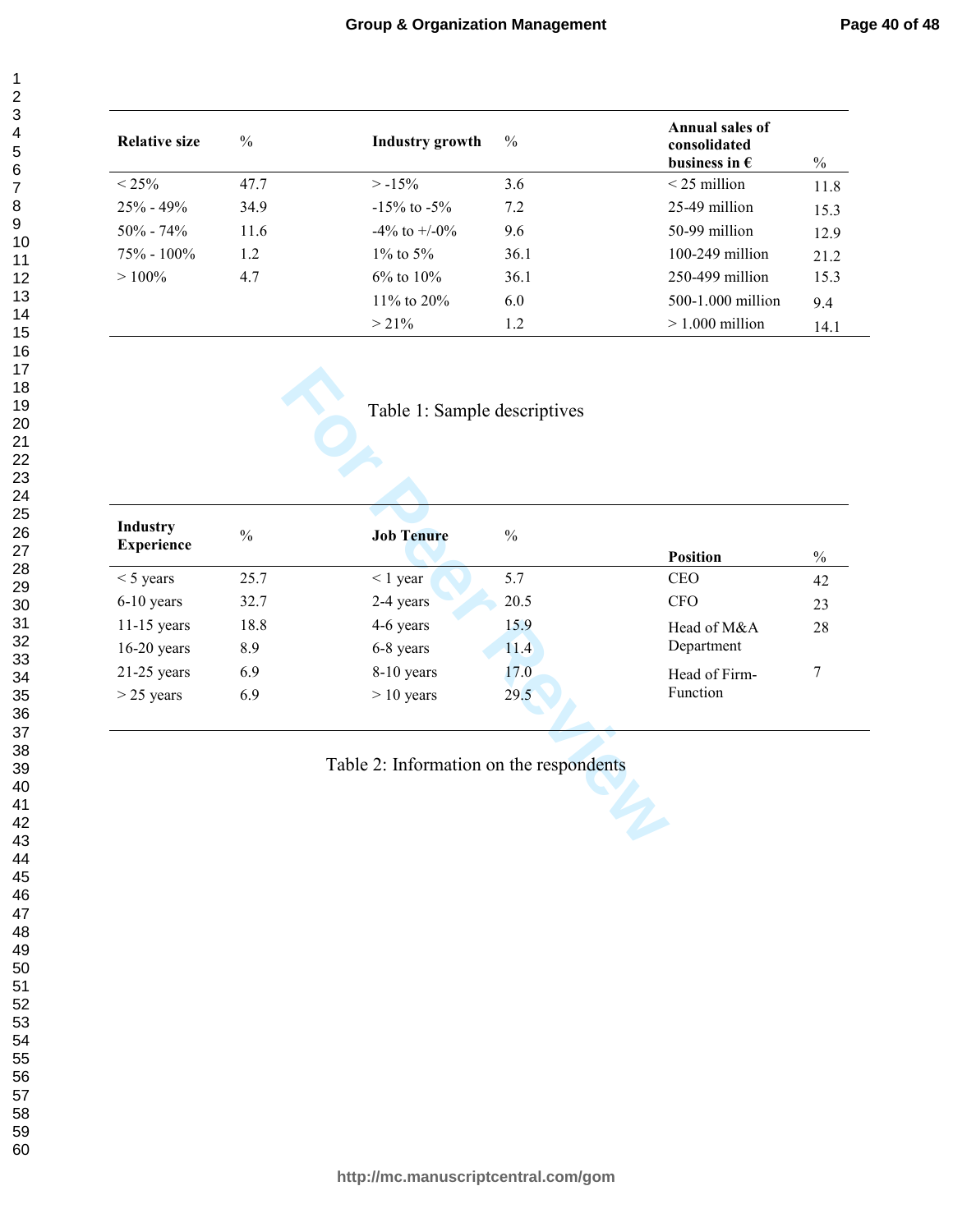| Relative size | % | Industry growth | % | Annual sales of consolidated business in € | % |
|---|---|---|---|---|---|
| < 25% | 47.7 | > -15% | 3.6 | < 25 million | 11.8 |
| 25% - 49% | 34.9 | -15% to -5% | 7.2 | 25-49 million | 15.3 |
| 50% - 74% | 11.6 | -4% to +/-0% | 9.6 | 50-99 million | 12.9 |
| 75% - 100% | 1.2 | 1% to 5% | 36.1 | 100-249 million | 21.2 |
| > 100% | 4.7 | 6% to 10% | 36.1 | 250-499 million | 15.3 |
| | | 11% to 20% | 6.0 | 500-1.000 million | 9.4 |
| | | > 21% | 1.2 | > 1.000 million | 14.1 |

Table 1: Sample descriptives

| Industry Experience | % | Job Tenure | % | Position | % |
|---|---|---|---|---|---|
| < 5 years | 25.7 | < 1 year | 5.7 | CEO | 42 |
| 6-10 years | 32.7 | 2-4 years | 20.5 | CFO | 23 |
| 11-15 years | 18.8 | 4-6 years | 15.9 | Head of M&A Department | 28 |
| 16-20 years | 8.9 | 6-8 years | 11.4 | | |
| 21-25 years | 6.9 | 8-10 years | 17.0 | Head of Firm-Function | 7 |
| > 25 years | 6.9 | > 10 years | 29.5 | | |

Table 2: Information on the respondents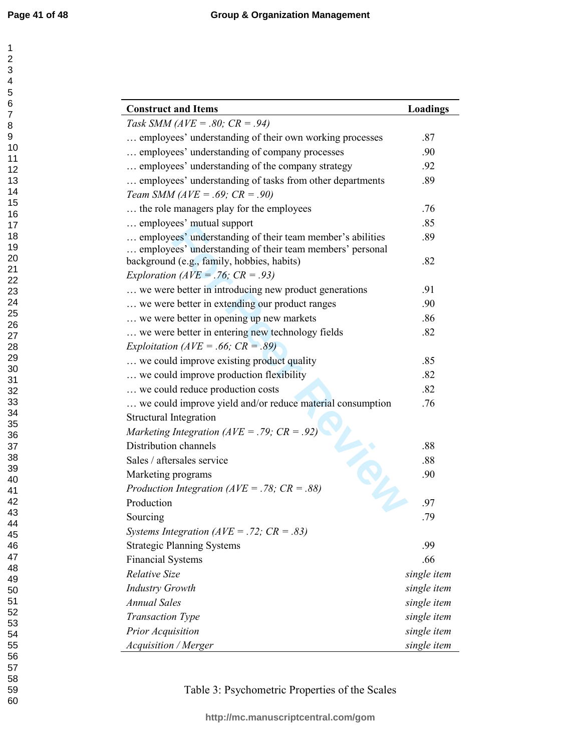| Construct and Items | Loadings |
|---|---|
| *Task SMM (AVE = .80; CR = .94)* | |
| … employees' understanding of their own working processes | .87 |
| … employees' understanding of company processes | .90 |
| … employees' understanding of the company strategy | .92 |
| … employees' understanding of tasks from other departments | .89 |
| *Team SMM (AVE = .69; CR = .90)* | |
| … the role managers play for the employees | .76 |
| … employees' mutual support | .85 |
| … employees' understanding of their team member's abilities | .89 |
| … employees' understanding of their team members' personal background (e.g., family, hobbies, habits) | .82 |
| *Exploration (AVE = .76; CR = .93)* | |
| … we were better in introducing new product generations | .91 |
| … we were better in extending our product ranges | .90 |
| … we were better in opening up new markets | .86 |
| … we were better in entering new technology fields | .82 |
| *Exploitation (AVE = .66; CR = .89)* | |
| … we could improve existing product quality | .85 |
| … we could improve production flexibility | .82 |
| … we could reduce production costs | .82 |
| … we could improve yield and/or reduce material consumption | .76 |
| Structural Integration | |
| *Marketing Integration (AVE = .79; CR = .92)* | |
| Distribution channels | .88 |
| Sales / aftersales service | .88 |
| Marketing programs | .90 |
| *Production Integration (AVE = .78; CR = .88)* | |
| Production | .97 |
| Sourcing | .79 |
| *Systems Integration (AVE = .72; CR = .83)* | |
| Strategic Planning Systems | .99 |
| Financial Systems | .66 |
| *Relative Size* | *single item* |
| *Industry Growth* | *single item* |
| *Annual Sales* | *single item* |
| *Transaction Type* | *single item* |
| *Prior Acquisition* | *single item* |
| *Acquisition / Merger* | *single item* |

Table 3: Psychometric Properties of the Scales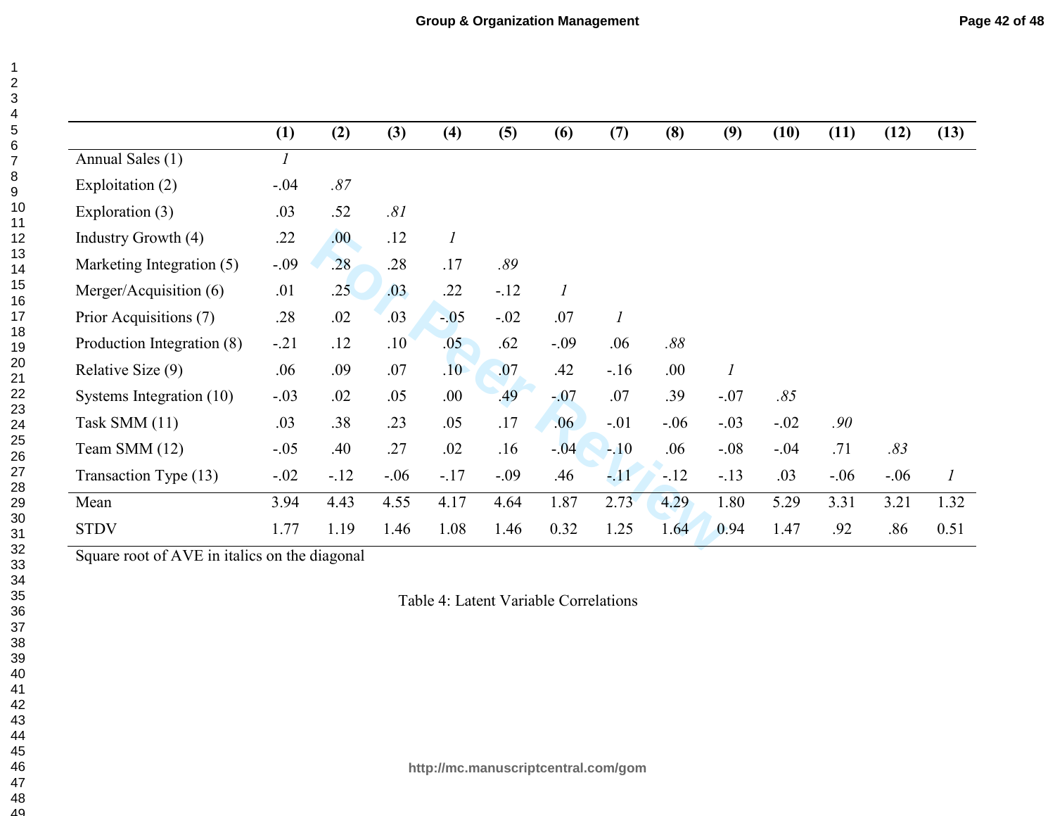| | (1) | (2) | (3) | (4) | (5) | (6) | (7) | (8) | (9) | (10) | (11) | (12) | (13) |
|---|---|---|---|---|---|---|---|---|---|---|---|---|---|
| Annual Sales (1) | *1* | | | | | | | | | | | | |
| Exploitation (2) | -.04 | *.87* | | | | | | | | | | | |
| Exploration (3) | .03 | .52 | *.81* | | | | | | | | | | |
| Industry Growth (4) | .22 | .00 | .12 | *1* | | | | | | | | | |
| Marketing Integration (5) | -.09 | .28 | .28 | .17 | *.89* | | | | | | | | |
| Merger/Acquisition (6) | .01 | .25 | .03 | .22 | -.12 | *1* | | | | | | | |
| Prior Acquisitions (7) | .28 | .02 | .03 | -.05 | -.02 | .07 | *1* | | | | | | |
| Production Integration (8) | -.21 | .12 | .10 | .05 | .62 | -.09 | .06 | *.88* | | | | | |
| Relative Size (9) | .06 | .09 | .07 | .10 | .07 | .42 | -.16 | .00 | *1* | | | | |
| Systems Integration (10) | -.03 | .02 | .05 | .00 | .49 | -.07 | .07 | .39 | -.07 | *.85* | | | |
| Task SMM (11) | .03 | .38 | .23 | .05 | .17 | .06 | -.01 | -.06 | -.03 | -.02 | *.90* | | |
| Team SMM (12) | -.05 | .40 | .27 | .02 | .16 | -.04 | -.10 | .06 | -.08 | -.04 | .71 | *.83* | |
| Transaction Type (13) | -.02 | -.12 | -.06 | -.17 | -.09 | .46 | -.11 | -.12 | -.13 | .03 | -.06 | -.06 | *1* |
| Mean | 3.94 | 4.43 | 4.55 | 4.17 | 4.64 | 1.87 | 2.73 | 4.29 | 1.80 | 5.29 | 3.31 | 3.21 | 1.32 |
| STDV | 1.77 | 1.19 | 1.46 | 1.08 | 1.46 | 0.32 | 1.25 | 1.64 | 0.94 | 1.47 | .92 | .86 | 0.51 |

Square root of AVE in italics on the diagonal

Table 4: Latent Variable Correlations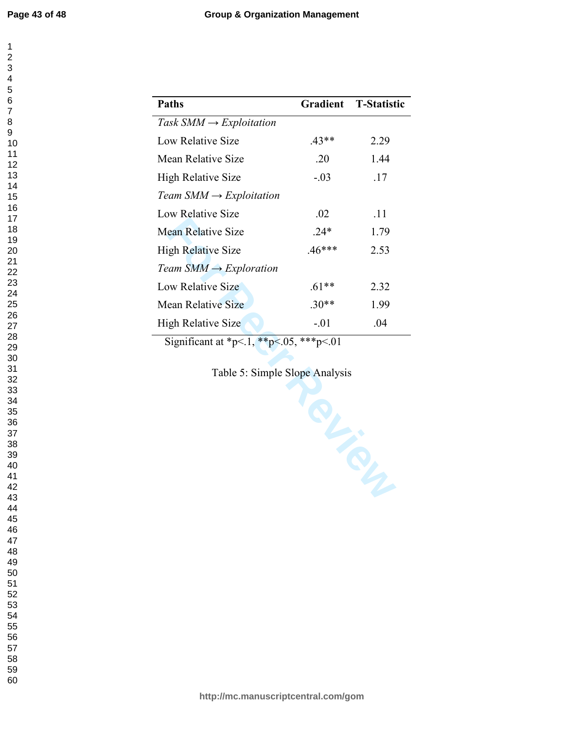| Paths | Gradient | T-Statistic |
|---|---|---|
| *Task SMM → Exploitation* | | |
| Low Relative Size | .43** | 2.29 |
| Mean Relative Size | .20 | 1.44 |
| High Relative Size | -.03 | .17 |
| *Team SMM → Exploitation* | | |
| Low Relative Size | .02 | .11 |
| Mean Relative Size | .24* | 1.79 |
| High Relative Size | .46*** | 2.53 |
| *Team SMM → Exploration* | | |
| Low Relative Size | .61** | 2.32 |
| Mean Relative Size | .30** | 1.99 |
| High Relative Size | -.01 | .04 |

Significant at *p<.1, **p<.05, ***p<.01

Table 5: Simple Slope Analysis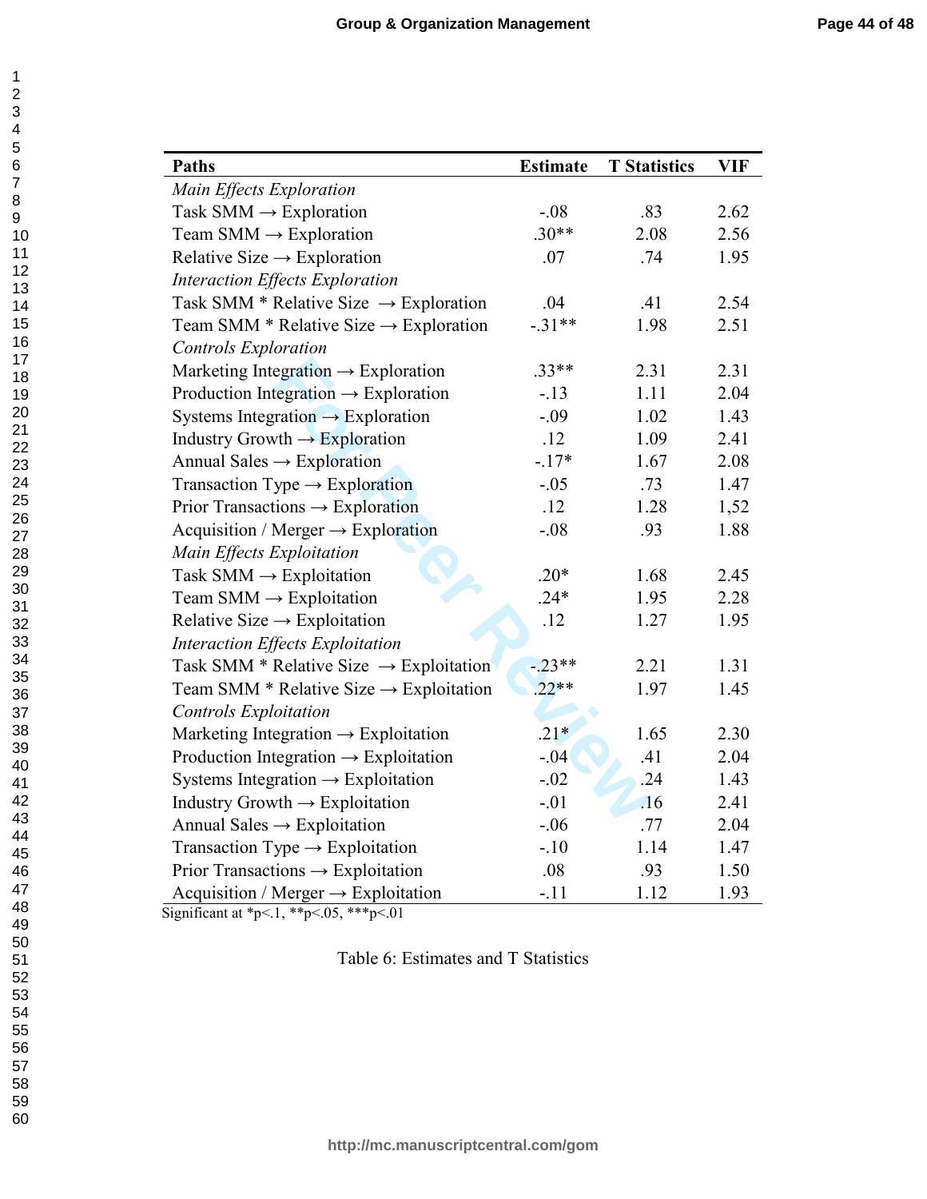| Paths | Estimate | T Statistics | VIF |
|---|---|---|---|
| *Main Effects Exploration* | | | |
| Task SMM → Exploration | -.08 | .83 | 2.62 |
| Team SMM → Exploration | .30** | 2.08 | 2.56 |
| Relative Size → Exploration | .07 | .74 | 1.95 |
| *Interaction Effects Exploration* | | | |
| Task SMM * Relative Size → Exploration | .04 | .41 | 2.54 |
| Team SMM * Relative Size → Exploration | -.31** | 1.98 | 2.51 |
| *Controls Exploration* | | | |
| Marketing Integration → Exploration | .33** | 2.31 | 2.31 |
| Production Integration → Exploration | -.13 | 1.11 | 2.04 |
| Systems Integration → Exploration | -.09 | 1.02 | 1.43 |
| Industry Growth → Exploration | .12 | 1.09 | 2.41 |
| Annual Sales → Exploration | -.17* | 1.67 | 2.08 |
| Transaction Type → Exploration | -.05 | .73 | 1.47 |
| Prior Transactions → Exploration | .12 | 1.28 | 1,52 |
| Acquisition / Merger → Exploration | -.08 | .93 | 1.88 |
| *Main Effects Exploitation* | | | |
| Task SMM → Exploitation | .20* | 1.68 | 2.45 |
| Team SMM → Exploitation | .24* | 1.95 | 2.28 |
| Relative Size → Exploitation | .12 | 1.27 | 1.95 |
| *Interaction Effects Exploitation* | | | |
| Task SMM * Relative Size → Exploitation | -.23** | 2.21 | 1.31 |
| Team SMM * Relative Size → Exploitation | .22** | 1.97 | 1.45 |
| *Controls Exploitation* | | | |
| Marketing Integration → Exploitation | .21* | 1.65 | 2.30 |
| Production Integration → Exploitation | -.04 | .41 | 2.04 |
| Systems Integration → Exploitation | -.02 | .24 | 1.43 |
| Industry Growth → Exploitation | -.01 | .16 | 2.41 |
| Annual Sales → Exploitation | -.06 | .77 | 2.04 |
| Transaction Type → Exploitation | -.10 | 1.14 | 1.47 |
| Prior Transactions → Exploitation | .08 | .93 | 1.50 |
| Acquisition / Merger → Exploitation | -.11 | 1.12 | 1.93 |

Significant at *p<.1, **p<.05, ***p<.01

Table 6: Estimates and T Statistics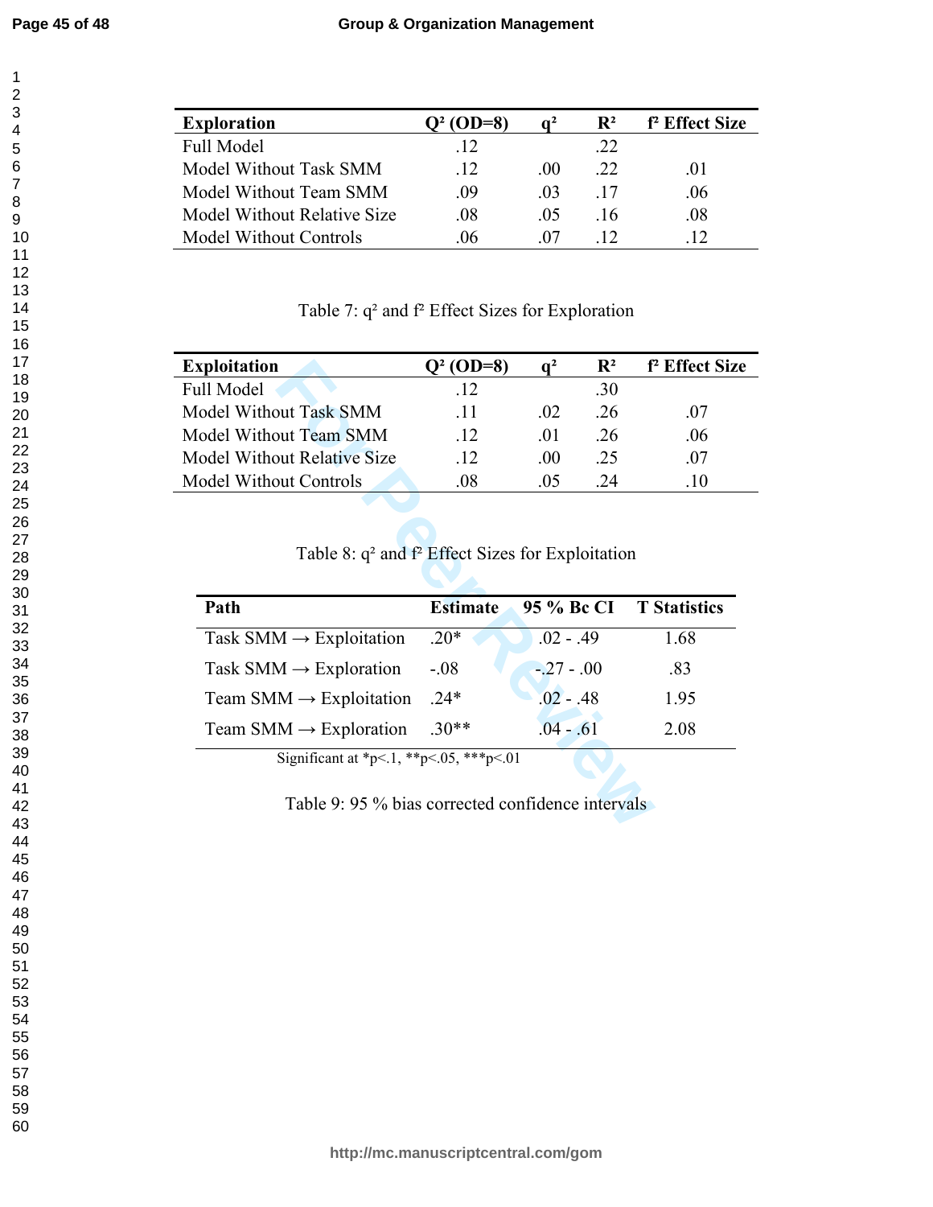| Exploration | $Q^2$ (OD=8) | $q^2$ | $R^2$ | $f^2$ Effect Size |
|---|---|---|---|---|
| Full Model | .12 | | .22 | |
| Model Without Task SMM | .12 | .00 | .22 | .01 |
| Model Without Team SMM | .09 | .03 | .17 | .06 |
| Model Without Relative Size | .08 | .05 | .16 | .08 |
| Model Without Controls | .06 | .07 | .12 | .12 |

Table 7: $q^2$ and $f^2$ Effect Sizes for Exploration

| Exploitation | $Q^2$ (OD=8) | $q^2$ | $R^2$ | $f^2$ Effect Size |
|---|---|---|---|---|
| Full Model | .12 | | .30 | |
| Model Without Task SMM | .11 | .02 | .26 | .07 |
| Model Without Team SMM | .12 | .01 | .26 | .06 |
| Model Without Relative Size | .12 | .00 | .25 | .07 |
| Model Without Controls | .08 | .05 | .24 | .10 |

Table 8: $q^2$ and $f^2$ Effect Sizes for Exploitation

| Path | Estimate | 95 % Bc CI | T Statistics |
|---|---|---|---|
| Task SMM → Exploitation | .20* | .02 - .49 | 1.68 |
| Task SMM → Exploration | -.08 | -.27 - .00 | .83 |
| Team SMM → Exploitation | .24* | .02 - .48 | 1.95 |
| Team SMM → Exploration | .30** | .04 - .61 | 2.08 |

Significant at *p<.1, **p<.05, ***p<.01

Table 9: 95 % bias corrected confidence intervals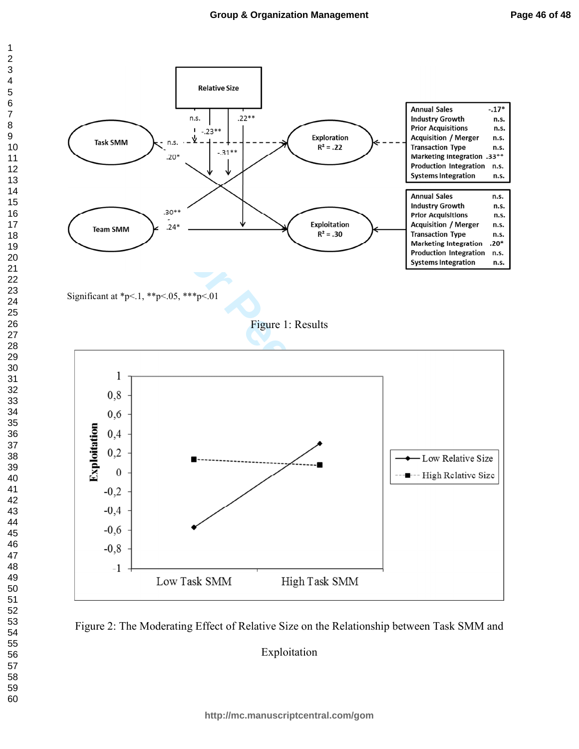Significant at *p<.1, **p<.05, ***p<.01

Figure 1: Results

Figure 2: The Moderating Effect of Relative Size on the Relationship between Task SMM and Exploitation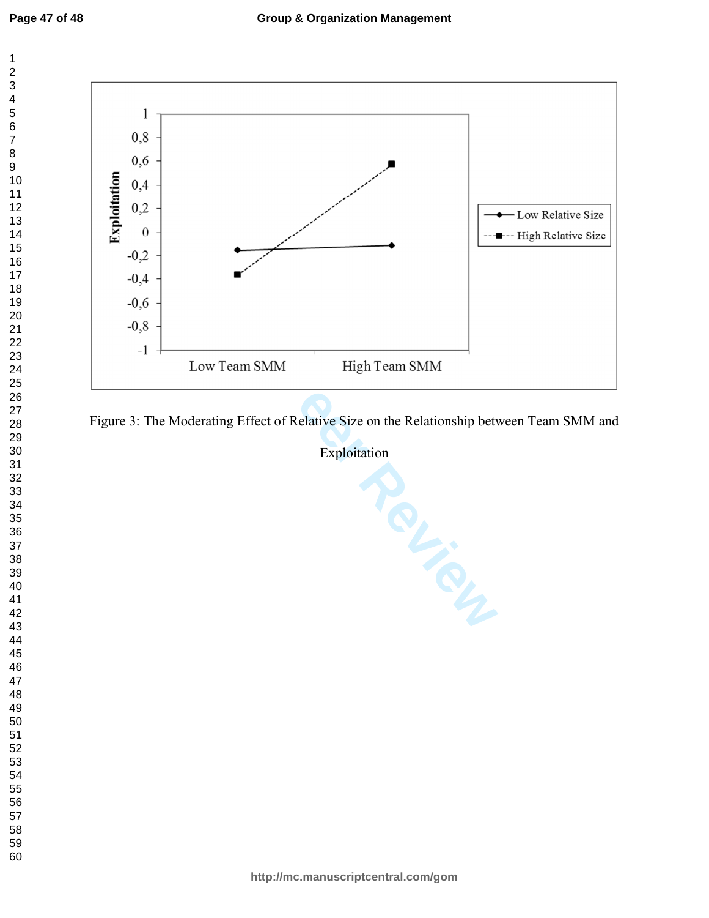Figure 3: The Moderating Effect of Relative Size on the Relationship between Team SMM and Exploitation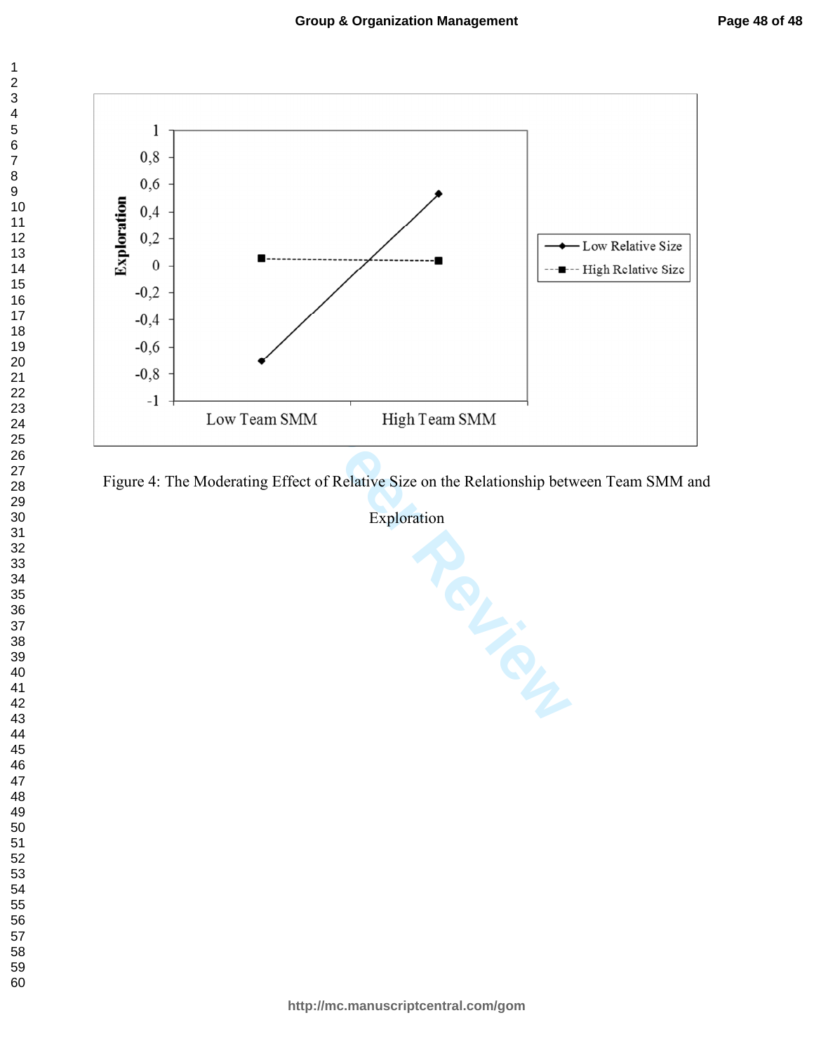Exploration

1
0,8
0,6
0,4
0,2
0
-0,2
-0,4
-0,6
-0,8
-1

Low Team SMM
High Team SMM

Low Relative Size
High Relative Size

Figure 4: The Moderating Effect of Relative Size on the Relationship between Team SMM and Exploration